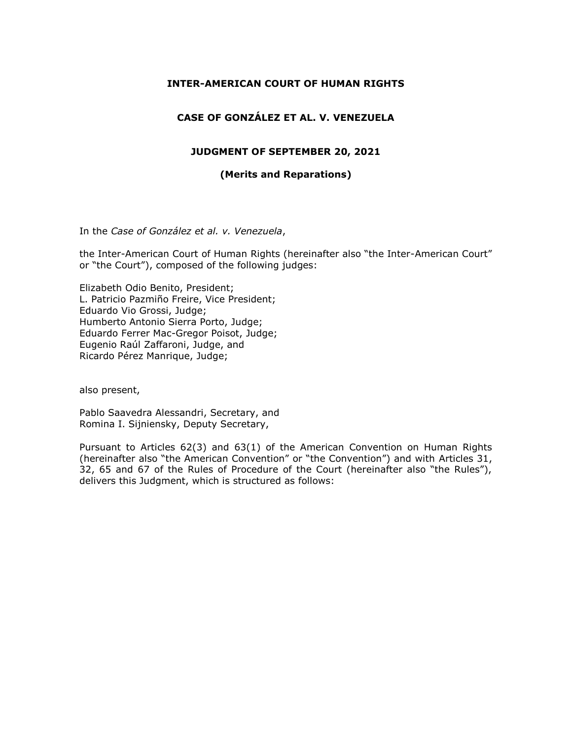# INTER-AMERICAN COURT OF HUMAN RIGHTS

## CASE OF GONZÁLEZ ET AL. V. VENEZUELA

### JUDGMENT OF SEPTEMBER 20, 2021

### (Merits and Reparations)

In the *Case of González et al. v. Venezuela*,

the Inter-American Court of Human Rights (hereinafter also "the Inter-American Court" or "the Court"), composed of the following judges:

Elizabeth Odio Benito, President;
L. Patricio Pazmiño Freire, Vice President;
Eduardo Vio Grossi, Judge;
Humberto Antonio Sierra Porto, Judge;
Eduardo Ferrer Mac-Gregor Poisot, Judge;
Eugenio Raúl Zaffaroni, Judge, and
Ricardo Pérez Manrique, Judge;

also present,

Pablo Saavedra Alessandri, Secretary, and
Romina I. Sijniensky, Deputy Secretary,

Pursuant to Articles 62(3) and 63(1) of the American Convention on Human Rights (hereinafter also "the American Convention" or "the Convention") and with Articles 31, 32, 65 and 67 of the Rules of Procedure of the Court (hereinafter also "the Rules"), delivers this Judgment, which is structured as follows: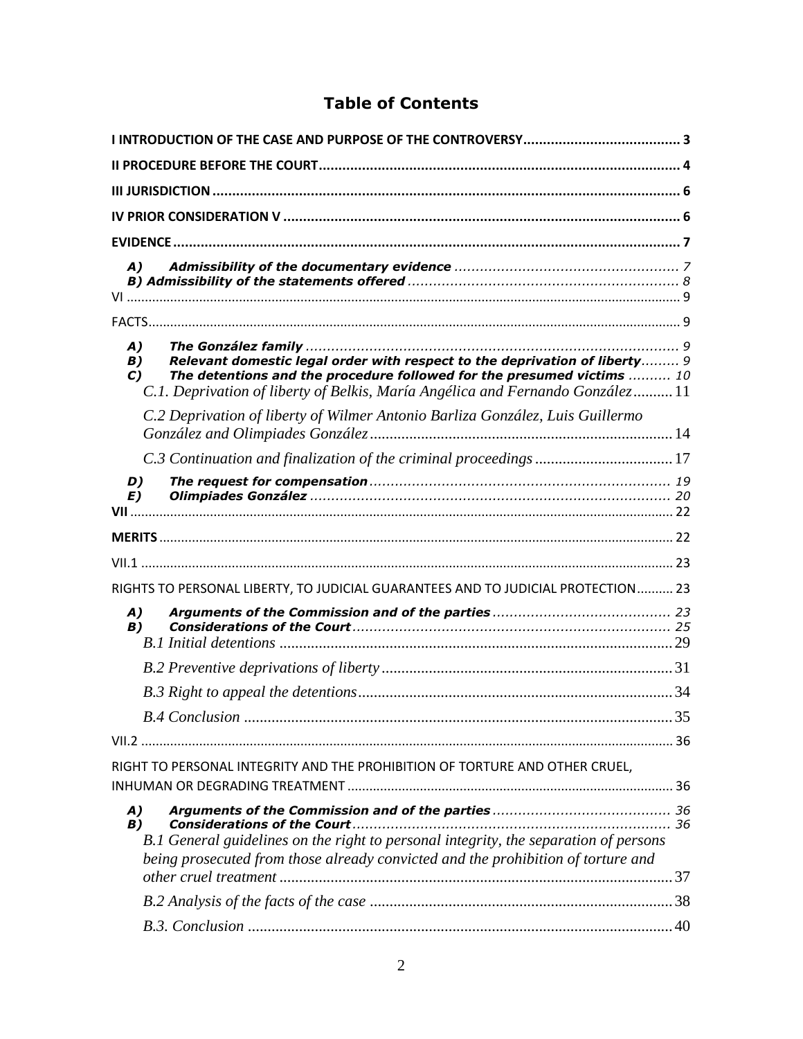# Table of Contents

**I INTRODUCTION OF THE CASE AND PURPOSE OF THE CONTROVERSY** ........................................ 3

**II PROCEDURE BEFORE THE COURT** ........................................................................................... 4

**III JURISDICTION** ....................................................................................................................... 6

**IV PRIOR CONSIDERATION V** .................................................................................................... 6

**EVIDENCE** ................................................................................................................................... 7

*A) Admissibility of the documentary evidence* ..................................................... 7
*B) Admissibility of the statements offered* ................................................................ 8

VI ........................................................................................................................................................ 9

FACTS .................................................................................................................................................. 9

*A) The González family* ......................................................................................... 9
*B) Relevant domestic legal order with respect to the deprivation of liberty* ......... 9
*C) The detentions and the procedure followed for the presumed victims* .......... 10

*C.1. Deprivation of liberty of Belkis, María Angélica and Fernando González* .......... 11

*C.2 Deprivation of liberty of Wilmer Antonio Barliza González, Luis Guillermo González and Olimpiades González* ............................................................................ 14

*C.3 Continuation and finalization of the criminal proceedings* ................................... 17

*D) The request for compensation* ....................................................................... 19
*E) Olimpiades González* ..................................................................................... 20

**VII** ..................................................................................................................................................... 22

**MERITS** ............................................................................................................................................. 22

VII.1 ................................................................................................................................................... 23

RIGHTS TO PERSONAL LIBERTY, TO JUDICIAL GUARANTEES AND TO JUDICIAL PROTECTION .......... 23

*A) Arguments of the Commission and of the parties* .......................................... 23
*B) Considerations of the Court* ............................................................................ 25

*B.1 Initial detentions* ................................................................................................... 29

*B.2 Preventive deprivations of liberty* ......................................................................... 31

*B.3 Right to appeal the detentions* ............................................................................... 34

*B.4 Conclusion* ............................................................................................................. 35

VII.2 ................................................................................................................................................... 36

RIGHT TO PERSONAL INTEGRITY AND THE PROHIBITION OF TORTURE AND OTHER CRUEL, INHUMAN OR DEGRADING TREATMENT ......................................................................................... 36

*A) Arguments of the Commission and of the parties* .......................................... 36
*B) Considerations of the Court* ............................................................................ 36

*B.1 General guidelines on the right to personal integrity, the separation of persons being prosecuted from those already convicted and the prohibition of torture and other cruel treatment* .................................................................................................... 37

*B.2 Analysis of the facts of the case* ............................................................................ 38

*B.3. Conclusion* ............................................................................................................ 40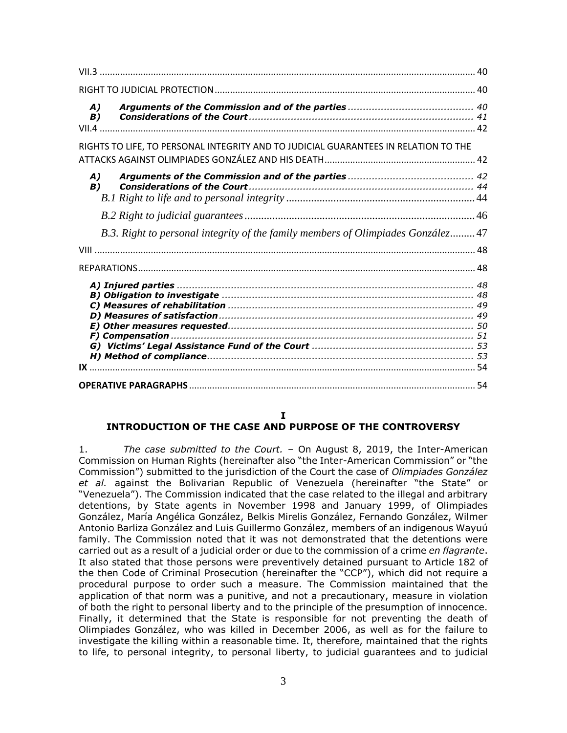VII.3 ................................................................................................................................ 40

RIGHT TO JUDICIAL PROTECTION ..................................................................................................... 40

***A) Arguments of the Commission and of the parties*** ......................................... 40
***B) Considerations of the Court*** ........................................................................... 41

VII.4 ................................................................................................................................ 42

RIGHTS TO LIFE, TO PERSONAL INTEGRITY AND TO JUDICIAL GUARANTEES IN RELATION TO THE ATTACKS AGAINST OLIMPIADES GONZÁLEZ AND HIS DEATH ........................................................... 42

***A) Arguments of the Commission and of the parties*** ......................................... 42
***B) Considerations of the Court*** ........................................................................... 44

*B.1 Right to life and to personal integrity* ................................................................ 44

*B.2 Right to judicial guarantees* ............................................................................... 46

*B.3. Right to personal integrity of the family members of Olimpiades González* ......... 47

VIII ................................................................................................................................... 48

REPARATIONS ................................................................................................................... 48

***A) Injured parties*** ................................................................................................. 48
***B) Obligation to investigate*** ................................................................................. 48
***C) Measures of rehabilitation*** ............................................................................... 49
***D) Measures of satisfaction*** .................................................................................. 49
***E) Other measures requested*** ............................................................................... 50
***F) Compensation*** .................................................................................................. 51
***G) Victims' Legal Assistance Fund of the Court*** .................................................... 53
***H) Method of compliance*** ...................................................................................... 53

**IX** ...................................................................................................................................... 54

**OPERATIVE PARAGRAPHS** ............................................................................................... 54

# I
# INTRODUCTION OF THE CASE AND PURPOSE OF THE CONTROVERSY

1. *The case submitted to the Court.* – On August 8, 2019, the Inter-American Commission on Human Rights (hereinafter also "the Inter-American Commission" or "the Commission") submitted to the jurisdiction of the Court the case of *Olimpiades González et al.* against the Bolivarian Republic of Venezuela (hereinafter "the State" or "Venezuela"). The Commission indicated that the case related to the illegal and arbitrary detentions, by State agents in November 1998 and January 1999, of Olimpiades González, María Angélica González, Belkis Mirelis González, Fernando González, Wilmer Antonio Barliza González and Luis Guillermo González, members of an indigenous Wayuú family. The Commission noted that it was not demonstrated that the detentions were carried out as a result of a judicial order or due to the commission of a crime *en flagrante*. It also stated that those persons were preventively detained pursuant to Article 182 of the then Code of Criminal Prosecution (hereinafter the "CCP"), which did not require a procedural purpose to order such a measure. The Commission maintained that the application of that norm was a punitive, and not a precautionary, measure in violation of both the right to personal liberty and to the principle of the presumption of innocence. Finally, it determined that the State is responsible for not preventing the death of Olimpiades González, who was killed in December 2006, as well as for the failure to investigate the killing within a reasonable time. It, therefore, maintained that the rights to life, to personal integrity, to personal liberty, to judicial guarantees and to judicial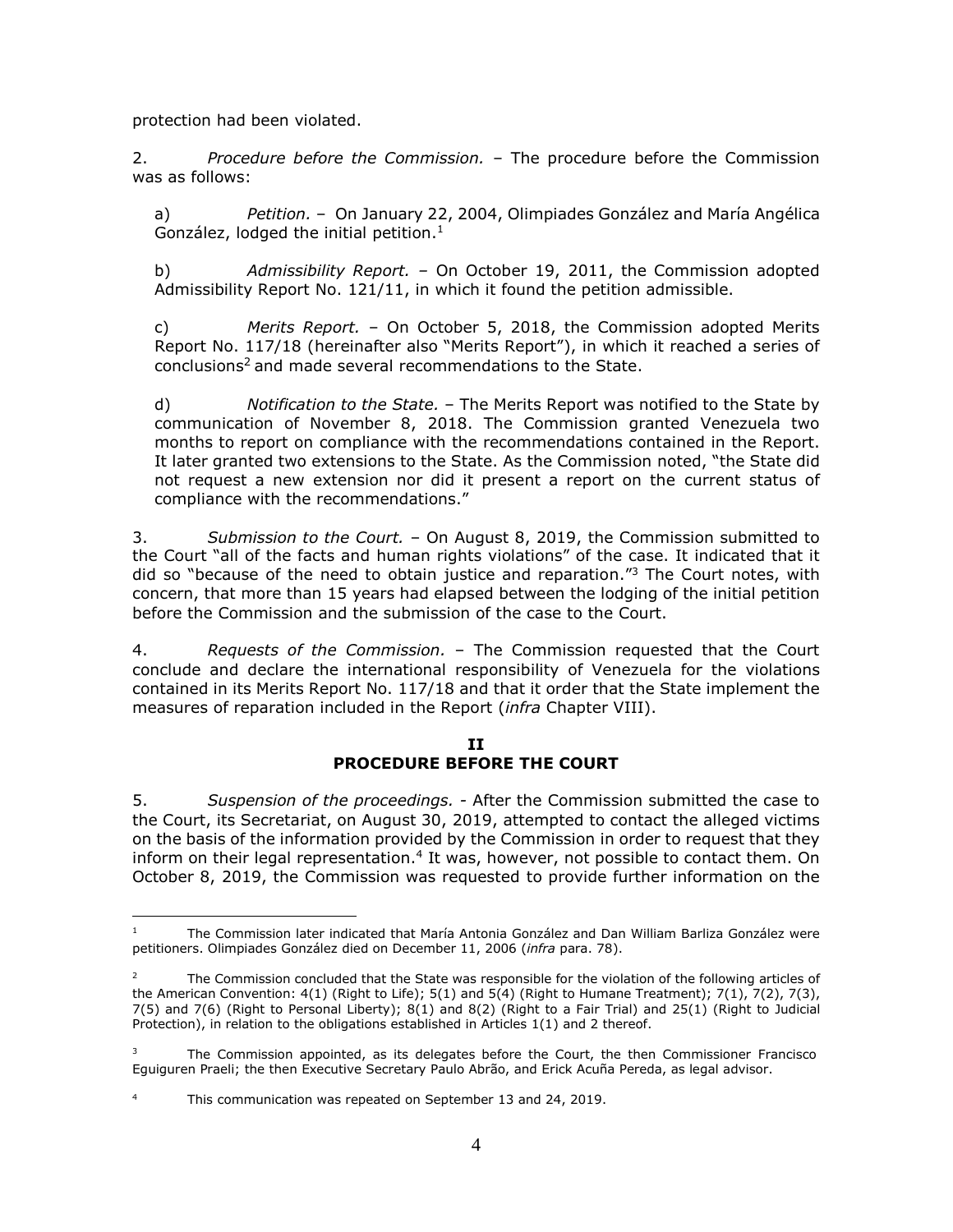protection had been violated.

2. *Procedure before the Commission.* – The procedure before the Commission was as follows:

a) *Petition.* – On January 22, 2004, Olimpiades González and María Angélica González, lodged the initial petition.[1]

b) *Admissibility Report.* – On October 19, 2011, the Commission adopted Admissibility Report No. 121/11, in which it found the petition admissible.

c) *Merits Report.* – On October 5, 2018, the Commission adopted Merits Report No. 117/18 (hereinafter also "Merits Report"), in which it reached a series of conclusions[2] and made several recommendations to the State.

d) *Notification to the State.* – The Merits Report was notified to the State by communication of November 8, 2018. The Commission granted Venezuela two months to report on compliance with the recommendations contained in the Report. It later granted two extensions to the State. As the Commission noted, "the State did not request a new extension nor did it present a report on the current status of compliance with the recommendations."

3. *Submission to the Court.* – On August 8, 2019, the Commission submitted to the Court "all of the facts and human rights violations" of the case. It indicated that it did so "because of the need to obtain justice and reparation."[3] The Court notes, with concern, that more than 15 years had elapsed between the lodging of the initial petition before the Commission and the submission of the case to the Court.

4. *Requests of the Commission.* – The Commission requested that the Court conclude and declare the international responsibility of Venezuela for the violations contained in its Merits Report No. 117/18 and that it order that the State implement the measures of reparation included in the Report (*infra* Chapter VIII).

## II
## PROCEDURE BEFORE THE COURT

5. *Suspension of the proceedings.* - After the Commission submitted the case to the Court, its Secretariat, on August 30, 2019, attempted to contact the alleged victims on the basis of the information provided by the Commission in order to request that they inform on their legal representation.[4] It was, however, not possible to contact them. On October 8, 2019, the Commission was requested to provide further information on the

---

[1] The Commission later indicated that María Antonia González and Dan William Barliza González were petitioners. Olimpiades González died on December 11, 2006 (*infra* para. 78).

[2] The Commission concluded that the State was responsible for the violation of the following articles of the American Convention: 4(1) (Right to Life); 5(1) and 5(4) (Right to Humane Treatment); 7(1), 7(2), 7(3), 7(5) and 7(6) (Right to Personal Liberty); 8(1) and 8(2) (Right to a Fair Trial) and 25(1) (Right to Judicial Protection), in relation to the obligations established in Articles 1(1) and 2 thereof.

[3] The Commission appointed, as its delegates before the Court, the then Commissioner Francisco Eguiguren Praeli; the then Executive Secretary Paulo Abrão, and Erick Acuña Pereda, as legal advisor.

[4] This communication was repeated on September 13 and 24, 2019.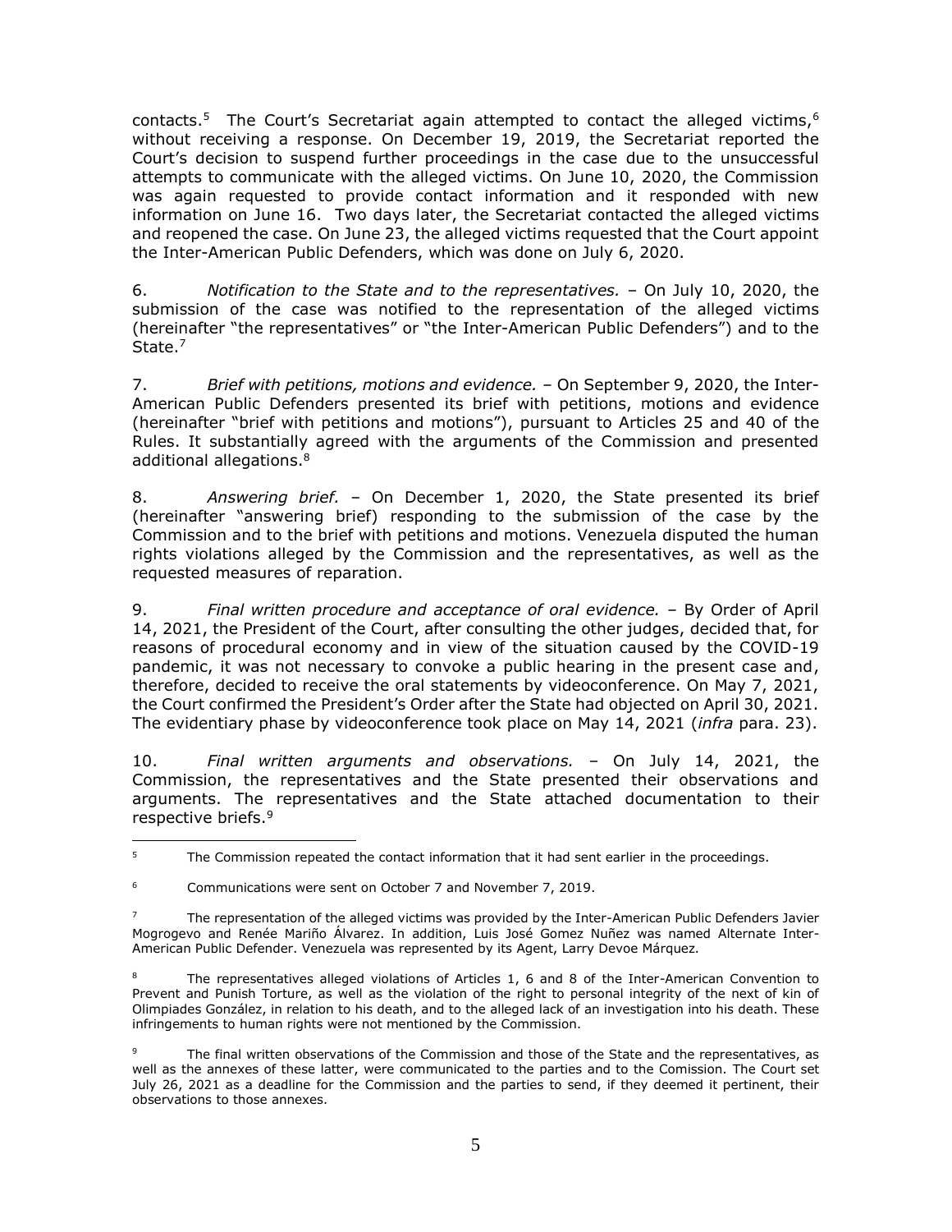contacts.[5] The Court's Secretariat again attempted to contact the alleged victims,[6] without receiving a response. On December 19, 2019, the Secretariat reported the Court's decision to suspend further proceedings in the case due to the unsuccessful attempts to communicate with the alleged victims. On June 10, 2020, the Commission was again requested to provide contact information and it responded with new information on June 16. Two days later, the Secretariat contacted the alleged victims and reopened the case. On June 23, the alleged victims requested that the Court appoint the Inter-American Public Defenders, which was done on July 6, 2020.

6. *Notification to the State and to the representatives.* – On July 10, 2020, the submission of the case was notified to the representation of the alleged victims (hereinafter "the representatives" or "the Inter-American Public Defenders") and to the State.[7]

7. *Brief with petitions, motions and evidence.* – On September 9, 2020, the Inter-American Public Defenders presented its brief with petitions, motions and evidence (hereinafter "brief with petitions and motions"), pursuant to Articles 25 and 40 of the Rules. It substantially agreed with the arguments of the Commission and presented additional allegations.[8]

8. *Answering brief.* – On December 1, 2020, the State presented its brief (hereinafter "answering brief) responding to the submission of the case by the Commission and to the brief with petitions and motions. Venezuela disputed the human rights violations alleged by the Commission and the representatives, as well as the requested measures of reparation.

9. *Final written procedure and acceptance of oral evidence.* – By Order of April 14, 2021, the President of the Court, after consulting the other judges, decided that, for reasons of procedural economy and in view of the situation caused by the COVID-19 pandemic, it was not necessary to convoke a public hearing in the present case and, therefore, decided to receive the oral statements by videoconference. On May 7, 2021, the Court confirmed the President's Order after the State had objected on April 30, 2021. The evidentiary phase by videoconference took place on May 14, 2021 (*infra* para. 23).

10. *Final written arguments and observations.* – On July 14, 2021, the Commission, the representatives and the State presented their observations and arguments. The representatives and the State attached documentation to their respective briefs.[9]

---

[5] The Commission repeated the contact information that it had sent earlier in the proceedings.

[6] Communications were sent on October 7 and November 7, 2019.

[7] The representation of the alleged victims was provided by the Inter-American Public Defenders Javier Mogrogevo and Renée Mariño Álvarez. In addition, Luis José Gomez Nuñez was named Alternate Inter-American Public Defender. Venezuela was represented by its Agent, Larry Devoe Márquez.

[8] The representatives alleged violations of Articles 1, 6 and 8 of the Inter-American Convention to Prevent and Punish Torture, as well as the violation of the right to personal integrity of the next of kin of Olimpiades González, in relation to his death, and to the alleged lack of an investigation into his death. These infringements to human rights were not mentioned by the Commission.

[9] The final written observations of the Commission and those of the State and the representatives, as well as the annexes of these latter, were communicated to the parties and to the Comission. The Court set July 26, 2021 as a deadline for the Commission and the parties to send, if they deemed it pertinent, their observations to those annexes.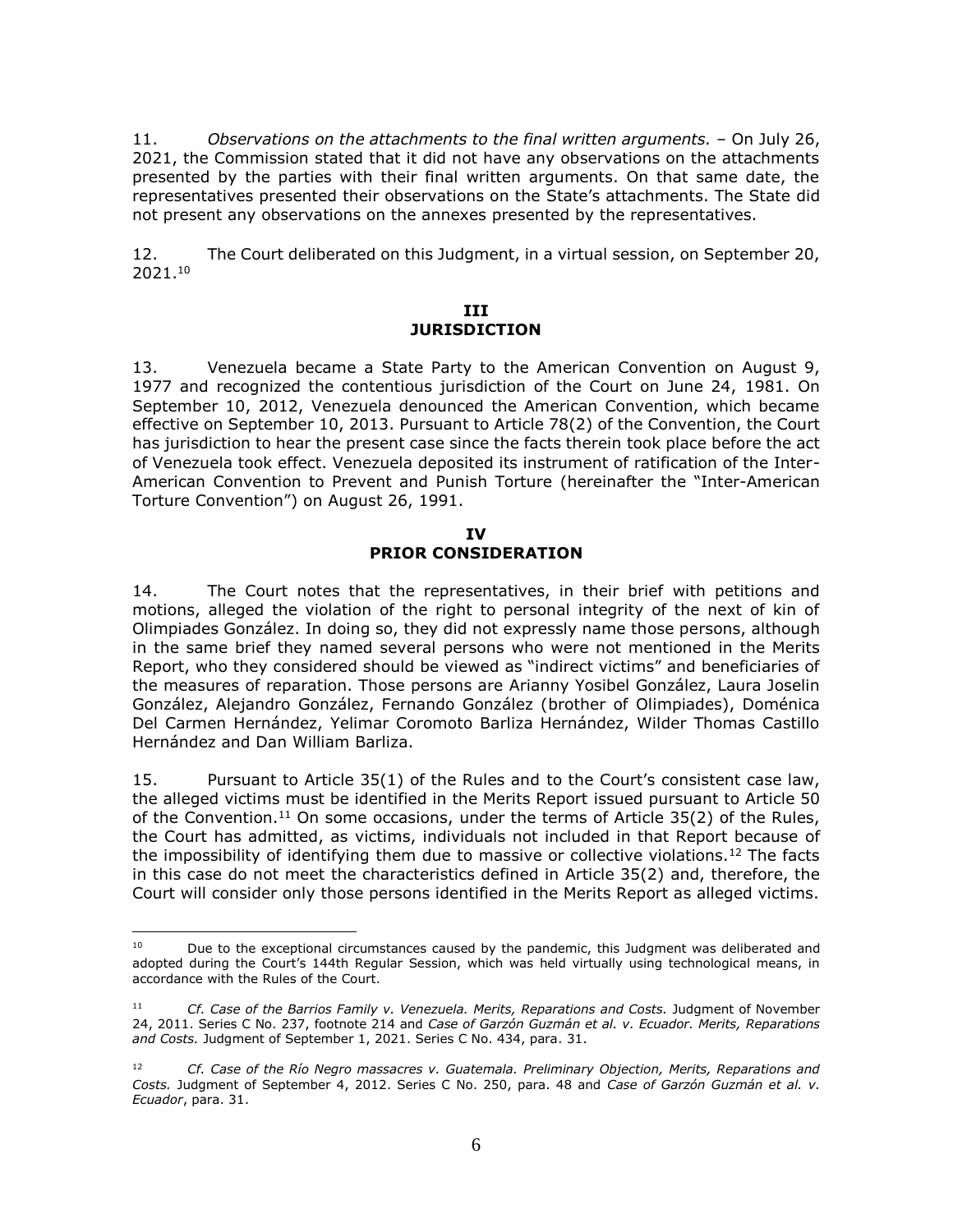11. *Observations on the attachments to the final written arguments.* – On July 26, 2021, the Commission stated that it did not have any observations on the attachments presented by the parties with their final written arguments. On that same date, the representatives presented their observations on the State's attachments. The State did not present any observations on the annexes presented by the representatives.

12. The Court deliberated on this Judgment, in a virtual session, on September 20, 2021.[10]

## III
## JURISDICTION

13. Venezuela became a State Party to the American Convention on August 9, 1977 and recognized the contentious jurisdiction of the Court on June 24, 1981. On September 10, 2012, Venezuela denounced the American Convention, which became effective on September 10, 2013. Pursuant to Article 78(2) of the Convention, the Court has jurisdiction to hear the present case since the facts therein took place before the act of Venezuela took effect. Venezuela deposited its instrument of ratification of the Inter-American Convention to Prevent and Punish Torture (hereinafter the "Inter-American Torture Convention") on August 26, 1991.

## IV
## PRIOR CONSIDERATION

14. The Court notes that the representatives, in their brief with petitions and motions, alleged the violation of the right to personal integrity of the next of kin of Olimpiades González. In doing so, they did not expressly name those persons, although in the same brief they named several persons who were not mentioned in the Merits Report, who they considered should be viewed as "indirect victims" and beneficiaries of the measures of reparation. Those persons are Arianny Yosibel González, Laura Joselin González, Alejandro González, Fernando González (brother of Olimpiades), Doménica Del Carmen Hernández, Yelimar Coromoto Barliza Hernández, Wilder Thomas Castillo Hernández and Dan William Barliza.

15. Pursuant to Article 35(1) of the Rules and to the Court's consistent case law, the alleged victims must be identified in the Merits Report issued pursuant to Article 50 of the Convention.[11] On some occasions, under the terms of Article 35(2) of the Rules, the Court has admitted, as victims, individuals not included in that Report because of the impossibility of identifying them due to massive or collective violations.[12] The facts in this case do not meet the characteristics defined in Article 35(2) and, therefore, the Court will consider only those persons identified in the Merits Report as alleged victims.

---

[10] Due to the exceptional circumstances caused by the pandemic, this Judgment was deliberated and adopted during the Court's 144th Regular Session, which was held virtually using technological means, in accordance with the Rules of the Court.

[11] *Cf. Case of the Barrios Family v. Venezuela. Merits, Reparations and Costs.* Judgment of November 24, 2011. Series C No. 237, footnote 214 and *Case of Garzón Guzmán et al. v. Ecuador. Merits, Reparations and Costs.* Judgment of September 1, 2021. Series C No. 434, para. 31.

[12] *Cf. Case of the Río Negro massacres v. Guatemala. Preliminary Objection, Merits, Reparations and Costs.* Judgment of September 4, 2012. Series C No. 250, para. 48 and *Case of Garzón Guzmán et al. v. Ecuador*, para. 31.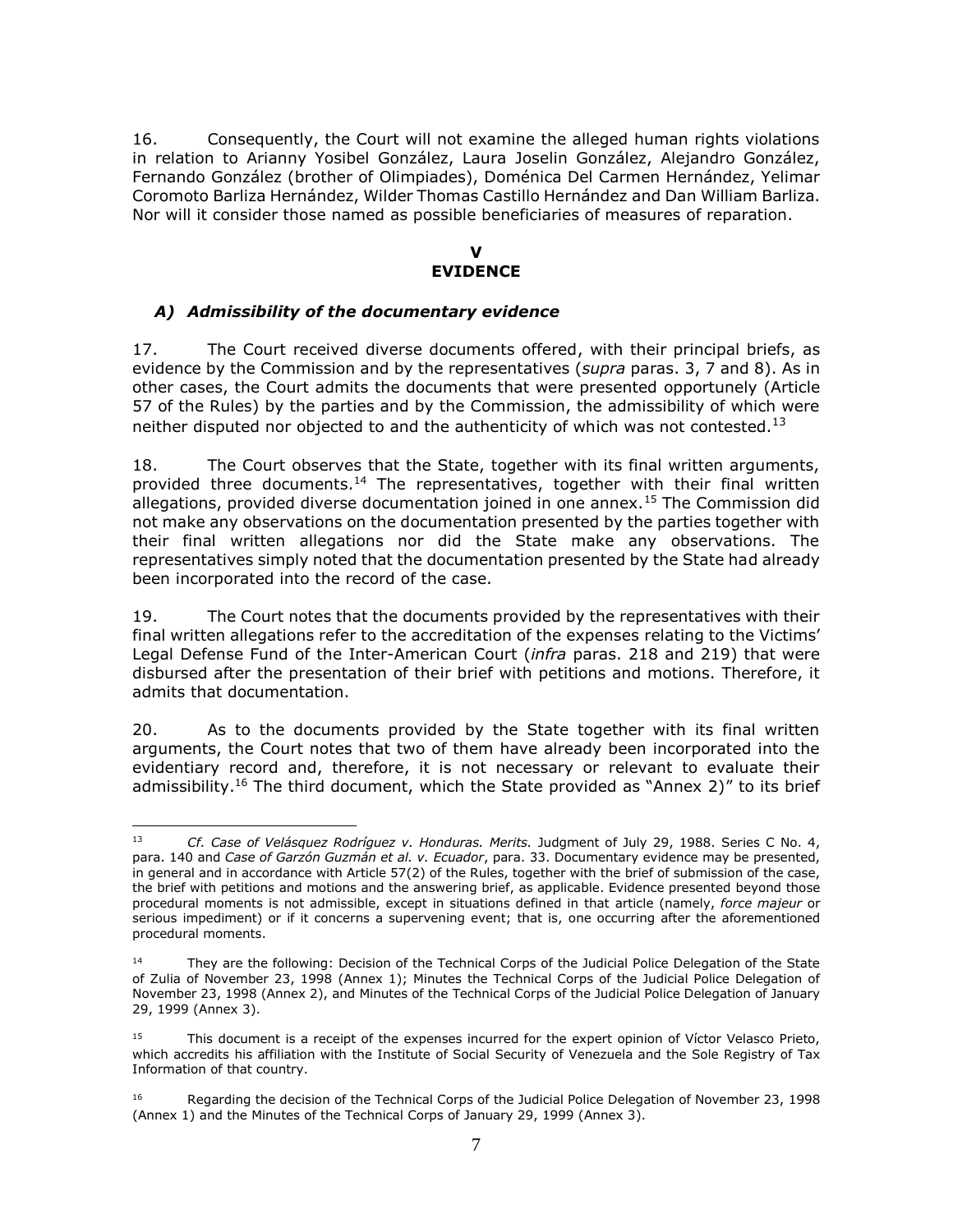16. Consequently, the Court will not examine the alleged human rights violations in relation to Arianny Yosibel González, Laura Joselin González, Alejandro González, Fernando González (brother of Olimpiades), Doménica Del Carmen Hernández, Yelimar Coromoto Barliza Hernández, Wilder Thomas Castillo Hernández and Dan William Barliza. Nor will it consider those named as possible beneficiaries of measures of reparation.

## V
## EVIDENCE

### *A) Admissibility of the documentary evidence*

17. The Court received diverse documents offered, with their principal briefs, as evidence by the Commission and by the representatives (*supra* paras. 3, 7 and 8). As in other cases, the Court admits the documents that were presented opportunely (Article 57 of the Rules) by the parties and by the Commission, the admissibility of which were neither disputed nor objected to and the authenticity of which was not contested.[13]

18. The Court observes that the State, together with its final written arguments, provided three documents.[14] The representatives, together with their final written allegations, provided diverse documentation joined in one annex.[15] The Commission did not make any observations on the documentation presented by the parties together with their final written allegations nor did the State make any observations. The representatives simply noted that the documentation presented by the State had already been incorporated into the record of the case.

19. The Court notes that the documents provided by the representatives with their final written allegations refer to the accreditation of the expenses relating to the Victims' Legal Defense Fund of the Inter-American Court (*infra* paras. 218 and 219) that were disbursed after the presentation of their brief with petitions and motions. Therefore, it admits that documentation.

20. As to the documents provided by the State together with its final written arguments, the Court notes that two of them have already been incorporated into the evidentiary record and, therefore, it is not necessary or relevant to evaluate their admissibility.[16] The third document, which the State provided as "Annex 2)" to its brief

---

[13] *Cf. Case of Velásquez Rodríguez v. Honduras. Merits.* Judgment of July 29, 1988. Series C No. 4, para. 140 and *Case of Garzón Guzmán et al. v. Ecuador*, para. 33. Documentary evidence may be presented, in general and in accordance with Article 57(2) of the Rules, together with the brief of submission of the case, the brief with petitions and motions and the answering brief, as applicable. Evidence presented beyond those procedural moments is not admissible, except in situations defined in that article (namely, *force majeur* or serious impediment) or if it concerns a supervening event; that is, one occurring after the aforementioned procedural moments.

[14] They are the following: Decision of the Technical Corps of the Judicial Police Delegation of the State of Zulia of November 23, 1998 (Annex 1); Minutes the Technical Corps of the Judicial Police Delegation of November 23, 1998 (Annex 2), and Minutes of the Technical Corps of the Judicial Police Delegation of January 29, 1999 (Annex 3).

[15] This document is a receipt of the expenses incurred for the expert opinion of Víctor Velasco Prieto, which accredits his affiliation with the Institute of Social Security of Venezuela and the Sole Registry of Tax Information of that country.

[16] Regarding the decision of the Technical Corps of the Judicial Police Delegation of November 23, 1998 (Annex 1) and the Minutes of the Technical Corps of January 29, 1999 (Annex 3).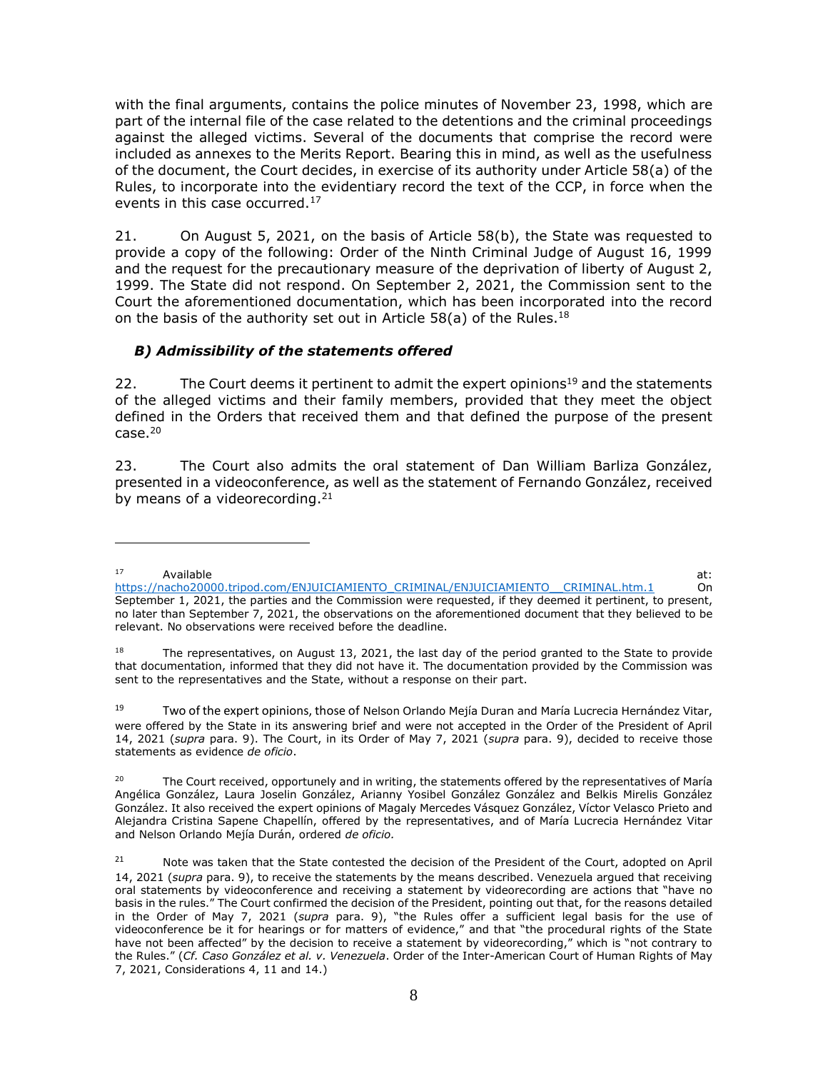with the final arguments, contains the police minutes of November 23, 1998, which are part of the internal file of the case related to the detentions and the criminal proceedings against the alleged victims. Several of the documents that comprise the record were included as annexes to the Merits Report. Bearing this in mind, as well as the usefulness of the document, the Court decides, in exercise of its authority under Article 58(a) of the Rules, to incorporate into the evidentiary record the text of the CCP, in force when the events in this case occurred.[17]

21. On August 5, 2021, on the basis of Article 58(b), the State was requested to provide a copy of the following: Order of the Ninth Criminal Judge of August 16, 1999 and the request for the precautionary measure of the deprivation of liberty of August 2, 1999. The State did not respond. On September 2, 2021, the Commission sent to the Court the aforementioned documentation, which has been incorporated into the record on the basis of the authority set out in Article 58(a) of the Rules.[18]

### *B) Admissibility of the statements offered*

22. The Court deems it pertinent to admit the expert opinions[19] and the statements of the alleged victims and their family members, provided that they meet the object defined in the Orders that received them and that defined the purpose of the present case.[20]

23. The Court also admits the oral statement of Dan William Barliza González, presented in a videoconference, as well as the statement of Fernando González, received by means of a videorecording.[21]

---

[17] Available at: https://nacho20000.tripod.com/ENJUICIAMIENTO_CRIMINAL/ENJUICIAMIENTO__CRIMINAL.htm.1 On September 1, 2021, the parties and the Commission were requested, if they deemed it pertinent, to present, no later than September 7, 2021, the observations on the aforementioned document that they believed to be relevant. No observations were received before the deadline.

[18] The representatives, on August 13, 2021, the last day of the period granted to the State to provide that documentation, informed that they did not have it. The documentation provided by the Commission was sent to the representatives and the State, without a response on their part.

[19] Two of the expert opinions, those of Nelson Orlando Mejía Duran and María Lucrecia Hernández Vitar, were offered by the State in its answering brief and were not accepted in the Order of the President of April 14, 2021 (*supra* para. 9). The Court, in its Order of May 7, 2021 (*supra* para. 9), decided to receive those statements as evidence *de oficio*.

[20] The Court received, opportunely and in writing, the statements offered by the representatives of María Angélica González, Laura Joselin González, Arianny Yosibel González González and Belkis Mirelis González González. It also received the expert opinions of Magaly Mercedes Vásquez González, Víctor Velasco Prieto and Alejandra Cristina Sapene Chapellín, offered by the representatives, and of María Lucrecia Hernández Vitar and Nelson Orlando Mejía Durán, ordered *de oficio.*

[21] Note was taken that the State contested the decision of the President of the Court, adopted on April 14, 2021 (*supra* para. 9), to receive the statements by the means described. Venezuela argued that receiving oral statements by videoconference and receiving a statement by videorecording are actions that "have no basis in the rules." The Court confirmed the decision of the President, pointing out that, for the reasons detailed in the Order of May 7, 2021 (*supra* para. 9), "the Rules offer a sufficient legal basis for the use of videoconference be it for hearings or for matters of evidence," and that "the procedural rights of the State have not been affected" by the decision to receive a statement by videorecording," which is "not contrary to the Rules." (*Cf. Caso González et al. v. Venezuela*. Order of the Inter-American Court of Human Rights of May 7, 2021, Considerations 4, 11 and 14.)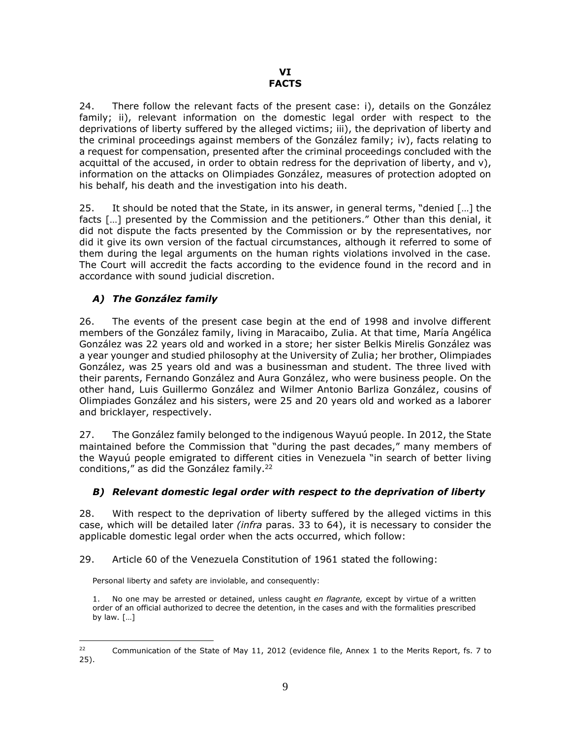# VI
# FACTS

24. There follow the relevant facts of the present case: i), details on the González family; ii), relevant information on the domestic legal order with respect to the deprivations of liberty suffered by the alleged victims; iii), the deprivation of liberty and the criminal proceedings against members of the González family; iv), facts relating to a request for compensation, presented after the criminal proceedings concluded with the acquittal of the accused, in order to obtain redress for the deprivation of liberty, and v), information on the attacks on Olimpiades González, measures of protection adopted on his behalf, his death and the investigation into his death.

25. It should be noted that the State, in its answer, in general terms, "denied […] the facts […] presented by the Commission and the petitioners." Other than this denial, it did not dispute the facts presented by the Commission or by the representatives, nor did it give its own version of the factual circumstances, although it referred to some of them during the legal arguments on the human rights violations involved in the case. The Court will accredit the facts according to the evidence found in the record and in accordance with sound judicial discretion.

## *A) The González family*

26. The events of the present case begin at the end of 1998 and involve different members of the González family, living in Maracaibo, Zulia. At that time, María Angélica González was 22 years old and worked in a store; her sister Belkis Mirelis González was a year younger and studied philosophy at the University of Zulia; her brother, Olimpiades González, was 25 years old and was a businessman and student. The three lived with their parents, Fernando González and Aura González, who were business people. On the other hand, Luis Guillermo González and Wilmer Antonio Barliza González, cousins of Olimpiades González and his sisters, were 25 and 20 years old and worked as a laborer and bricklayer, respectively.

27. The González family belonged to the indigenous Wayuú people. In 2012, the State maintained before the Commission that "during the past decades," many members of the Wayuú people emigrated to different cities in Venezuela "in search of better living conditions," as did the González family.[22]

## *B) Relevant domestic legal order with respect to the deprivation of liberty*

28. With respect to the deprivation of liberty suffered by the alleged victims in this case, which will be detailed later *(infra* paras. 33 to 64), it is necessary to consider the applicable domestic legal order when the acts occurred, which follow:

29. Article 60 of the Venezuela Constitution of 1961 stated the following:

> Personal liberty and safety are inviolable, and consequently:
>
> 1. No one may be arrested or detained, unless caught *en flagrante,* except by virtue of a written order of an official authorized to decree the detention, in the cases and with the formalities prescribed by law. […]

---

[22] Communication of the State of May 11, 2012 (evidence file, Annex 1 to the Merits Report, fs. 7 to 25).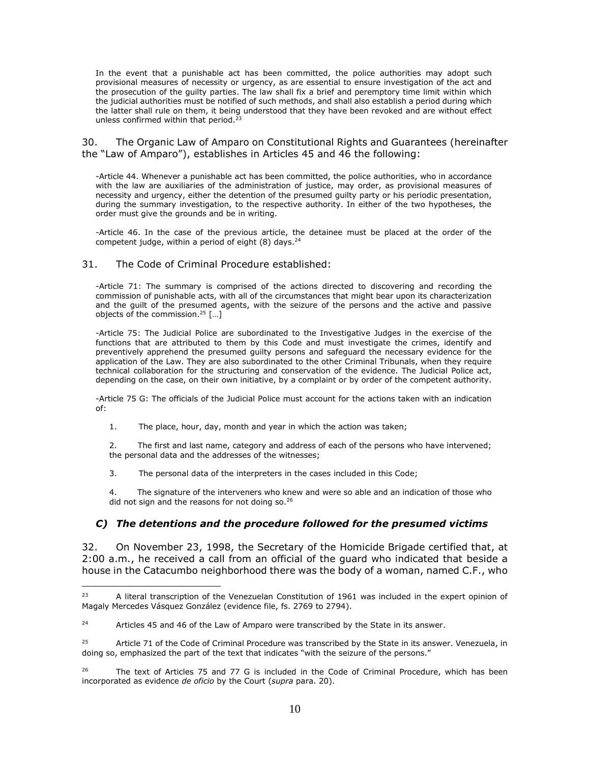In the event that a punishable act has been committed, the police authorities may adopt such provisional measures of necessity or urgency, as are essential to ensure investigation of the act and the prosecution of the guilty parties. The law shall fix a brief and peremptory time limit within which the judicial authorities must be notified of such methods, and shall also establish a period during which the latter shall rule on them, it being understood that they have been revoked and are without effect unless confirmed within that period.[23]

30. The Organic Law of Amparo on Constitutional Rights and Guarantees (hereinafter the "Law of Amparo"), establishes in Articles 45 and 46 the following:

> -Article 44. Whenever a punishable act has been committed, the police authorities, who in accordance with the law are auxiliaries of the administration of justice, may order, as provisional measures of necessity and urgency, either the detention of the presumed guilty party or his periodic presentation, during the summary investigation, to the respective authority. In either of the two hypotheses, the order must give the grounds and be in writing.
>
> -Article 46. In the case of the previous article, the detainee must be placed at the order of the competent judge, within a period of eight (8) days.[24]

31. The Code of Criminal Procedure established:

> -Article 71: The summary is comprised of the actions directed to discovering and recording the commission of punishable acts, with all of the circumstances that might bear upon its characterization and the guilt of the presumed agents, with the seizure of the persons and the active and passive objects of the commission.[25] […]
>
> -Article 75: The Judicial Police are subordinated to the Investigative Judges in the exercise of the functions that are attributed to them by this Code and must investigate the crimes, identify and preventively apprehend the presumed guilty persons and safeguard the necessary evidence for the application of the Law. They are also subordinated to the other Criminal Tribunals, when they require technical collaboration for the structuring and conservation of the evidence. The Judicial Police act, depending on the case, on their own initiative, by a complaint or by order of the competent authority.
>
> -Article 75 G: The officials of the Judicial Police must account for the actions taken with an indication of:
>
> 1. The place, hour, day, month and year in which the action was taken;
>
> 2. The first and last name, category and address of each of the persons who have intervened; the personal data and the addresses of the witnesses;
>
> 3. The personal data of the interpreters in the cases included in this Code;
>
> 4. The signature of the interveners who knew and were so able and an indication of those who did not sign and the reasons for not doing so.[26]

### *C) The detentions and the procedure followed for the presumed victims*

32. On November 23, 1998, the Secretary of the Homicide Brigade certified that, at 2:00 a.m., he received a call from an official of the guard who indicated that beside a house in the Catacumbo neighborhood there was the body of a woman, named C.F., who

---

[23] A literal transcription of the Venezuelan Constitution of 1961 was included in the expert opinion of Magaly Mercedes Vásquez González (evidence file, fs. 2769 to 2794).

[24] Articles 45 and 46 of the Law of Amparo were transcribed by the State in its answer.

[25] Article 71 of the Code of Criminal Procedure was transcribed by the State in its answer. Venezuela, in doing so, emphasized the part of the text that indicates "with the seizure of the persons."

[26] The text of Articles 75 and 77 G is included in the Code of Criminal Procedure, which has been incorporated as evidence *de oficio* by the Court (*supra* para. 20).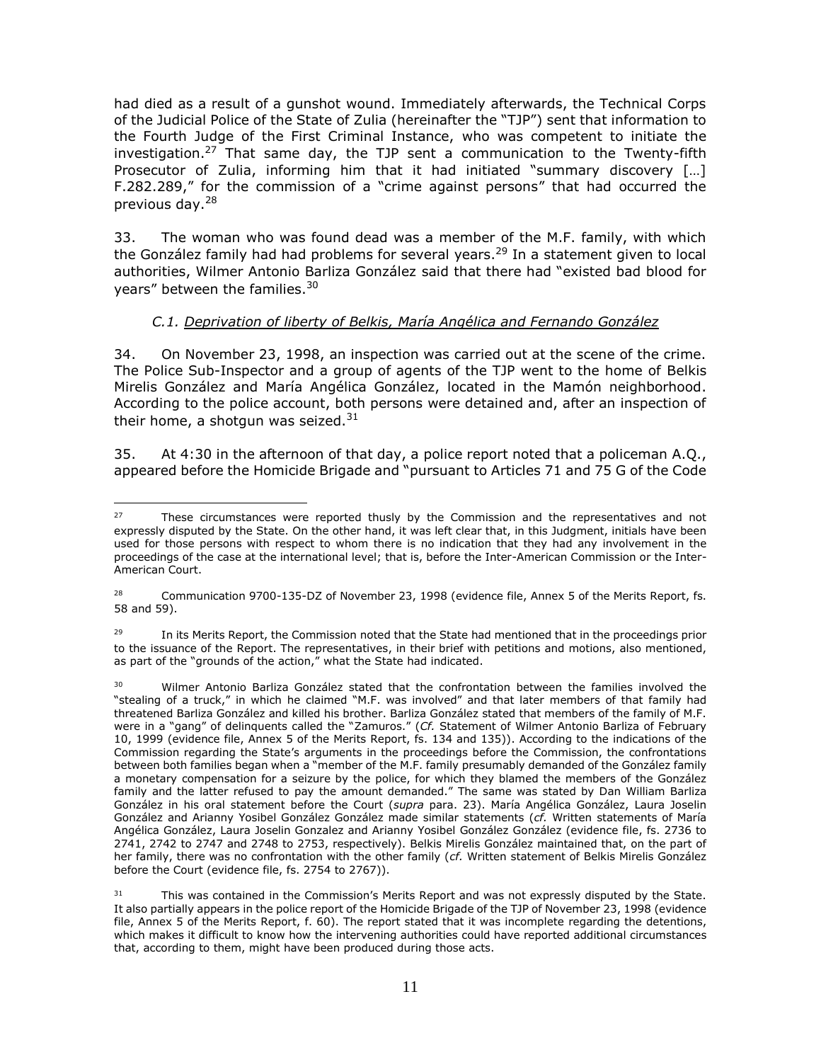had died as a result of a gunshot wound. Immediately afterwards, the Technical Corps of the Judicial Police of the State of Zulia (hereinafter the "TJP") sent that information to the Fourth Judge of the First Criminal Instance, who was competent to initiate the investigation.[27] That same day, the TJP sent a communication to the Twenty-fifth Prosecutor of Zulia, informing him that it had initiated "summary discovery […] F.282.289," for the commission of a "crime against persons" that had occurred the previous day.[28]

33. The woman who was found dead was a member of the M.F. family, with which the González family had had problems for several years.[29] In a statement given to local authorities, Wilmer Antonio Barliza González said that there had "existed bad blood for years" between the families.[30]

### *C.1. Deprivation of liberty of Belkis, María Angélica and Fernando González*

34. On November 23, 1998, an inspection was carried out at the scene of the crime. The Police Sub-Inspector and a group of agents of the TJP went to the home of Belkis Mirelis González and María Angélica González, located in the Mamón neighborhood. According to the police account, both persons were detained and, after an inspection of their home, a shotgun was seized.[31]

35. At 4:30 in the afternoon of that day, a police report noted that a policeman A.Q., appeared before the Homicide Brigade and "pursuant to Articles 71 and 75 G of the Code

---

[27] These circumstances were reported thusly by the Commission and the representatives and not expressly disputed by the State. On the other hand, it was left clear that, in this Judgment, initials have been used for those persons with respect to whom there is no indication that they had any involvement in the proceedings of the case at the international level; that is, before the Inter-American Commission or the Inter-American Court.

[28] Communication 9700-135-DZ of November 23, 1998 (evidence file, Annex 5 of the Merits Report, fs. 58 and 59).

[29] In its Merits Report, the Commission noted that the State had mentioned that in the proceedings prior to the issuance of the Report. The representatives, in their brief with petitions and motions, also mentioned, as part of the "grounds of the action," what the State had indicated.

[30] Wilmer Antonio Barliza González stated that the confrontation between the families involved the "stealing of a truck," in which he claimed "M.F. was involved" and that later members of that family had threatened Barliza González and killed his brother. Barliza González stated that members of the family of M.F. were in a "gang" of delinquents called the "Zamuros." (*Cf.* Statement of Wilmer Antonio Barliza of February 10, 1999 (evidence file, Annex 5 of the Merits Report, fs. 134 and 135)). According to the indications of the Commission regarding the State's arguments in the proceedings before the Commission, the confrontations between both families began when a "member of the M.F. family presumably demanded of the González family a monetary compensation for a seizure by the police, for which they blamed the members of the González family and the latter refused to pay the amount demanded." The same was stated by Dan William Barliza González in his oral statement before the Court (*supra* para. 23). María Angélica González, Laura Joselin González and Arianny Yosibel González González made similar statements (*cf.* Written statements of María Angélica González, Laura Joselin Gonzalez and Arianny Yosibel González González (evidence file, fs. 2736 to 2741, 2742 to 2747 and 2748 to 2753, respectively). Belkis Mirelis González maintained that, on the part of her family, there was no confrontation with the other family (*cf.* Written statement of Belkis Mirelis González before the Court (evidence file, fs. 2754 to 2767)).

[31] This was contained in the Commission's Merits Report and was not expressly disputed by the State. It also partially appears in the police report of the Homicide Brigade of the TJP of November 23, 1998 (evidence file, Annex 5 of the Merits Report, f. 60). The report stated that it was incomplete regarding the detentions, which makes it difficult to know how the intervening authorities could have reported additional circumstances that, according to them, might have been produced during those acts.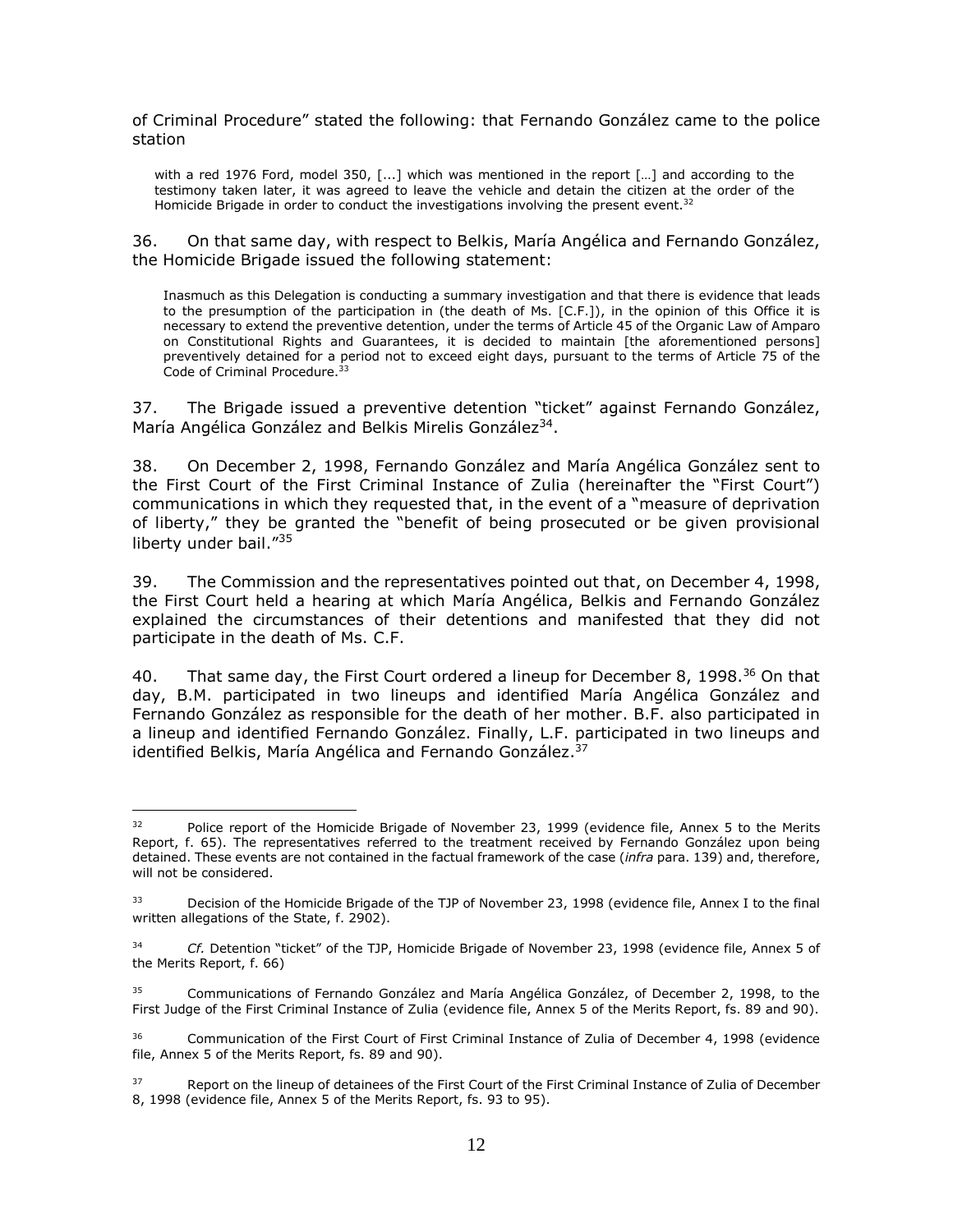of Criminal Procedure" stated the following: that Fernando González came to the police station

> with a red 1976 Ford, model 350, [...] which was mentioned in the report […] and according to the testimony taken later, it was agreed to leave the vehicle and detain the citizen at the order of the Homicide Brigade in order to conduct the investigations involving the present event.[32]

36. On that same day, with respect to Belkis, María Angélica and Fernando González, the Homicide Brigade issued the following statement:

> Inasmuch as this Delegation is conducting a summary investigation and that there is evidence that leads to the presumption of the participation in (the death of Ms. [C.F.]), in the opinion of this Office it is necessary to extend the preventive detention, under the terms of Article 45 of the Organic Law of Amparo on Constitutional Rights and Guarantees, it is decided to maintain [the aforementioned persons] preventively detained for a period not to exceed eight days, pursuant to the terms of Article 75 of the Code of Criminal Procedure.[33]

37. The Brigade issued a preventive detention "ticket" against Fernando González, María Angélica González and Belkis Mirelis González[34].

38. On December 2, 1998, Fernando González and María Angélica González sent to the First Court of the First Criminal Instance of Zulia (hereinafter the "First Court") communications in which they requested that, in the event of a "measure of deprivation of liberty," they be granted the "benefit of being prosecuted or be given provisional liberty under bail."[35]

39. The Commission and the representatives pointed out that, on December 4, 1998, the First Court held a hearing at which María Angélica, Belkis and Fernando González explained the circumstances of their detentions and manifested that they did not participate in the death of Ms. C.F.

40. That same day, the First Court ordered a lineup for December 8, 1998.[36] On that day, B.M. participated in two lineups and identified María Angélica González and Fernando González as responsible for the death of her mother. B.F. also participated in a lineup and identified Fernando González. Finally, L.F. participated in two lineups and identified Belkis, María Angélica and Fernando González.[37]

---

[32] Police report of the Homicide Brigade of November 23, 1999 (evidence file, Annex 5 to the Merits Report, f. 65). The representatives referred to the treatment received by Fernando González upon being detained. These events are not contained in the factual framework of the case (*infra* para. 139) and, therefore, will not be considered.

[33] Decision of the Homicide Brigade of the TJP of November 23, 1998 (evidence file, Annex I to the final written allegations of the State, f. 2902).

[34] *Cf.* Detention "ticket" of the TJP, Homicide Brigade of November 23, 1998 (evidence file, Annex 5 of the Merits Report, f. 66)

[35] Communications of Fernando González and María Angélica González, of December 2, 1998, to the First Judge of the First Criminal Instance of Zulia (evidence file, Annex 5 of the Merits Report, fs. 89 and 90).

[36] Communication of the First Court of First Criminal Instance of Zulia of December 4, 1998 (evidence file, Annex 5 of the Merits Report, fs. 89 and 90).

[37] Report on the lineup of detainees of the First Court of the First Criminal Instance of Zulia of December 8, 1998 (evidence file, Annex 5 of the Merits Report, fs. 93 to 95).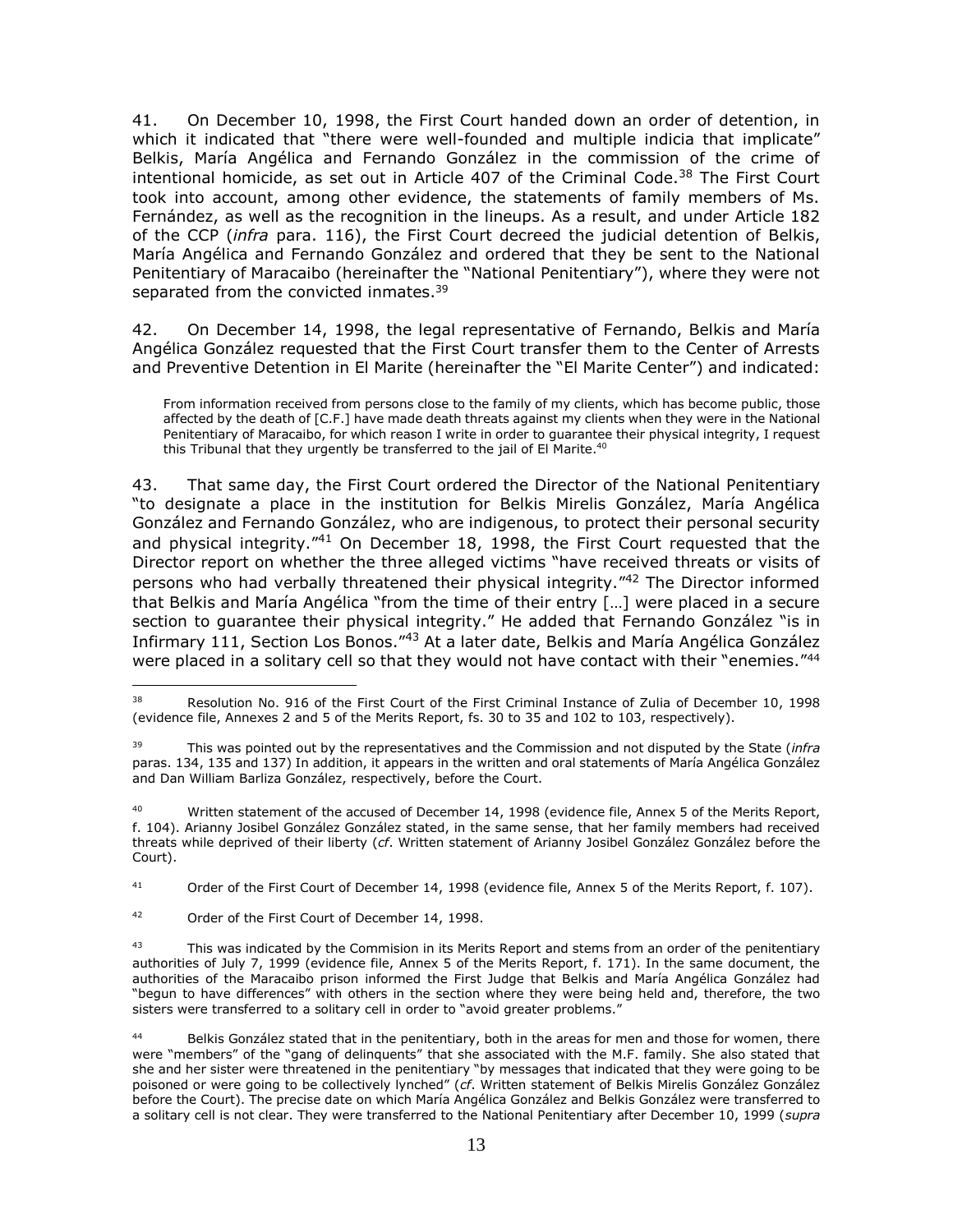41. On December 10, 1998, the First Court handed down an order of detention, in which it indicated that "there were well-founded and multiple indicia that implicate" Belkis, María Angélica and Fernando González in the commission of the crime of intentional homicide, as set out in Article 407 of the Criminal Code.[38] The First Court took into account, among other evidence, the statements of family members of Ms. Fernández, as well as the recognition in the lineups. As a result, and under Article 182 of the CCP (*infra* para. 116), the First Court decreed the judicial detention of Belkis, María Angélica and Fernando González and ordered that they be sent to the National Penitentiary of Maracaibo (hereinafter the "National Penitentiary"), where they were not separated from the convicted inmates.[39]

42. On December 14, 1998, the legal representative of Fernando, Belkis and María Angélica González requested that the First Court transfer them to the Center of Arrests and Preventive Detention in El Marite (hereinafter the "El Marite Center") and indicated:

> From information received from persons close to the family of my clients, which has become public, those affected by the death of [C.F.] have made death threats against my clients when they were in the National Penitentiary of Maracaibo, for which reason I write in order to guarantee their physical integrity, I request this Tribunal that they urgently be transferred to the jail of El Marite."[40]

43. That same day, the First Court ordered the Director of the National Penitentiary "to designate a place in the institution for Belkis Mirelis González, María Angélica González and Fernando González, who are indigenous, to protect their personal security and physical integrity."[41] On December 18, 1998, the First Court requested that the Director report on whether the three alleged victims "have received threats or visits of persons who had verbally threatened their physical integrity."[42] The Director informed that Belkis and María Angélica "from the time of their entry […] were placed in a secure section to guarantee their physical integrity." He added that Fernando González "is in Infirmary 111, Section Los Bonos."[43] At a later date, Belkis and María Angélica González were placed in a solitary cell so that they would not have contact with their "enemies."[44]

---

[38] Resolution No. 916 of the First Court of the First Criminal Instance of Zulia of December 10, 1998 (evidence file, Annexes 2 and 5 of the Merits Report, fs. 30 to 35 and 102 to 103, respectively).

[39] This was pointed out by the representatives and the Commission and not disputed by the State (*infra* paras. 134, 135 and 137) In addition, it appears in the written and oral statements of María Angélica González and Dan William Barliza González, respectively, before the Court.

[40] Written statement of the accused of December 14, 1998 (evidence file, Annex 5 of the Merits Report, f. 104). Arianny Josibel González González stated, in the same sense, that her family members had received threats while deprived of their liberty (*cf.* Written statement of Arianny Josibel González González before the Court).

[41] Order of the First Court of December 14, 1998 (evidence file, Annex 5 of the Merits Report, f. 107).

[42] Order of the First Court of December 14, 1998.

[43] This was indicated by the Commision in its Merits Report and stems from an order of the penitentiary authorities of July 7, 1999 (evidence file, Annex 5 of the Merits Report, f. 171). In the same document, the authorities of the Maracaibo prison informed the First Judge that Belkis and María Angélica González had "begun to have differences" with others in the section where they were being held and, therefore, the two sisters were transferred to a solitary cell in order to "avoid greater problems."

[44] Belkis González stated that in the penitentiary, both in the areas for men and those for women, there were "members" of the "gang of delinquents" that she associated with the M.F. family. She also stated that she and her sister were threatened in the penitentiary "by messages that indicated that they were going to be poisoned or were going to be collectively lynched" (*cf.* Written statement of Belkis Mirelis González González before the Court). The precise date on which María Angélica González and Belkis González were transferred to a solitary cell is not clear. They were transferred to the National Penitentiary after December 10, 1999 (*supra*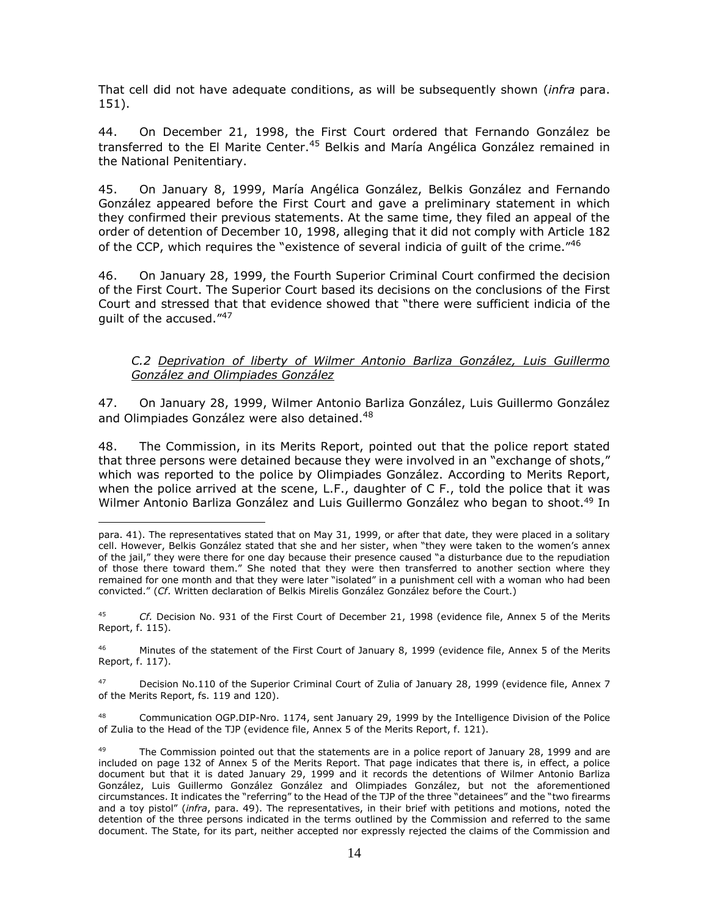That cell did not have adequate conditions, as will be subsequently shown (*infra* para. 151).

44. On December 21, 1998, the First Court ordered that Fernando González be transferred to the El Marite Center.[45] Belkis and María Angélica González remained in the National Penitentiary.

45. On January 8, 1999, María Angélica González, Belkis González and Fernando González appeared before the First Court and gave a preliminary statement in which they confirmed their previous statements. At the same time, they filed an appeal of the order of detention of December 10, 1998, alleging that it did not comply with Article 182 of the CCP, which requires the "existence of several indicia of guilt of the crime."[46]

46. On January 28, 1999, the Fourth Superior Criminal Court confirmed the decision of the First Court. The Superior Court based its decisions on the conclusions of the First Court and stressed that that evidence showed that "there were sufficient indicia of the guilt of the accused."[47]

*C.2 Deprivation of liberty of Wilmer Antonio Barliza González, Luis Guillermo González and Olimpiades González*

47. On January 28, 1999, Wilmer Antonio Barliza González, Luis Guillermo González and Olimpiades González were also detained.[48]

48. The Commission, in its Merits Report, pointed out that the police report stated that three persons were detained because they were involved in an "exchange of shots," which was reported to the police by Olimpiades González. According to Merits Report, when the police arrived at the scene, L.F., daughter of C F., told the police that it was Wilmer Antonio Barliza González and Luis Guillermo González who began to shoot.[49] In

---

para. 41). The representatives stated that on May 31, 1999, or after that date, they were placed in a solitary cell. However, Belkis González stated that she and her sister, when "they were taken to the women's annex of the jail," they were there for one day because their presence caused "a disturbance due to the repudiation of those there toward them." She noted that they were then transferred to another section where they remained for one month and that they were later "isolated" in a punishment cell with a woman who had been convicted." (*Cf.* Written declaration of Belkis Mirelis González González before the Court.)

[45] *Cf.* Decision No. 931 of the First Court of December 21, 1998 (evidence file, Annex 5 of the Merits Report, f. 115).

[46] Minutes of the statement of the First Court of January 8, 1999 (evidence file, Annex 5 of the Merits Report, f. 117).

[47] Decision No.110 of the Superior Criminal Court of Zulia of January 28, 1999 (evidence file, Annex 7 of the Merits Report, fs. 119 and 120).

[48] Communication OGP.DIP-Nro. 1174, sent January 29, 1999 by the Intelligence Division of the Police of Zulia to the Head of the TJP (evidence file, Annex 5 of the Merits Report, f. 121).

[49] The Commission pointed out that the statements are in a police report of January 28, 1999 and are included on page 132 of Annex 5 of the Merits Report. That page indicates that there is, in effect, a police document but that it is dated January 29, 1999 and it records the detentions of Wilmer Antonio Barliza González, Luis Guillermo González González and Olimpiades González, but not the aforementioned circumstances. It indicates the "referring" to the Head of the TJP of the three "detainees" and the "two firearms and a toy pistol" (*infra*, para. 49). The representatives, in their brief with petitions and motions, noted the detention of the three persons indicated in the terms outlined by the Commission and referred to the same document. The State, for its part, neither accepted nor expressly rejected the claims of the Commission and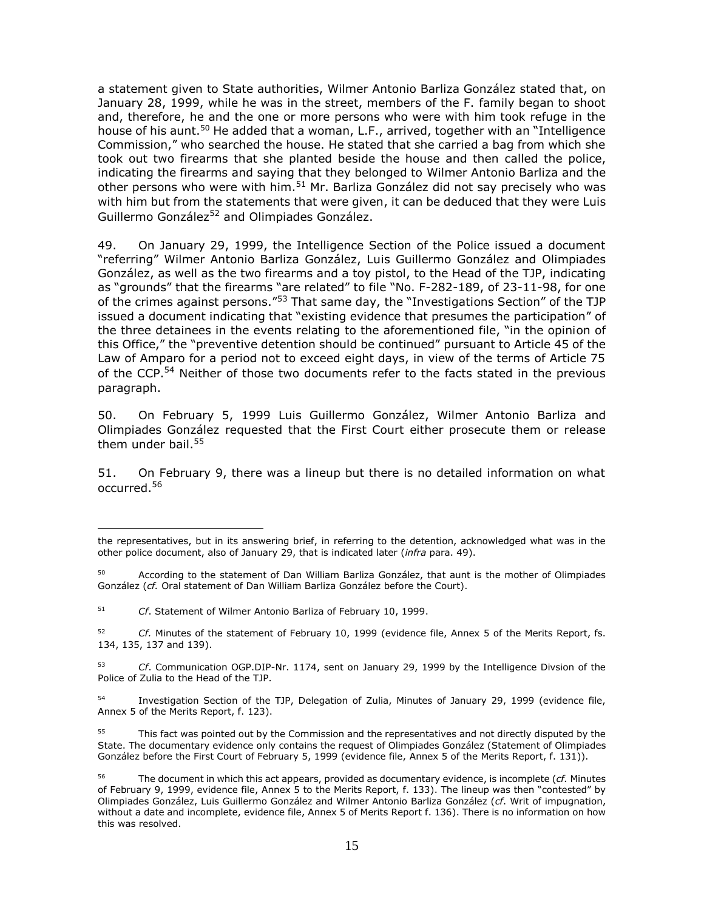a statement given to State authorities, Wilmer Antonio Barliza González stated that, on January 28, 1999, while he was in the street, members of the F. family began to shoot and, therefore, he and the one or more persons who were with him took refuge in the house of his aunt.[50] He added that a woman, L.F., arrived, together with an "Intelligence Commission," who searched the house. He stated that she carried a bag from which she took out two firearms that she planted beside the house and then called the police, indicating the firearms and saying that they belonged to Wilmer Antonio Barliza and the other persons who were with him.[51] Mr. Barliza González did not say precisely who was with him but from the statements that were given, it can be deduced that they were Luis Guillermo González[52] and Olimpiades González.

49. On January 29, 1999, the Intelligence Section of the Police issued a document "referring" Wilmer Antonio Barliza González, Luis Guillermo González and Olimpiades González, as well as the two firearms and a toy pistol, to the Head of the TJP, indicating as "grounds" that the firearms "are related" to file "No. F-282-189, of 23-11-98, for one of the crimes against persons."[53] That same day, the "Investigations Section" of the TJP issued a document indicating that "existing evidence that presumes the participation" of the three detainees in the events relating to the aforementioned file, "in the opinion of this Office," the "preventive detention should be continued" pursuant to Article 45 of the Law of Amparo for a period not to exceed eight days, in view of the terms of Article 75 of the CCP.[54] Neither of those two documents refer to the facts stated in the previous paragraph.

50. On February 5, 1999 Luis Guillermo González, Wilmer Antonio Barliza and Olimpiades González requested that the First Court either prosecute them or release them under bail.[55]

51. On February 9, there was a lineup but there is no detailed information on what occurred.[56]

---

the representatives, but in its answering brief, in referring to the detention, acknowledged what was in the other police document, also of January 29, that is indicated later (*infra* para. 49).

[50] According to the statement of Dan William Barliza González, that aunt is the mother of Olimpiades González (*cf.* Oral statement of Dan William Barliza González before the Court).

[51] *Cf*. Statement of Wilmer Antonio Barliza of February 10, 1999.

[52] *Cf.* Minutes of the statement of February 10, 1999 (evidence file, Annex 5 of the Merits Report, fs. 134, 135, 137 and 139).

[53] *Cf*. Communication OGP.DIP-Nr. 1174, sent on January 29, 1999 by the Intelligence Divsion of the Police of Zulia to the Head of the TJP.

[54] Investigation Section of the TJP, Delegation of Zulia, Minutes of January 29, 1999 (evidence file, Annex 5 of the Merits Report, f. 123).

[55] This fact was pointed out by the Commission and the representatives and not directly disputed by the State. The documentary evidence only contains the request of Olimpiades González (Statement of Olimpiades González before the First Court of February 5, 1999 (evidence file, Annex 5 of the Merits Report, f. 131)).

[56] The document in which this act appears, provided as documentary evidence, is incomplete (*cf.* Minutes of February 9, 1999, evidence file, Annex 5 to the Merits Report, f. 133). The lineup was then "contested" by Olimpiades González, Luis Guillermo González and Wilmer Antonio Barliza González (*cf.* Writ of impugnation, without a date and incomplete, evidence file, Annex 5 of Merits Report f. 136). There is no information on how this was resolved.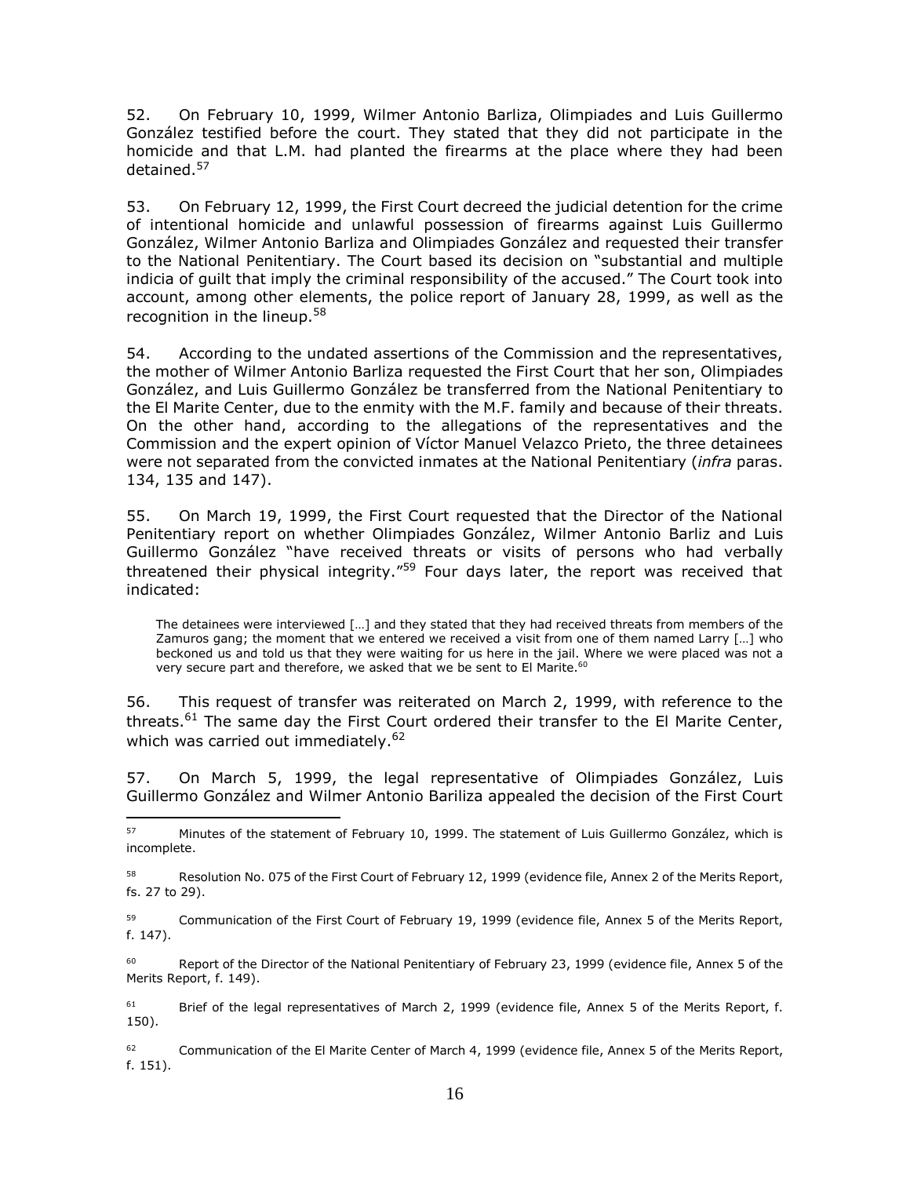52. On February 10, 1999, Wilmer Antonio Barliza, Olimpiades and Luis Guillermo González testified before the court. They stated that they did not participate in the homicide and that L.M. had planted the firearms at the place where they had been detained.[57]

53. On February 12, 1999, the First Court decreed the judicial detention for the crime of intentional homicide and unlawful possession of firearms against Luis Guillermo González, Wilmer Antonio Barliza and Olimpiades González and requested their transfer to the National Penitentiary. The Court based its decision on "substantial and multiple indicia of guilt that imply the criminal responsibility of the accused." The Court took into account, among other elements, the police report of January 28, 1999, as well as the recognition in the lineup.[58]

54. According to the undated assertions of the Commission and the representatives, the mother of Wilmer Antonio Barliza requested the First Court that her son, Olimpiades González, and Luis Guillermo González be transferred from the National Penitentiary to the El Marite Center, due to the enmity with the M.F. family and because of their threats. On the other hand, according to the allegations of the representatives and the Commission and the expert opinion of Víctor Manuel Velazco Prieto, the three detainees were not separated from the convicted inmates at the National Penitentiary (*infra* paras. 134, 135 and 147).

55. On March 19, 1999, the First Court requested that the Director of the National Penitentiary report on whether Olimpiades González, Wilmer Antonio Barliz and Luis Guillermo González "have received threats or visits of persons who had verbally threatened their physical integrity."[59] Four days later, the report was received that indicated:

> The detainees were interviewed […] and they stated that they had received threats from members of the Zamuros gang; the moment that we entered we received a visit from one of them named Larry […] who beckoned us and told us that they were waiting for us here in the jail. Where we were placed was not a very secure part and therefore, we asked that we be sent to El Marite.[60]

56. This request of transfer was reiterated on March 2, 1999, with reference to the threats.[61] The same day the First Court ordered their transfer to the El Marite Center, which was carried out immediately.[62]

57. On March 5, 1999, the legal representative of Olimpiades González, Luis Guillermo González and Wilmer Antonio Bariliza appealed the decision of the First Court

---

[57] Minutes of the statement of February 10, 1999. The statement of Luis Guillermo González, which is incomplete.

[58] Resolution No. 075 of the First Court of February 12, 1999 (evidence file, Annex 2 of the Merits Report, fs. 27 to 29).

[59] Communication of the First Court of February 19, 1999 (evidence file, Annex 5 of the Merits Report, f. 147).

[60] Report of the Director of the National Penitentiary of February 23, 1999 (evidence file, Annex 5 of the Merits Report, f. 149).

[61] Brief of the legal representatives of March 2, 1999 (evidence file, Annex 5 of the Merits Report, f. 150).

[62] Communication of the El Marite Center of March 4, 1999 (evidence file, Annex 5 of the Merits Report, f. 151).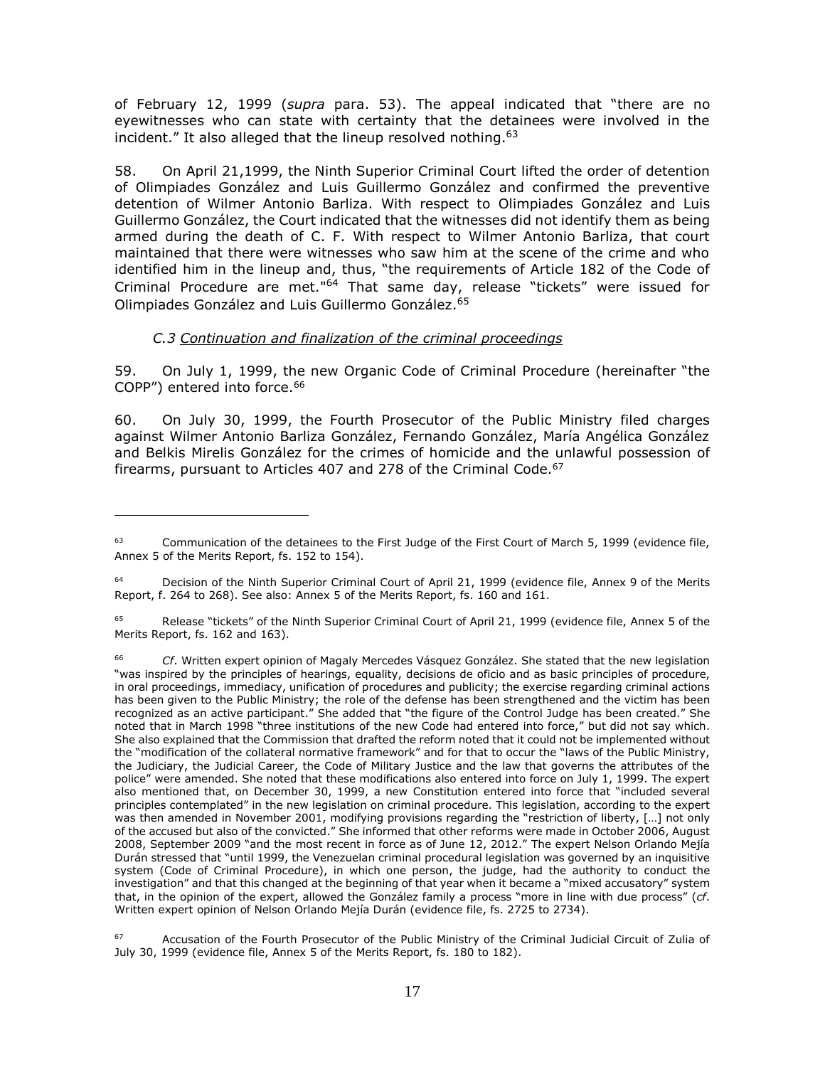of February 12, 1999 (*supra* para. 53). The appeal indicated that "there are no eyewitnesses who can state with certainty that the detainees were involved in the incident." It also alleged that the lineup resolved nothing.[63]

58. On April 21,1999, the Ninth Superior Criminal Court lifted the order of detention of Olimpiades González and Luis Guillermo González and confirmed the preventive detention of Wilmer Antonio Barliza. With respect to Olimpiades González and Luis Guillermo González, the Court indicated that the witnesses did not identify them as being armed during the death of C. F. With respect to Wilmer Antonio Barliza, that court maintained that there were witnesses who saw him at the scene of the crime and who identified him in the lineup and, thus, "the requirements of Article 182 of the Code of Criminal Procedure are met."[64] That same day, release "tickets" were issued for Olimpiades González and Luis Guillermo González.[65]

### *C.3 Continuation and finalization of the criminal proceedings*

59. On July 1, 1999, the new Organic Code of Criminal Procedure (hereinafter "the COPP") entered into force.[66]

60. On July 30, 1999, the Fourth Prosecutor of the Public Ministry filed charges against Wilmer Antonio Barliza González, Fernando González, María Angélica González and Belkis Mirelis González for the crimes of homicide and the unlawful possession of firearms, pursuant to Articles 407 and 278 of the Criminal Code.[67]

---

[63] Communication of the detainees to the First Judge of the First Court of March 5, 1999 (evidence file, Annex 5 of the Merits Report, fs. 152 to 154).

[64] Decision of the Ninth Superior Criminal Court of April 21, 1999 (evidence file, Annex 9 of the Merits Report, f. 264 to 268). See also: Annex 5 of the Merits Report, fs. 160 and 161.

[65] Release "tickets" of the Ninth Superior Criminal Court of April 21, 1999 (evidence file, Annex 5 of the Merits Report, fs. 162 and 163).

[66] *Cf*. Written expert opinion of Magaly Mercedes Vásquez González. She stated that the new legislation "was inspired by the principles of hearings, equality, decisions de oficio and as basic principles of procedure, in oral proceedings, immediacy, unification of procedures and publicity; the exercise regarding criminal actions has been given to the Public Ministry; the role of the defense has been strengthened and the victim has been recognized as an active participant." She added that "the figure of the Control Judge has been created." She noted that in March 1998 "three institutions of the new Code had entered into force," but did not say which. She also explained that the Commission that drafted the reform noted that it could not be implemented without the "modification of the collateral normative framework" and for that to occur the "laws of the Public Ministry, the Judiciary, the Judicial Career, the Code of Military Justice and the law that governs the attributes of the police" were amended. She noted that these modifications also entered into force on July 1, 1999. The expert also mentioned that, on December 30, 1999, a new Constitution entered into force that "included several principles contemplated" in the new legislation on criminal procedure. This legislation, according to the expert was then amended in November 2001, modifying provisions regarding the "restriction of liberty, […] not only of the accused but also of the convicted." She informed that other reforms were made in October 2006, August 2008, September 2009 "and the most recent in force as of June 12, 2012." The expert Nelson Orlando Mejía Durán stressed that "until 1999, the Venezuelan criminal procedural legislation was governed by an inquisitive system (Code of Criminal Procedure), in which one person, the judge, had the authority to conduct the investigation" and that this changed at the beginning of that year when it became a "mixed accusatory" system that, in the opinion of the expert, allowed the González family a process "more in line with due process" (*cf*. Written expert opinion of Nelson Orlando Mejía Durán (evidence file, fs. 2725 to 2734).

[67] Accusation of the Fourth Prosecutor of the Public Ministry of the Criminal Judicial Circuit of Zulia of July 30, 1999 (evidence file, Annex 5 of the Merits Report, fs. 180 to 182).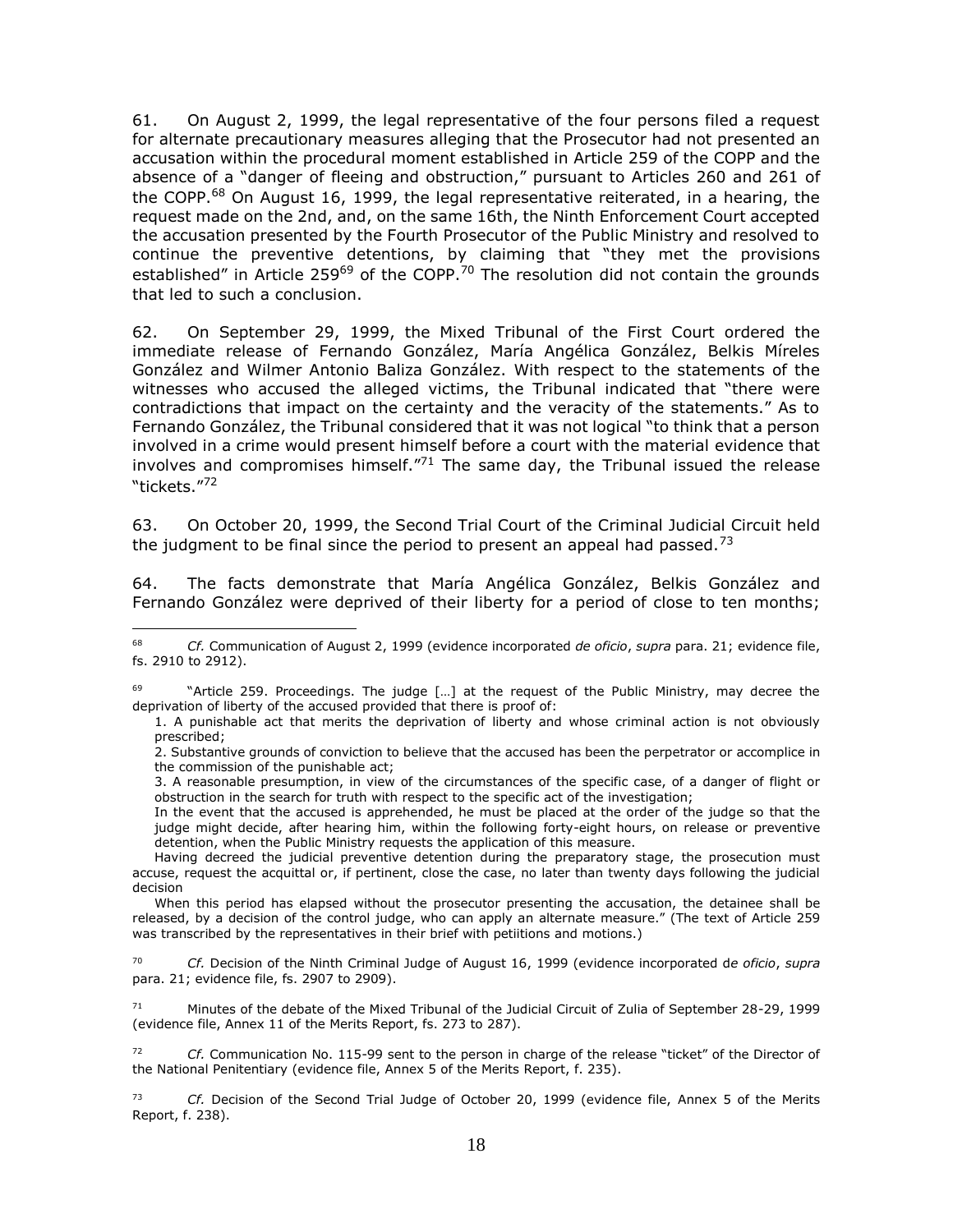61. On August 2, 1999, the legal representative of the four persons filed a request for alternate precautionary measures alleging that the Prosecutor had not presented an accusation within the procedural moment established in Article 259 of the COPP and the absence of a "danger of fleeing and obstruction," pursuant to Articles 260 and 261 of the COPP.[68] On August 16, 1999, the legal representative reiterated, in a hearing, the request made on the 2nd, and, on the same 16th, the Ninth Enforcement Court accepted the accusation presented by the Fourth Prosecutor of the Public Ministry and resolved to continue the preventive detentions, by claiming that "they met the provisions established" in Article 259[69] of the COPP.[70] The resolution did not contain the grounds that led to such a conclusion.

62. On September 29, 1999, the Mixed Tribunal of the First Court ordered the immediate release of Fernando González, María Angélica González, Belkis Míreles González and Wilmer Antonio Baliza González. With respect to the statements of the witnesses who accused the alleged victims, the Tribunal indicated that "there were contradictions that impact on the certainty and the veracity of the statements." As to Fernando González, the Tribunal considered that it was not logical "to think that a person involved in a crime would present himself before a court with the material evidence that involves and compromises himself."[71] The same day, the Tribunal issued the release "tickets."[72]

63. On October 20, 1999, the Second Trial Court of the Criminal Judicial Circuit held the judgment to be final since the period to present an appeal had passed.[73]

64. The facts demonstrate that María Angélica González, Belkis González and Fernando González were deprived of their liberty for a period of close to ten months;

---

[68] *Cf.* Communication of August 2, 1999 (evidence incorporated *de oficio*, *supra* para. 21; evidence file, fs. 2910 to 2912).

[69] "Article 259. Proceedings. The judge […] at the request of the Public Ministry, may decree the deprivation of liberty of the accused provided that there is proof of:

1. A punishable act that merits the deprivation of liberty and whose criminal action is not obviously prescribed;
2. Substantive grounds of conviction to believe that the accused has been the perpetrator or accomplice in the commission of the punishable act;
3. A reasonable presumption, in view of the circumstances of the specific case, of a danger of flight or obstruction in the search for truth with respect to the specific act of the investigation;

In the event that the accused is apprehended, he must be placed at the order of the judge so that the judge might decide, after hearing him, within the following forty-eight hours, on release or preventive detention, when the Public Ministry requests the application of this measure.

Having decreed the judicial preventive detention during the preparatory stage, the prosecution must accuse, request the acquittal or, if pertinent, close the case, no later than twenty days following the judicial decision

When this period has elapsed without the prosecutor presenting the accusation, the detainee shall be released, by a decision of the control judge, who can apply an alternate measure." (The text of Article 259 was transcribed by the representatives in their brief with petiitions and motions.)

[70] *Cf.* Decision of the Ninth Criminal Judge of August 16, 1999 (evidence incorporated d*e oficio*, *supra* para. 21; evidence file, fs. 2907 to 2909).

[71] Minutes of the debate of the Mixed Tribunal of the Judicial Circuit of Zulia of September 28-29, 1999 (evidence file, Annex 11 of the Merits Report, fs. 273 to 287).

[72] *Cf.* Communication No. 115-99 sent to the person in charge of the release "ticket" of the Director of the National Penitentiary (evidence file, Annex 5 of the Merits Report, f. 235).

[73] *Cf.* Decision of the Second Trial Judge of October 20, 1999 (evidence file, Annex 5 of the Merits Report, f. 238).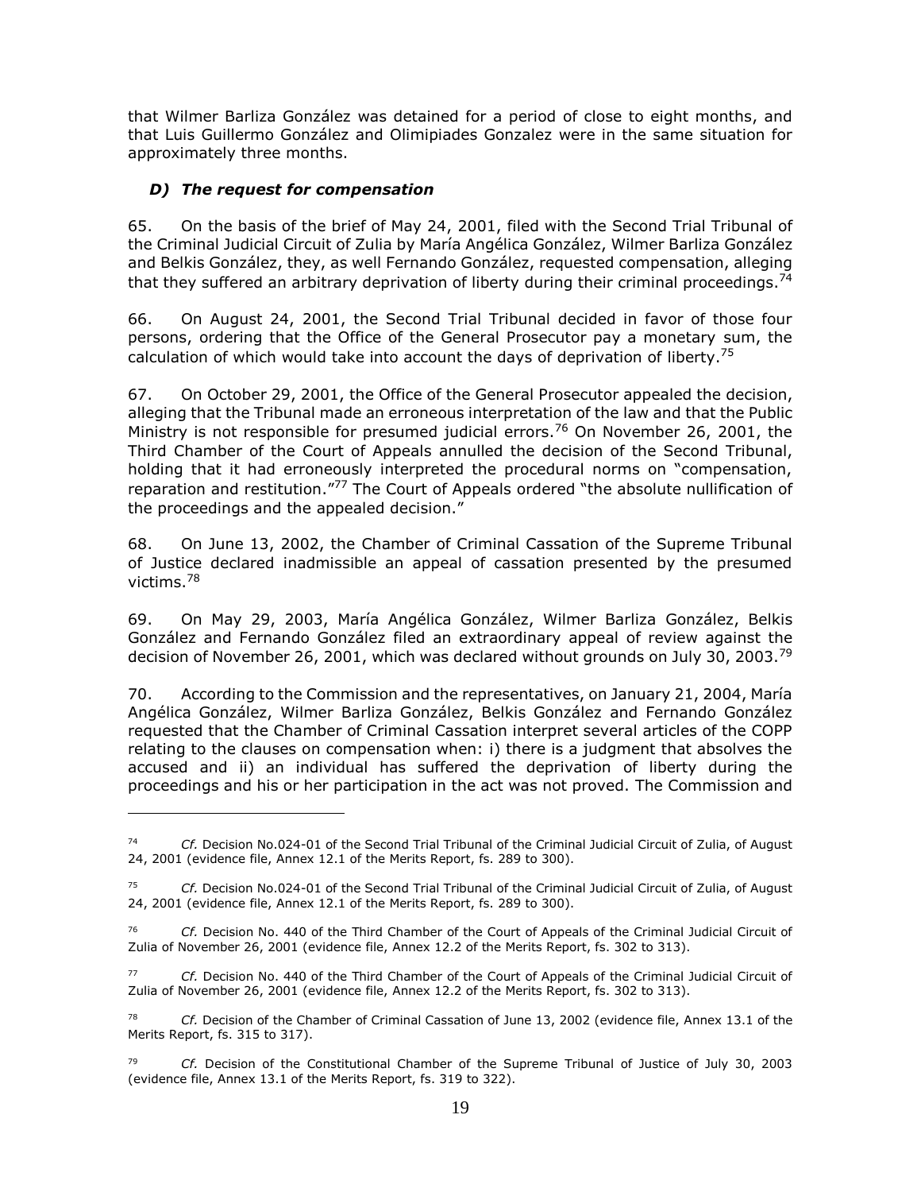that Wilmer Barliza González was detained for a period of close to eight months, and that Luis Guillermo González and Olimipiades Gonzalez were in the same situation for approximately three months.

### *D) The request for compensation*

65. On the basis of the brief of May 24, 2001, filed with the Second Trial Tribunal of the Criminal Judicial Circuit of Zulia by María Angélica González, Wilmer Barliza González and Belkis González, they, as well Fernando González, requested compensation, alleging that they suffered an arbitrary deprivation of liberty during their criminal proceedings.[74]

66. On August 24, 2001, the Second Trial Tribunal decided in favor of those four persons, ordering that the Office of the General Prosecutor pay a monetary sum, the calculation of which would take into account the days of deprivation of liberty.[75]

67. On October 29, 2001, the Office of the General Prosecutor appealed the decision, alleging that the Tribunal made an erroneous interpretation of the law and that the Public Ministry is not responsible for presumed judicial errors.[76] On November 26, 2001, the Third Chamber of the Court of Appeals annulled the decision of the Second Tribunal, holding that it had erroneously interpreted the procedural norms on "compensation, reparation and restitution."[77] The Court of Appeals ordered "the absolute nullification of the proceedings and the appealed decision."

68. On June 13, 2002, the Chamber of Criminal Cassation of the Supreme Tribunal of Justice declared inadmissible an appeal of cassation presented by the presumed victims.[78]

69. On May 29, 2003, María Angélica González, Wilmer Barliza González, Belkis González and Fernando González filed an extraordinary appeal of review against the decision of November 26, 2001, which was declared without grounds on July 30, 2003.[79]

70. According to the Commission and the representatives, on January 21, 2004, María Angélica González, Wilmer Barliza González, Belkis González and Fernando González requested that the Chamber of Criminal Cassation interpret several articles of the COPP relating to the clauses on compensation when: i) there is a judgment that absolves the accused and ii) an individual has suffered the deprivation of liberty during the proceedings and his or her participation in the act was not proved. The Commission and

---

[74] *Cf.* Decision No.024-01 of the Second Trial Tribunal of the Criminal Judicial Circuit of Zulia, of August 24, 2001 (evidence file, Annex 12.1 of the Merits Report, fs. 289 to 300).

[75] *Cf.* Decision No.024-01 of the Second Trial Tribunal of the Criminal Judicial Circuit of Zulia, of August 24, 2001 (evidence file, Annex 12.1 of the Merits Report, fs. 289 to 300).

[76] *Cf.* Decision No. 440 of the Third Chamber of the Court of Appeals of the Criminal Judicial Circuit of Zulia of November 26, 2001 (evidence file, Annex 12.2 of the Merits Report, fs. 302 to 313).

[77] *Cf.* Decision No. 440 of the Third Chamber of the Court of Appeals of the Criminal Judicial Circuit of Zulia of November 26, 2001 (evidence file, Annex 12.2 of the Merits Report, fs. 302 to 313).

[78] *Cf.* Decision of the Chamber of Criminal Cassation of June 13, 2002 (evidence file, Annex 13.1 of the Merits Report, fs. 315 to 317).

[79] *Cf.* Decision of the Constitutional Chamber of the Supreme Tribunal of Justice of July 30, 2003 (evidence file, Annex 13.1 of the Merits Report, fs. 319 to 322).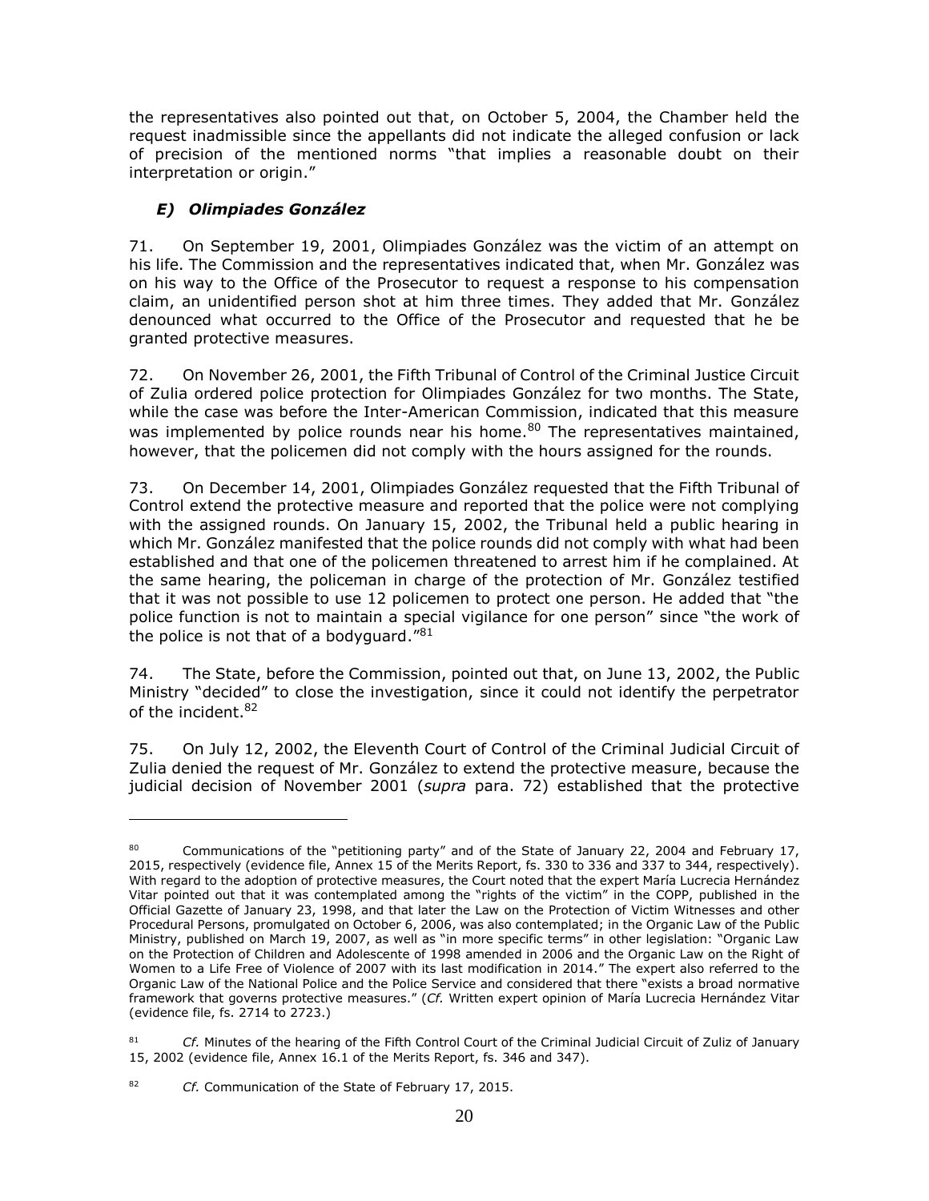the representatives also pointed out that, on October 5, 2004, the Chamber held the request inadmissible since the appellants did not indicate the alleged confusion or lack of precision of the mentioned norms "that implies a reasonable doubt on their interpretation or origin."

### *E) Olimpiades González*

71. On September 19, 2001, Olimpiades González was the victim of an attempt on his life. The Commission and the representatives indicated that, when Mr. González was on his way to the Office of the Prosecutor to request a response to his compensation claim, an unidentified person shot at him three times. They added that Mr. González denounced what occurred to the Office of the Prosecutor and requested that he be granted protective measures.

72. On November 26, 2001, the Fifth Tribunal of Control of the Criminal Justice Circuit of Zulia ordered police protection for Olimpiades González for two months. The State, while the case was before the Inter-American Commission, indicated that this measure was implemented by police rounds near his home.[80] The representatives maintained, however, that the policemen did not comply with the hours assigned for the rounds.

73. On December 14, 2001, Olimpiades González requested that the Fifth Tribunal of Control extend the protective measure and reported that the police were not complying with the assigned rounds. On January 15, 2002, the Tribunal held a public hearing in which Mr. González manifested that the police rounds did not comply with what had been established and that one of the policemen threatened to arrest him if he complained. At the same hearing, the policeman in charge of the protection of Mr. González testified that it was not possible to use 12 policemen to protect one person. He added that "the police function is not to maintain a special vigilance for one person" since "the work of the police is not that of a bodyguard."[81]

74. The State, before the Commission, pointed out that, on June 13, 2002, the Public Ministry "decided" to close the investigation, since it could not identify the perpetrator of the incident.[82]

75. On July 12, 2002, the Eleventh Court of Control of the Criminal Judicial Circuit of Zulia denied the request of Mr. González to extend the protective measure, because the judicial decision of November 2001 (*supra* para. 72) established that the protective

---

[80] Communications of the "petitioning party" and of the State of January 22, 2004 and February 17, 2015, respectively (evidence file, Annex 15 of the Merits Report, fs. 330 to 336 and 337 to 344, respectively). With regard to the adoption of protective measures, the Court noted that the expert María Lucrecia Hernández Vitar pointed out that it was contemplated among the "rights of the victim" in the COPP, published in the Official Gazette of January 23, 1998, and that later the Law on the Protection of Victim Witnesses and other Procedural Persons, promulgated on October 6, 2006, was also contemplated; in the Organic Law of the Public Ministry, published on March 19, 2007, as well as "in more specific terms" in other legislation: "Organic Law on the Protection of Children and Adolescente of 1998 amended in 2006 and the Organic Law on the Right of Women to a Life Free of Violence of 2007 with its last modification in 2014." The expert also referred to the Organic Law of the National Police and the Police Service and considered that there "exists a broad normative framework that governs protective measures." (*Cf.* Written expert opinion of María Lucrecia Hernández Vitar (evidence file, fs. 2714 to 2723.)

[81] *Cf.* Minutes of the hearing of the Fifth Control Court of the Criminal Judicial Circuit of Zuliz of January 15, 2002 (evidence file, Annex 16.1 of the Merits Report, fs. 346 and 347).

[82] *Cf.* Communication of the State of February 17, 2015.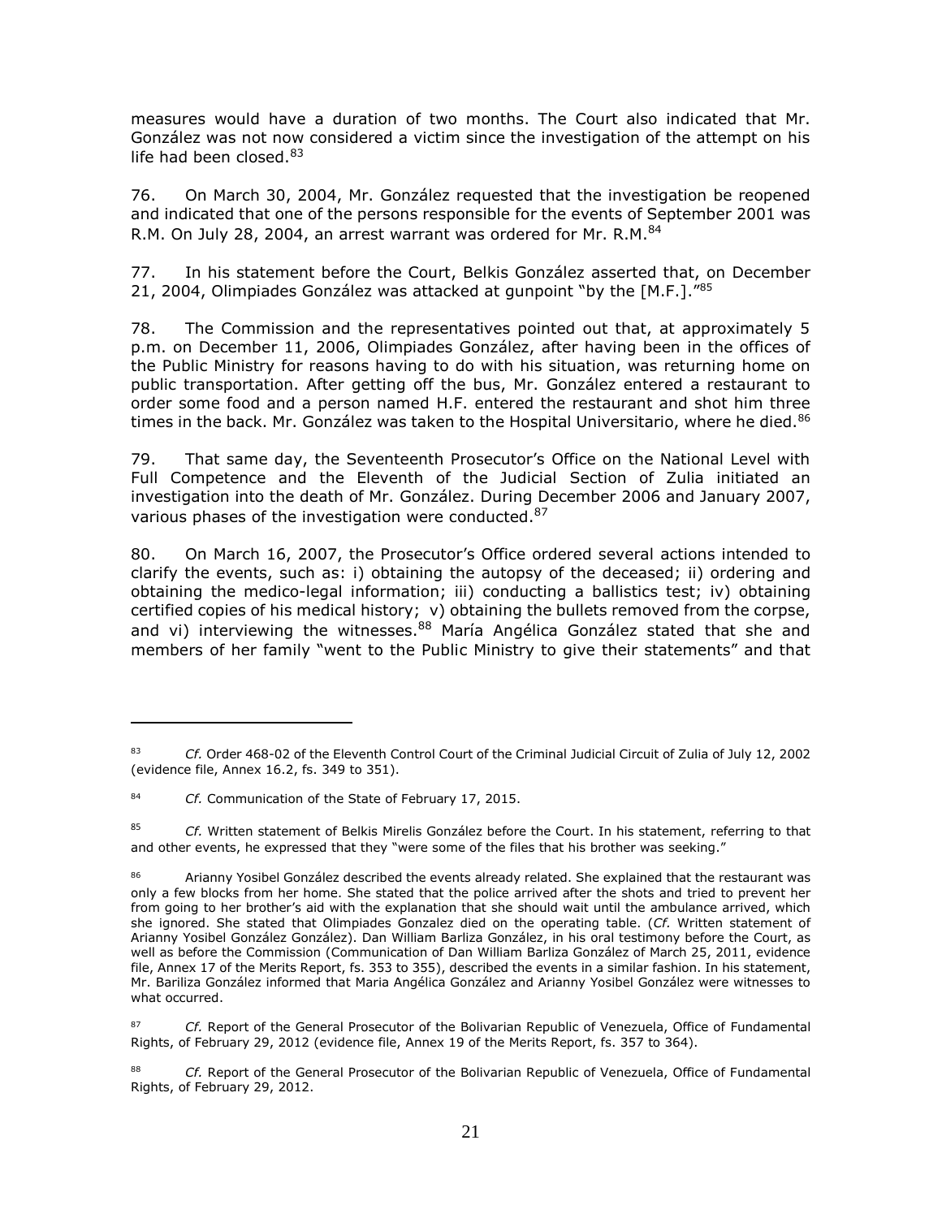measures would have a duration of two months. The Court also indicated that Mr. González was not now considered a victim since the investigation of the attempt on his life had been closed.[83]

76. On March 30, 2004, Mr. González requested that the investigation be reopened and indicated that one of the persons responsible for the events of September 2001 was R.M. On July 28, 2004, an arrest warrant was ordered for Mr. R.M.[84]

77. In his statement before the Court, Belkis González asserted that, on December 21, 2004, Olimpiades González was attacked at gunpoint "by the [M.F.]."[85]

78. The Commission and the representatives pointed out that, at approximately 5 p.m. on December 11, 2006, Olimpiades González, after having been in the offices of the Public Ministry for reasons having to do with his situation, was returning home on public transportation. After getting off the bus, Mr. González entered a restaurant to order some food and a person named H.F. entered the restaurant and shot him three times in the back. Mr. González was taken to the Hospital Universitario, where he died.[86]

79. That same day, the Seventeenth Prosecutor's Office on the National Level with Full Competence and the Eleventh of the Judicial Section of Zulia initiated an investigation into the death of Mr. González. During December 2006 and January 2007, various phases of the investigation were conducted.[87]

80. On March 16, 2007, the Prosecutor's Office ordered several actions intended to clarify the events, such as: i) obtaining the autopsy of the deceased; ii) ordering and obtaining the medico-legal information; iii) conducting a ballistics test; iv) obtaining certified copies of his medical history; v) obtaining the bullets removed from the corpse, and vi) interviewing the witnesses.[88] María Angélica González stated that she and members of her family "went to the Public Ministry to give their statements" and that

---

[83] *Cf.* Order 468-02 of the Eleventh Control Court of the Criminal Judicial Circuit of Zulia of July 12, 2002 (evidence file, Annex 16.2, fs. 349 to 351).

[84] *Cf.* Communication of the State of February 17, 2015.

[85] *Cf.* Written statement of Belkis Mirelis González before the Court. In his statement, referring to that and other events, he expressed that they "were some of the files that his brother was seeking."

[86] Arianny Yosibel González described the events already related. She explained that the restaurant was only a few blocks from her home. She stated that the police arrived after the shots and tried to prevent her from going to her brother's aid with the explanation that she should wait until the ambulance arrived, which she ignored. She stated that Olimpiades Gonzalez died on the operating table. (*Cf.* Written statement of Arianny Yosibel González González). Dan William Barliza González, in his oral testimony before the Court, as well as before the Commission (Communication of Dan William Barliza González of March 25, 2011, evidence file, Annex 17 of the Merits Report, fs. 353 to 355), described the events in a similar fashion. In his statement, Mr. Bariliza González informed that Maria Angélica González and Arianny Yosibel González were witnesses to what occurred.

[87] *Cf.* Report of the General Prosecutor of the Bolivarian Republic of Venezuela, Office of Fundamental Rights, of February 29, 2012 (evidence file, Annex 19 of the Merits Report, fs. 357 to 364).

[88] *Cf.* Report of the General Prosecutor of the Bolivarian Republic of Venezuela, Office of Fundamental Rights, of February 29, 2012.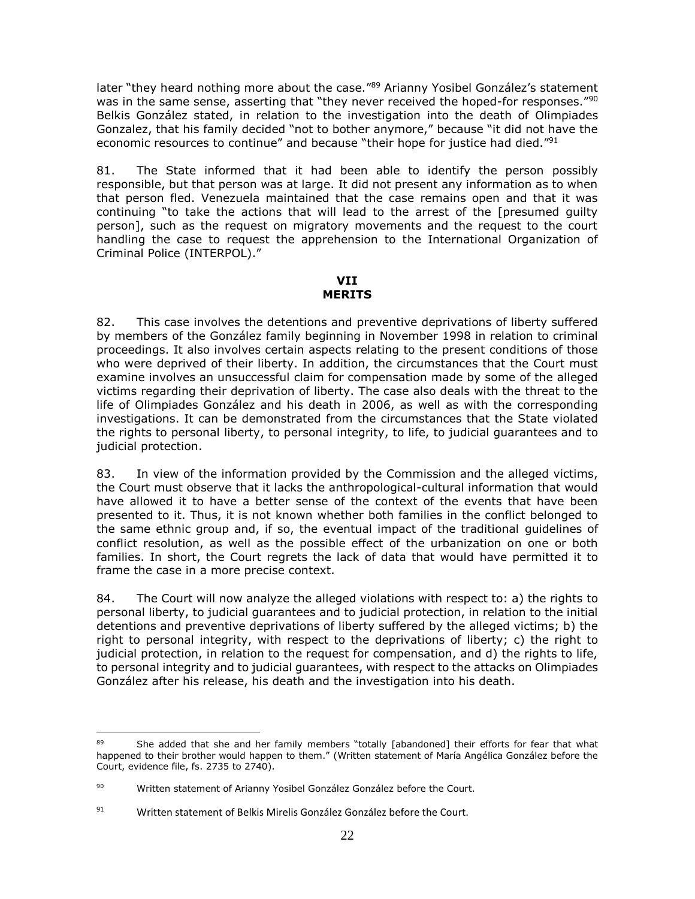later "they heard nothing more about the case."[89] Arianny Yosibel González's statement was in the same sense, asserting that "they never received the hoped-for responses."[90] Belkis González stated, in relation to the investigation into the death of Olimpiades Gonzalez, that his family decided "not to bother anymore," because "it did not have the economic resources to continue" and because "their hope for justice had died."[91]

81. The State informed that it had been able to identify the person possibly responsible, but that person was at large. It did not present any information as to when that person fled. Venezuela maintained that the case remains open and that it was continuing "to take the actions that will lead to the arrest of the [presumed guilty person], such as the request on migratory movements and the request to the court handling the case to request the apprehension to the International Organization of Criminal Police (INTERPOL)."

## VII
## MERITS

82. This case involves the detentions and preventive deprivations of liberty suffered by members of the González family beginning in November 1998 in relation to criminal proceedings. It also involves certain aspects relating to the present conditions of those who were deprived of their liberty. In addition, the circumstances that the Court must examine involves an unsuccessful claim for compensation made by some of the alleged victims regarding their deprivation of liberty. The case also deals with the threat to the life of Olimpiades González and his death in 2006, as well as with the corresponding investigations. It can be demonstrated from the circumstances that the State violated the rights to personal liberty, to personal integrity, to life, to judicial guarantees and to judicial protection.

83. In view of the information provided by the Commission and the alleged victims, the Court must observe that it lacks the anthropological-cultural information that would have allowed it to have a better sense of the context of the events that have been presented to it. Thus, it is not known whether both families in the conflict belonged to the same ethnic group and, if so, the eventual impact of the traditional guidelines of conflict resolution, as well as the possible effect of the urbanization on one or both families. In short, the Court regrets the lack of data that would have permitted it to frame the case in a more precise context.

84. The Court will now analyze the alleged violations with respect to: a) the rights to personal liberty, to judicial guarantees and to judicial protection, in relation to the initial detentions and preventive deprivations of liberty suffered by the alleged victims; b) the right to personal integrity, with respect to the deprivations of liberty; c) the right to judicial protection, in relation to the request for compensation, and d) the rights to life, to personal integrity and to judicial guarantees, with respect to the attacks on Olimpiades González after his release, his death and the investigation into his death.

---

[89] She added that she and her family members "totally [abandoned] their efforts for fear that what happened to their brother would happen to them." (Written statement of María Angélica González before the Court, evidence file, fs. 2735 to 2740).

[90] Written statement of Arianny Yosibel González González before the Court.

[91] Written statement of Belkis Mirelis González González before the Court.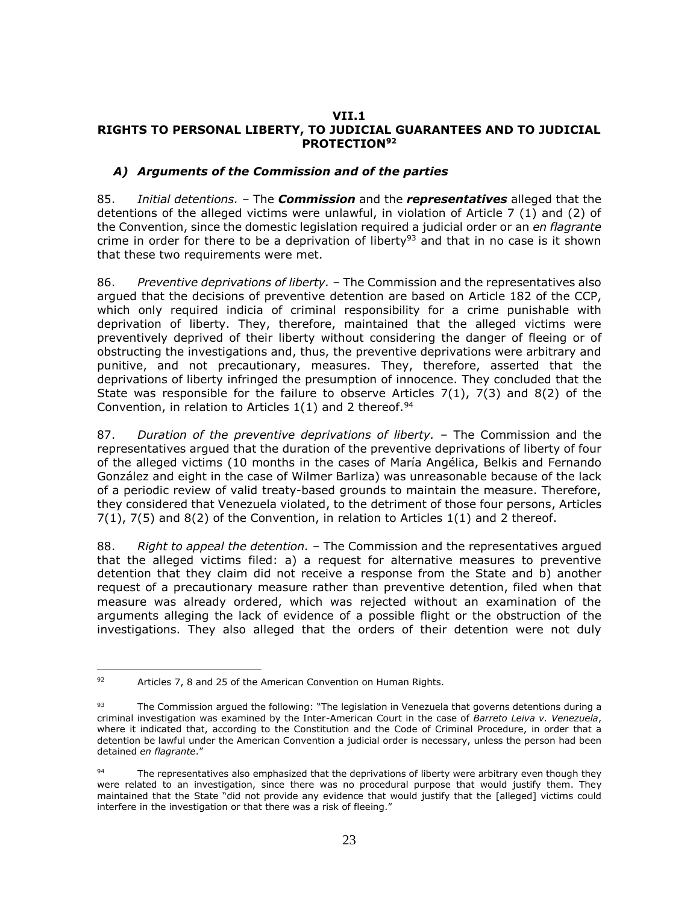## VII.1
## RIGHTS TO PERSONAL LIBERTY, TO JUDICIAL GUARANTEES AND TO JUDICIAL PROTECTION[92]

### *A) Arguments of the Commission and of the parties*

85. *Initial detentions.* – The ***Commission*** and the ***representatives*** alleged that the detentions of the alleged victims were unlawful, in violation of Article 7 (1) and (2) of the Convention, since the domestic legislation required a judicial order or an *en flagrante* crime in order for there to be a deprivation of liberty[93] and that in no case is it shown that these two requirements were met.

86. *Preventive deprivations of liberty.* – The Commission and the representatives also argued that the decisions of preventive detention are based on Article 182 of the CCP, which only required indicia of criminal responsibility for a crime punishable with deprivation of liberty. They, therefore, maintained that the alleged victims were preventively deprived of their liberty without considering the danger of fleeing or of obstructing the investigations and, thus, the preventive deprivations were arbitrary and punitive, and not precautionary, measures. They, therefore, asserted that the deprivations of liberty infringed the presumption of innocence. They concluded that the State was responsible for the failure to observe Articles 7(1), 7(3) and 8(2) of the Convention, in relation to Articles 1(1) and 2 thereof.[94]

87. *Duration of the preventive deprivations of liberty.* – The Commission and the representatives argued that the duration of the preventive deprivations of liberty of four of the alleged victims (10 months in the cases of María Angélica, Belkis and Fernando González and eight in the case of Wilmer Barliza) was unreasonable because of the lack of a periodic review of valid treaty-based grounds to maintain the measure. Therefore, they considered that Venezuela violated, to the detriment of those four persons, Articles 7(1), 7(5) and 8(2) of the Convention, in relation to Articles 1(1) and 2 thereof.

88. *Right to appeal the detention.* – The Commission and the representatives argued that the alleged victims filed: a) a request for alternative measures to preventive detention that they claim did not receive a response from the State and b) another request of a precautionary measure rather than preventive detention, filed when that measure was already ordered, which was rejected without an examination of the arguments alleging the lack of evidence of a possible flight or the obstruction of the investigations. They also alleged that the orders of their detention were not duly

---

[92] Articles 7, 8 and 25 of the American Convention on Human Rights.

[93] The Commission argued the following: "The legislation in Venezuela that governs detentions during a criminal investigation was examined by the Inter-American Court in the case of *Barreto Leiva v. Venezuela*, where it indicated that, according to the Constitution and the Code of Criminal Procedure, in order that a detention be lawful under the American Convention a judicial order is necessary, unless the person had been detained *en flagrante*."

[94] The representatives also emphasized that the deprivations of liberty were arbitrary even though they were related to an investigation, since there was no procedural purpose that would justify them. They maintained that the State "did not provide any evidence that would justify that the [alleged] victims could interfere in the investigation or that there was a risk of fleeing."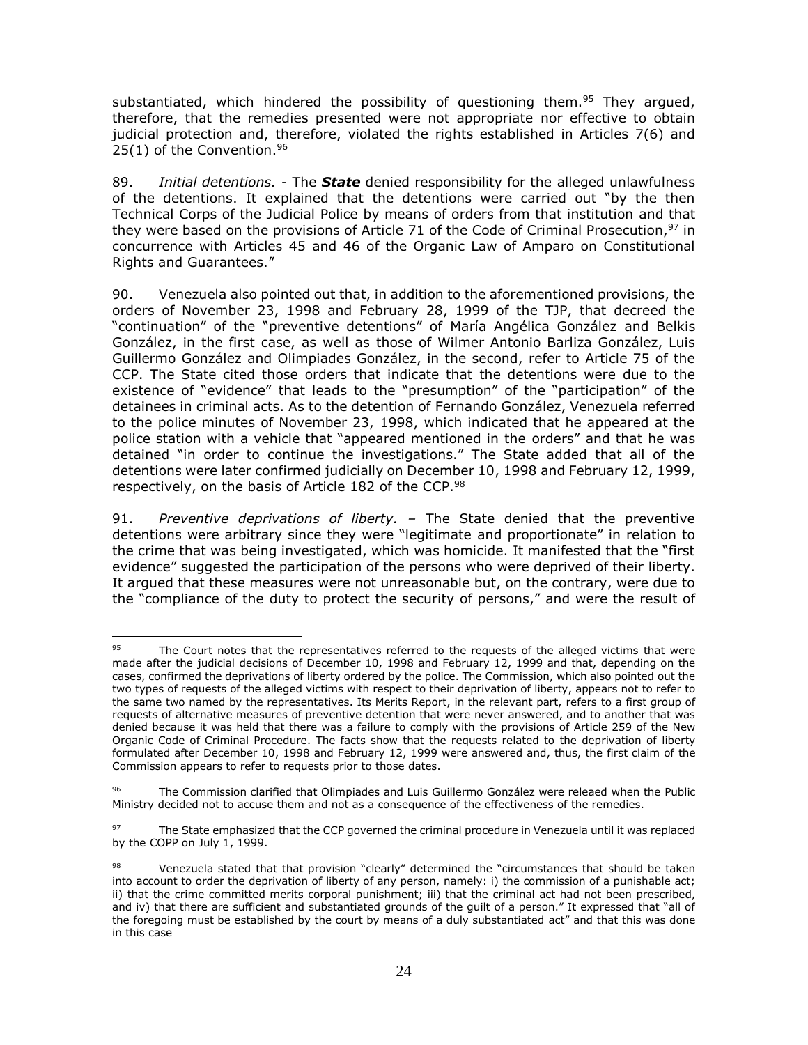substantiated, which hindered the possibility of questioning them.[95] They argued, therefore, that the remedies presented were not appropriate nor effective to obtain judicial protection and, therefore, violated the rights established in Articles 7(6) and 25(1) of the Convention.[96]

89. *Initial detentions.* - The ***State*** denied responsibility for the alleged unlawfulness of the detentions. It explained that the detentions were carried out "by the then Technical Corps of the Judicial Police by means of orders from that institution and that they were based on the provisions of Article 71 of the Code of Criminal Prosecution,[97] in concurrence with Articles 45 and 46 of the Organic Law of Amparo on Constitutional Rights and Guarantees."

90. Venezuela also pointed out that, in addition to the aforementioned provisions, the orders of November 23, 1998 and February 28, 1999 of the TJP, that decreed the "continuation" of the "preventive detentions" of María Angélica González and Belkis González, in the first case, as well as those of Wilmer Antonio Barliza González, Luis Guillermo González and Olimpiades González, in the second, refer to Article 75 of the CCP. The State cited those orders that indicate that the detentions were due to the existence of "evidence" that leads to the "presumption" of the "participation" of the detainees in criminal acts. As to the detention of Fernando González, Venezuela referred to the police minutes of November 23, 1998, which indicated that he appeared at the police station with a vehicle that "appeared mentioned in the orders" and that he was detained "in order to continue the investigations." The State added that all of the detentions were later confirmed judicially on December 10, 1998 and February 12, 1999, respectively, on the basis of Article 182 of the CCP.[98]

91. *Preventive deprivations of liberty.* – The State denied that the preventive detentions were arbitrary since they were "legitimate and proportionate" in relation to the crime that was being investigated, which was homicide. It manifested that the "first evidence" suggested the participation of the persons who were deprived of their liberty. It argued that these measures were not unreasonable but, on the contrary, were due to the "compliance of the duty to protect the security of persons," and were the result of

---

[95] The Court notes that the representatives referred to the requests of the alleged victims that were made after the judicial decisions of December 10, 1998 and February 12, 1999 and that, depending on the cases, confirmed the deprivations of liberty ordered by the police. The Commission, which also pointed out the two types of requests of the alleged victims with respect to their deprivation of liberty, appears not to refer to the same two named by the representatives. Its Merits Report, in the relevant part, refers to a first group of requests of alternative measures of preventive detention that were never answered, and to another that was denied because it was held that there was a failure to comply with the provisions of Article 259 of the New Organic Code of Criminal Procedure. The facts show that the requests related to the deprivation of liberty formulated after December 10, 1998 and February 12, 1999 were answered and, thus, the first claim of the Commission appears to refer to requests prior to those dates.

[96] The Commission clarified that Olimpiades and Luis Guillermo González were releaed when the Public Ministry decided not to accuse them and not as a consequence of the effectiveness of the remedies.

[97] The State emphasized that the CCP governed the criminal procedure in Venezuela until it was replaced by the COPP on July 1, 1999.

[98] Venezuela stated that that provision "clearly" determined the "circumstances that should be taken into account to order the deprivation of liberty of any person, namely: i) the commission of a punishable act; ii) that the crime committed merits corporal punishment; iii) that the criminal act had not been prescribed, and iv) that there are sufficient and substantiated grounds of the guilt of a person." It expressed that "all of the foregoing must be established by the court by means of a duly substantiated act" and that this was done in this case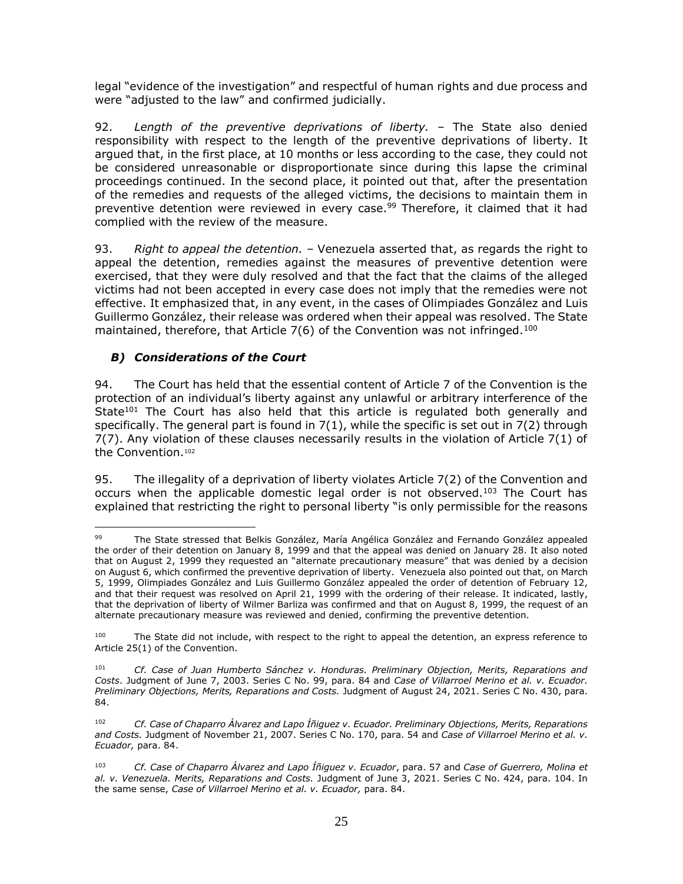legal "evidence of the investigation" and respectful of human rights and due process and were "adjusted to the law" and confirmed judicially.

92. *Length of the preventive deprivations of liberty.* – The State also denied responsibility with respect to the length of the preventive deprivations of liberty. It argued that, in the first place, at 10 months or less according to the case, they could not be considered unreasonable or disproportionate since during this lapse the criminal proceedings continued. In the second place, it pointed out that, after the presentation of the remedies and requests of the alleged victims, the decisions to maintain them in preventive detention were reviewed in every case.[99] Therefore, it claimed that it had complied with the review of the measure.

93. *Right to appeal the detention.* – Venezuela asserted that, as regards the right to appeal the detention, remedies against the measures of preventive detention were exercised, that they were duly resolved and that the fact that the claims of the alleged victims had not been accepted in every case does not imply that the remedies were not effective. It emphasized that, in any event, in the cases of Olimpiades González and Luis Guillermo González, their release was ordered when their appeal was resolved. The State maintained, therefore, that Article 7(6) of the Convention was not infringed.[100]

### *B) Considerations of the Court*

94. The Court has held that the essential content of Article 7 of the Convention is the protection of an individual's liberty against any unlawful or arbitrary interference of the State[101] The Court has also held that this article is regulated both generally and specifically. The general part is found in 7(1), while the specific is set out in 7(2) through 7(7). Any violation of these clauses necessarily results in the violation of Article 7(1) of the Convention.[102]

95. The illegality of a deprivation of liberty violates Article 7(2) of the Convention and occurs when the applicable domestic legal order is not observed.[103] The Court has explained that restricting the right to personal liberty "is only permissible for the reasons

---

[99] The State stressed that Belkis González, María Angélica González and Fernando González appealed the order of their detention on January 8, 1999 and that the appeal was denied on January 28. It also noted that on August 2, 1999 they requested an "alternate precautionary measure" that was denied by a decision on August 6, which confirmed the preventive deprivation of liberty. Venezuela also pointed out that, on March 5, 1999, Olimpiades González and Luis Guillermo González appealed the order of detention of February 12, and that their request was resolved on April 21, 1999 with the ordering of their release. It indicated, lastly, that the deprivation of liberty of Wilmer Barliza was confirmed and that on August 8, 1999, the request of an alternate precautionary measure was reviewed and denied, confirming the preventive detention.

[100] The State did not include, with respect to the right to appeal the detention, an express reference to Article 25(1) of the Convention.

[101] *Cf. Case of Juan Humberto Sánchez v. Honduras. Preliminary Objection, Merits, Reparations and Costs*. Judgment of June 7, 2003. Series C No. 99, para. 84 and *Case of Villarroel Merino et al. v. Ecuador. Preliminary Objections, Merits, Reparations and Costs.* Judgment of August 24, 2021. Series C No. 430, para. 84.

[102] *Cf. Case of Chaparro Álvarez and Lapo Íñiguez v. Ecuador. Preliminary Objections, Merits, Reparations and Costs.* Judgment of November 21, 2007. Series C No. 170, para. 54 and *Case of Villarroel Merino et al. v. Ecuador,* para. 84.

[103] *Cf. Case of Chaparro Álvarez and Lapo Íñiguez v. Ecuador*, para. 57 and *Case of Guerrero, Molina et al. v. Venezuela. Merits, Reparations and Costs.* Judgment of June 3, 2021. Series C No. 424, para. 104. In the same sense, *Case of Villarroel Merino et al. v. Ecuador,* para. 84.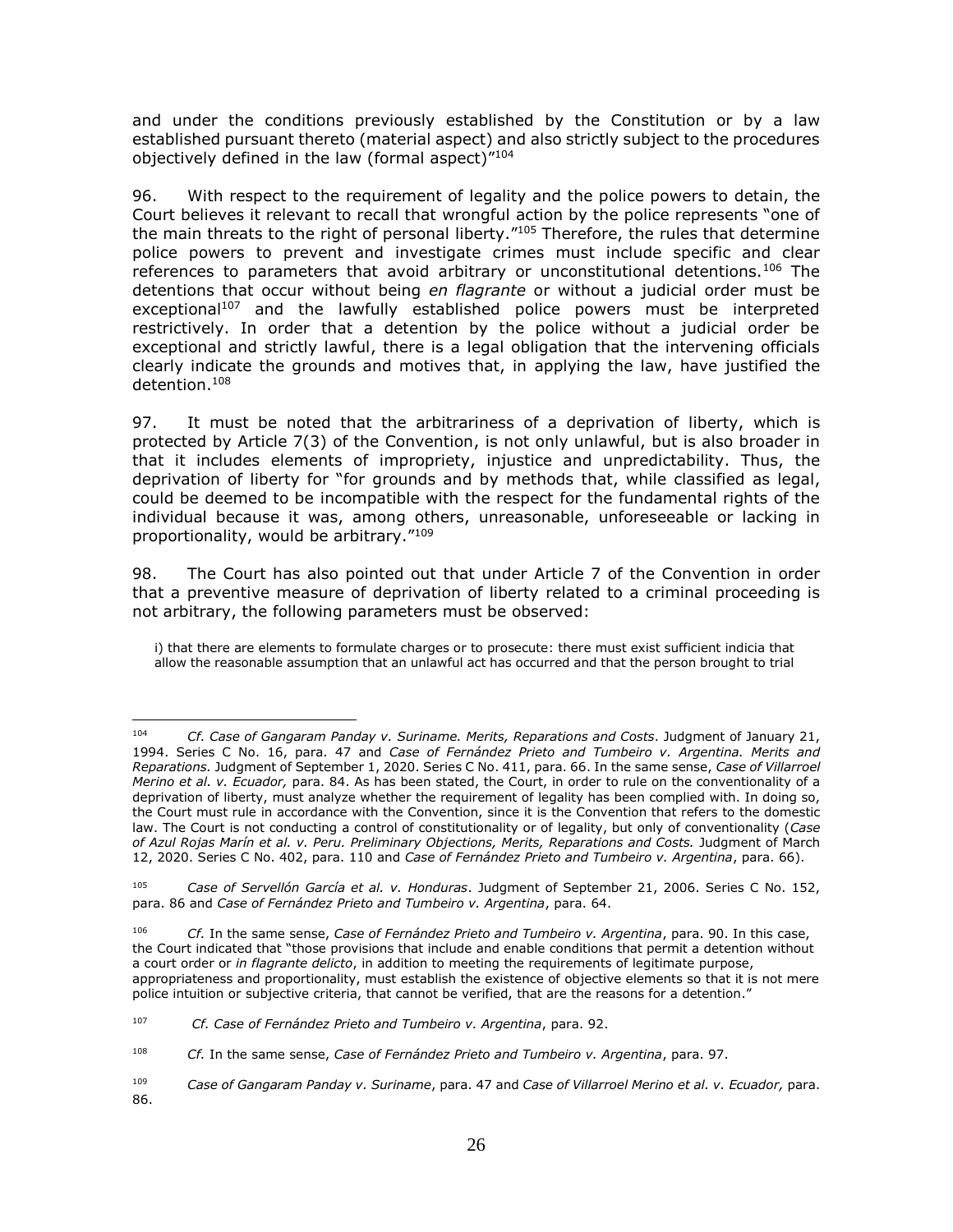and under the conditions previously established by the Constitution or by a law established pursuant thereto (material aspect) and also strictly subject to the procedures objectively defined in the law (formal aspect)"[104]

96. With respect to the requirement of legality and the police powers to detain, the Court believes it relevant to recall that wrongful action by the police represents "one of the main threats to the right of personal liberty."[105] Therefore, the rules that determine police powers to prevent and investigate crimes must include specific and clear references to parameters that avoid arbitrary or unconstitutional detentions.[106] The detentions that occur without being *en flagrante* or without a judicial order must be exceptional[107] and the lawfully established police powers must be interpreted restrictively. In order that a detention by the police without a judicial order be exceptional and strictly lawful, there is a legal obligation that the intervening officials clearly indicate the grounds and motives that, in applying the law, have justified the detention.[108]

97. It must be noted that the arbitrariness of a deprivation of liberty, which is protected by Article 7(3) of the Convention, is not only unlawful, but is also broader in that it includes elements of impropriety, injustice and unpredictability. Thus, the deprivation of liberty for "for grounds and by methods that, while classified as legal, could be deemed to be incompatible with the respect for the fundamental rights of the individual because it was, among others, unreasonable, unforeseeable or lacking in proportionality, would be arbitrary."[109]

98. The Court has also pointed out that under Article 7 of the Convention in order that a preventive measure of deprivation of liberty related to a criminal proceeding is not arbitrary, the following parameters must be observed:

> i) that there are elements to formulate charges or to prosecute: there must exist sufficient indicia that allow the reasonable assumption that an unlawful act has occurred and that the person brought to trial

---

[104] *Cf. Case of Gangaram Panday v. Suriname. Merits, Reparations and Costs*. Judgment of January 21, 1994. Series C No. 16, para. 47 and *Case of Fernández Prieto and Tumbeiro v. Argentina. Merits and Reparations.* Judgment of September 1, 2020. Series C No. 411, para. 66. In the same sense, *Case of Villarroel Merino et al. v. Ecuador,* para. 84. As has been stated, the Court, in order to rule on the conventionality of a deprivation of liberty, must analyze whether the requirement of legality has been complied with. In doing so, the Court must rule in accordance with the Convention, since it is the Convention that refers to the domestic law. The Court is not conducting a control of constitutionality or of legality, but only of conventionality (*Case of Azul Rojas Marín et al. v. Peru. Preliminary Objections, Merits, Reparations and Costs.* Judgment of March 12, 2020. Series C No. 402, para. 110 and *Case of Fernández Prieto and Tumbeiro v. Argentina*, para. 66).

[105] *Case of Servellón García et al. v. Honduras*. Judgment of September 21, 2006. Series C No. 152, para. 86 and *Case of Fernández Prieto and Tumbeiro v. Argentina*, para. 64.

[106] *Cf.* In the same sense, *Case of Fernández Prieto and Tumbeiro v. Argentina*, para. 90. In this case, the Court indicated that "those provisions that include and enable conditions that permit a detention without a court order or *in flagrante delicto*, in addition to meeting the requirements of legitimate purpose, appropriateness and proportionality, must establish the existence of objective elements so that it is not mere police intuition or subjective criteria, that cannot be verified, that are the reasons for a detention."

[107] *Cf. Case of Fernández Prieto and Tumbeiro v. Argentina*, para. 92.

[108] *Cf.* In the same sense, *Case of Fernández Prieto and Tumbeiro v. Argentina*, para. 97.

[109] *Case of Gangaram Panday v. Suriname*, para. 47 and *Case of Villarroel Merino et al. v. Ecuador,* para. 86.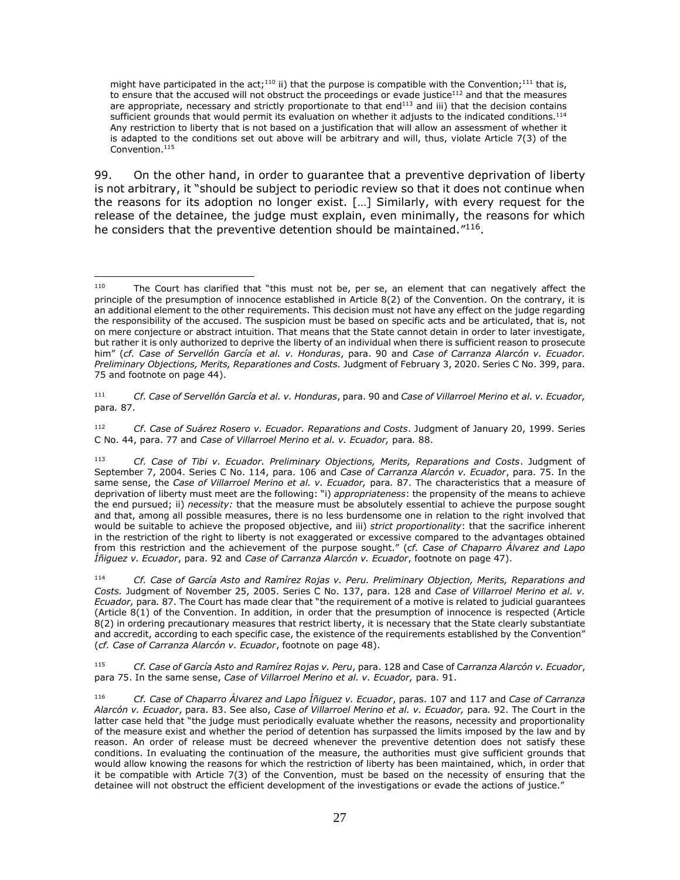might have participated in the act;[110] ii) that the purpose is compatible with the Convention;[111] that is, to ensure that the accused will not obstruct the proceedings or evade justice[112] and that the measures are appropriate, necessary and strictly proportionate to that end[113] and iii) that the decision contains sufficient grounds that would permit its evaluation on whether it adjusts to the indicated conditions.[114] Any restriction to liberty that is not based on a justification that will allow an assessment of whether it is adapted to the conditions set out above will be arbitrary and will, thus, violate Article 7(3) of the Convention.[115]

99. On the other hand, in order to guarantee that a preventive deprivation of liberty is not arbitrary, it "should be subject to periodic review so that it does not continue when the reasons for its adoption no longer exist. […] Similarly, with every request for the release of the detainee, the judge must explain, even minimally, the reasons for which he considers that the preventive detention should be maintained."[116].

---

[110] The Court has clarified that "this must not be, per se, an element that can negatively affect the principle of the presumption of innocence established in Article 8(2) of the Convention. On the contrary, it is an additional element to the other requirements. This decision must not have any effect on the judge regarding the responsibility of the accused. The suspicion must be based on specific acts and be articulated, that is, not on mere conjecture or abstract intuition. That means that the State cannot detain in order to later investigate, but rather it is only authorized to deprive the liberty of an individual when there is sufficient reason to prosecute him" (*cf. Case of Servellón García et al. v. Honduras*, para. 90 and *Case of Carranza Alarcón v. Ecuador. Preliminary Objections, Merits, Reparationes and Costs.* Judgment of February 3, 2020. Series C No. 399, para. 75 and footnote on page 44).

[111] *Cf. Case of Servellón García et al. v. Honduras*, para. 90 and *Case of Villarroel Merino et al. v. Ecuador,* para*.* 87.

[112] *Cf*. *Case of Suárez Rosero v. Ecuador. Reparations and Costs*. Judgment of January 20, 1999. Series C No. 44, para. 77 and *Case of Villarroel Merino et al. v. Ecuador,* para*.* 88.

[113] *Cf. Case of Tibi v. Ecuador. Preliminary Objections, Merits, Reparations and Costs*. Judgment of September 7, 2004. Series C No. 114, para. 106 and *Case of Carranza Alarcón v. Ecuador*, para. 75. In the same sense, the *Case of Villarroel Merino et al. v. Ecuador,* para*.* 87. The characteristics that a measure of deprivation of liberty must meet are the following: "i) *appropriateness*: the propensity of the means to achieve the end pursued; ii) *necessity:* that the measure must be absolutely essential to achieve the purpose sought and that, among all possible measures, there is no less burdensome one in relation to the right involved that would be suitable to achieve the proposed objective, and iii) *strict proportionality*: that the sacrifice inherent in the restriction of the right to liberty is not exaggerated or excessive compared to the advantages obtained from this restriction and the achievement of the purpose sought." (*cf. Case of Chaparro Álvarez and Lapo Íñiguez v. Ecuador*, para. 92 and *Case of Carranza Alarcón v. Ecuador*, footnote on page 47).

[114] *Cf. Case of García Asto and Ramírez Rojas v. Peru. Preliminary Objection, Merits, Reparations and Costs.* Judgment of November 25, 2005. Series C No. 137, para. 128 and *Case of Villarroel Merino et al. v. Ecuador,* para*.* 87. The Court has made clear that "the requirement of a motive is related to judicial guarantees (Article 8(1) of the Convention. In addition, in order that the presumption of innocence is respected (Article 8(2) in ordering precautionary measures that restrict liberty, it is necessary that the State clearly substantiate and accredit, according to each specific case, the existence of the requirements established by the Convention" (*cf. Case of Carranza Alarcón v. Ecuador*, footnote on page 48).

[115] *Cf. Case of García Asto and Ramírez Rojas v. Peru*, para. 128 and Case of C*arranza Alarcón v. Ecuador*, para 75. In the same sense, *Case of Villarroel Merino et al. v. Ecuador,* para. 91.

[116] *Cf. Case of Chaparro Álvarez and Lapo Íñiguez v. Ecuador*, paras. 107 and 117 and *Case of Carranza Alarcón v. Ecuador*, para. 83. See also, *Case of Villarroel Merino et al. v. Ecuador,* para*.* 92. The Court in the latter case held that "the judge must periodically evaluate whether the reasons, necessity and proportionality of the measure exist and whether the period of detention has surpassed the limits imposed by the law and by reason. An order of release must be decreed whenever the preventive detention does not satisfy these conditions. In evaluating the continuation of the measure, the authorities must give sufficient grounds that would allow knowing the reasons for which the restriction of liberty has been maintained, which, in order that it be compatible with Article 7(3) of the Convention, must be based on the necessity of ensuring that the detainee will not obstruct the efficient development of the investigations or evade the actions of justice."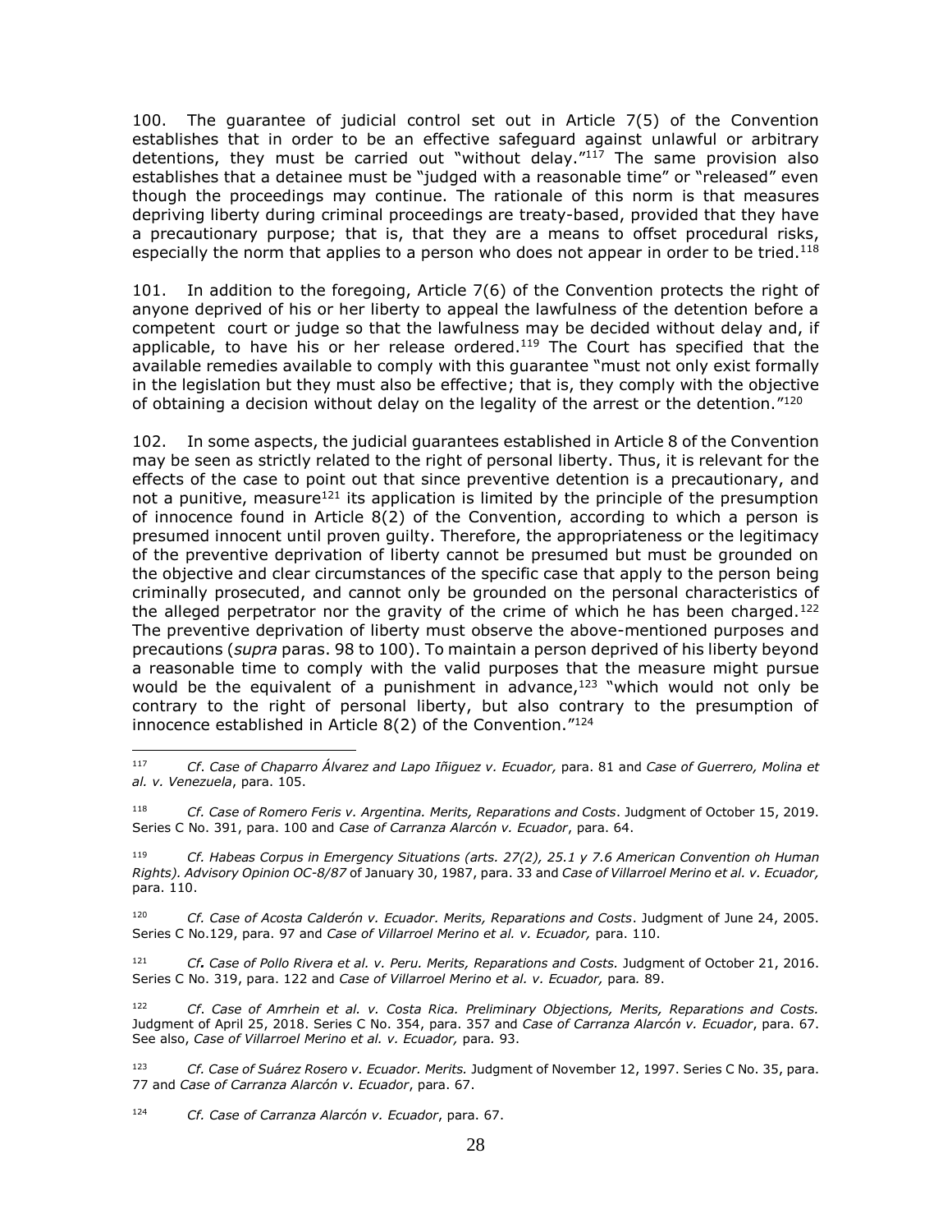100. The guarantee of judicial control set out in Article 7(5) of the Convention establishes that in order to be an effective safeguard against unlawful or arbitrary detentions, they must be carried out "without delay."[117] The same provision also establishes that a detainee must be "judged with a reasonable time" or "released" even though the proceedings may continue. The rationale of this norm is that measures depriving liberty during criminal proceedings are treaty-based, provided that they have a precautionary purpose; that is, that they are a means to offset procedural risks, especially the norm that applies to a person who does not appear in order to be tried.[118]

101. In addition to the foregoing, Article 7(6) of the Convention protects the right of anyone deprived of his or her liberty to appeal the lawfulness of the detention before a competent court or judge so that the lawfulness may be decided without delay and, if applicable, to have his or her release ordered.[119] The Court has specified that the available remedies available to comply with this guarantee "must not only exist formally in the legislation but they must also be effective; that is, they comply with the objective of obtaining a decision without delay on the legality of the arrest or the detention."[120]

102. In some aspects, the judicial guarantees established in Article 8 of the Convention may be seen as strictly related to the right of personal liberty. Thus, it is relevant for the effects of the case to point out that since preventive detention is a precautionary, and not a punitive, measure[121] its application is limited by the principle of the presumption of innocence found in Article 8(2) of the Convention, according to which a person is presumed innocent until proven guilty. Therefore, the appropriateness or the legitimacy of the preventive deprivation of liberty cannot be presumed but must be grounded on the objective and clear circumstances of the specific case that apply to the person being criminally prosecuted, and cannot only be grounded on the personal characteristics of the alleged perpetrator nor the gravity of the crime of which he has been charged.[122] The preventive deprivation of liberty must observe the above-mentioned purposes and precautions (*supra* paras. 98 to 100). To maintain a person deprived of his liberty beyond a reasonable time to comply with the valid purposes that the measure might pursue would be the equivalent of a punishment in advance,[123] "which would not only be contrary to the right of personal liberty, but also contrary to the presumption of innocence established in Article 8(2) of the Convention."[124]

---

[117] *Cf*. *Case of Chaparro Álvarez and Lapo Iñiguez v. Ecuador,* para. 81 and *Case of Guerrero, Molina et al. v. Venezuela*, para. 105.

[118] *Cf. Case of Romero Feris v. Argentina. Merits, Reparations and Costs*. Judgment of October 15, 2019. Series C No. 391, para. 100 and *Case of Carranza Alarcón v. Ecuador*, para. 64.

[119] *Cf. Habeas Corpus in Emergency Situations (arts. 27(2), 25.1 y 7.6 American Convention oh Human Rights). Advisory Opinion OC-8/87* of January 30, 1987, para. 33 and *Case of Villarroel Merino et al. v. Ecuador,* para. 110.

[120] *Cf. Case of Acosta Calderón v. Ecuador. Merits, Reparations and Costs*. Judgment of June 24, 2005. Series C No.129, para. 97 and *Case of Villarroel Merino et al. v. Ecuador,* para. 110.

[121] ***Cf.*** *Case of Pollo Rivera et al. v. Peru. Merits, Reparations and Costs.* Judgment of October 21, 2016. Series C No. 319, para. 122 and *Case of Villarroel Merino et al. v. Ecuador,* para*.* 89.

[122] *Cf*. *Case of Amrhein et al. v. Costa Rica. Preliminary Objections, Merits, Reparations and Costs.* Judgment of April 25, 2018. Series C No. 354, para. 357 and *Case of Carranza Alarcón v. Ecuador*, para. 67. See also, *Case of Villarroel Merino et al. v. Ecuador,* para*.* 93.

[123] *Cf. Case of Suárez Rosero v. Ecuador. Merits.* Judgment of November 12, 1997. Series C No. 35, para. 77 and *Case of Carranza Alarcón v. Ecuador*, para. 67.

[124] *Cf. Case of Carranza Alarcón v. Ecuador*, para. 67.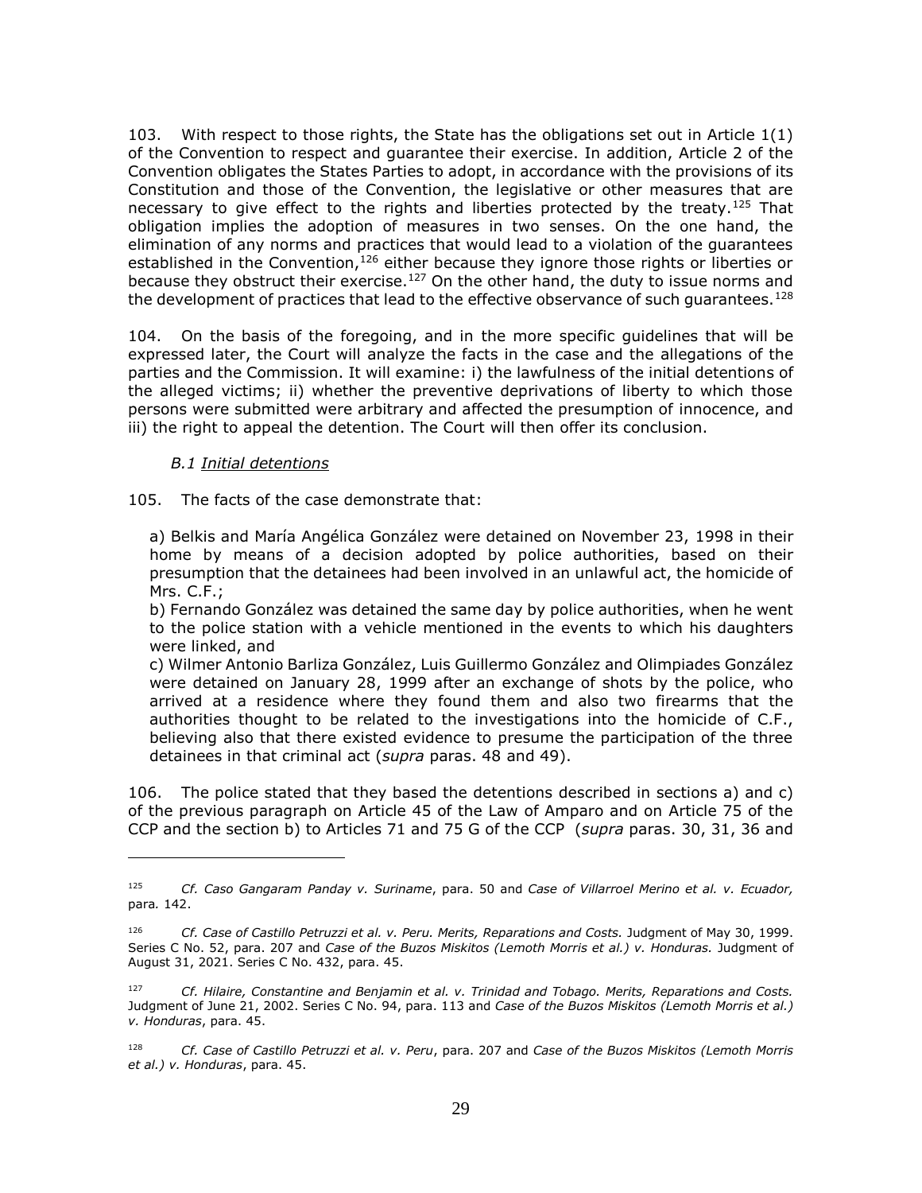103. With respect to those rights, the State has the obligations set out in Article 1(1) of the Convention to respect and guarantee their exercise. In addition, Article 2 of the Convention obligates the States Parties to adopt, in accordance with the provisions of its Constitution and those of the Convention, the legislative or other measures that are necessary to give effect to the rights and liberties protected by the treaty.[125] That obligation implies the adoption of measures in two senses. On the one hand, the elimination of any norms and practices that would lead to a violation of the guarantees established in the Convention,[126] either because they ignore those rights or liberties or because they obstruct their exercise.[127] On the other hand, the duty to issue norms and the development of practices that lead to the effective observance of such guarantees.[128]

104. On the basis of the foregoing, and in the more specific guidelines that will be expressed later, the Court will analyze the facts in the case and the allegations of the parties and the Commission. It will examine: i) the lawfulness of the initial detentions of the alleged victims; ii) whether the preventive deprivations of liberty to which those persons were submitted were arbitrary and affected the presumption of innocence, and iii) the right to appeal the detention. The Court will then offer its conclusion.

*B.1 Initial detentions*

105. The facts of the case demonstrate that:

a) Belkis and María Angélica González were detained on November 23, 1998 in their home by means of a decision adopted by police authorities, based on their presumption that the detainees had been involved in an unlawful act, the homicide of Mrs. C.F.;
b) Fernando González was detained the same day by police authorities, when he went to the police station with a vehicle mentioned in the events to which his daughters were linked, and
c) Wilmer Antonio Barliza González, Luis Guillermo González and Olimpiades González were detained on January 28, 1999 after an exchange of shots by the police, who arrived at a residence where they found them and also two firearms that the authorities thought to be related to the investigations into the homicide of C.F., believing also that there existed evidence to presume the participation of the three detainees in that criminal act (*supra* paras. 48 and 49).

106. The police stated that they based the detentions described in sections a) and c) of the previous paragraph on Article 45 of the Law of Amparo and on Article 75 of the CCP and the section b) to Articles 71 and 75 G of the CCP (*supra* paras. 30, 31, 36 and

---

[125] *Cf. Caso Gangaram Panday v. Suriname*, para. 50 and *Case of Villarroel Merino et al. v. Ecuador,* para*.* 142.

[126] *Cf. Case of Castillo Petruzzi et al. v. Peru. Merits, Reparations and Costs.* Judgment of May 30, 1999. Series C No. 52, para. 207 and *Case of the Buzos Miskitos (Lemoth Morris et al.) v. Honduras.* Judgment of August 31, 2021. Series C No. 432, para. 45.

[127] *Cf. Hilaire, Constantine and Benjamin et al. v. Trinidad and Tobago. Merits, Reparations and Costs.* Judgment of June 21, 2002. Series C No. 94, para. 113 and *Case of the Buzos Miskitos (Lemoth Morris et al.) v. Honduras*, para. 45.

[128] *Cf. Case of Castillo Petruzzi et al. v. Peru*, para. 207 and *Case of the Buzos Miskitos (Lemoth Morris et al.) v. Honduras*, para. 45.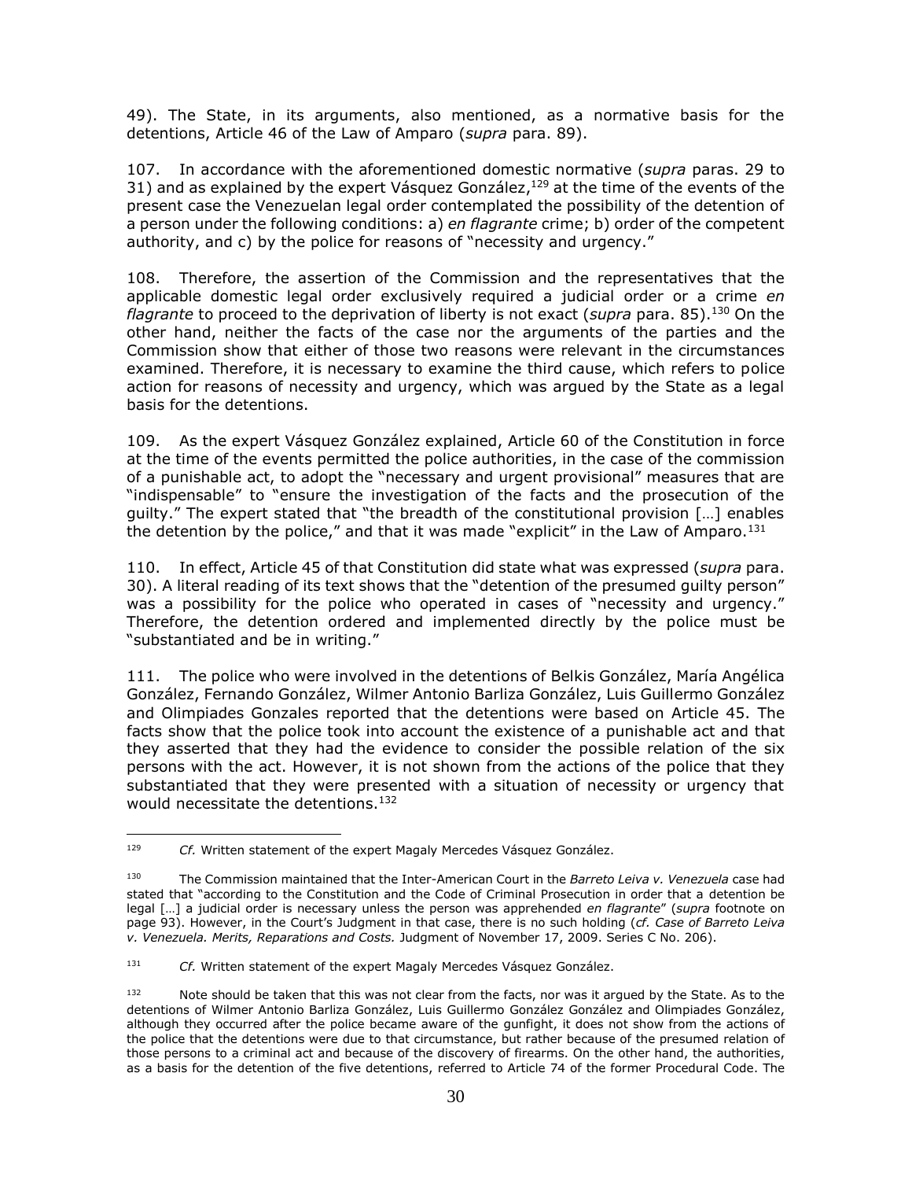49). The State, in its arguments, also mentioned, as a normative basis for the detentions, Article 46 of the Law of Amparo (*supra* para. 89).

107. In accordance with the aforementioned domestic normative (*supra* paras. 29 to 31) and as explained by the expert Vásquez González,[129] at the time of the events of the present case the Venezuelan legal order contemplated the possibility of the detention of a person under the following conditions: a) *en flagrante* crime; b) order of the competent authority, and c) by the police for reasons of "necessity and urgency."

108. Therefore, the assertion of the Commission and the representatives that the applicable domestic legal order exclusively required a judicial order or a crime *en flagrante* to proceed to the deprivation of liberty is not exact (*supra* para. 85).[130] On the other hand, neither the facts of the case nor the arguments of the parties and the Commission show that either of those two reasons were relevant in the circumstances examined. Therefore, it is necessary to examine the third cause, which refers to police action for reasons of necessity and urgency, which was argued by the State as a legal basis for the detentions.

109. As the expert Vásquez González explained, Article 60 of the Constitution in force at the time of the events permitted the police authorities, in the case of the commission of a punishable act, to adopt the "necessary and urgent provisional" measures that are "indispensable" to "ensure the investigation of the facts and the prosecution of the guilty." The expert stated that "the breadth of the constitutional provision […] enables the detention by the police," and that it was made "explicit" in the Law of Amparo.[131]

110. In effect, Article 45 of that Constitution did state what was expressed (*supra* para. 30). A literal reading of its text shows that the "detention of the presumed guilty person" was a possibility for the police who operated in cases of "necessity and urgency." Therefore, the detention ordered and implemented directly by the police must be "substantiated and be in writing."

111. The police who were involved in the detentions of Belkis González, María Angélica González, Fernando González, Wilmer Antonio Barliza González, Luis Guillermo González and Olimpiades Gonzales reported that the detentions were based on Article 45. The facts show that the police took into account the existence of a punishable act and that they asserted that they had the evidence to consider the possible relation of the six persons with the act. However, it is not shown from the actions of the police that they substantiated that they were presented with a situation of necessity or urgency that would necessitate the detentions.[132]

---

[129] *Cf.* Written statement of the expert Magaly Mercedes Vásquez González.

[130] The Commission maintained that the Inter-American Court in the *Barreto Leiva v. Venezuela* case had stated that "according to the Constitution and the Code of Criminal Prosecution in order that a detention be legal […] a judicial order is necessary unless the person was apprehended *en flagrante*" (*supra* footnote on page 93). However, in the Court's Judgment in that case, there is no such holding (*cf. Case of Barreto Leiva v. Venezuela. Merits, Reparations and Costs.* Judgment of November 17, 2009. Series C No. 206).

[131] *Cf.* Written statement of the expert Magaly Mercedes Vásquez González.

[132] Note should be taken that this was not clear from the facts, nor was it argued by the State. As to the detentions of Wilmer Antonio Barliza González, Luis Guillermo González González and Olimpiades González, although they occurred after the police became aware of the gunfight, it does not show from the actions of the police that the detentions were due to that circumstance, but rather because of the presumed relation of those persons to a criminal act and because of the discovery of firearms. On the other hand, the authorities, as a basis for the detention of the five detentions, referred to Article 74 of the former Procedural Code. The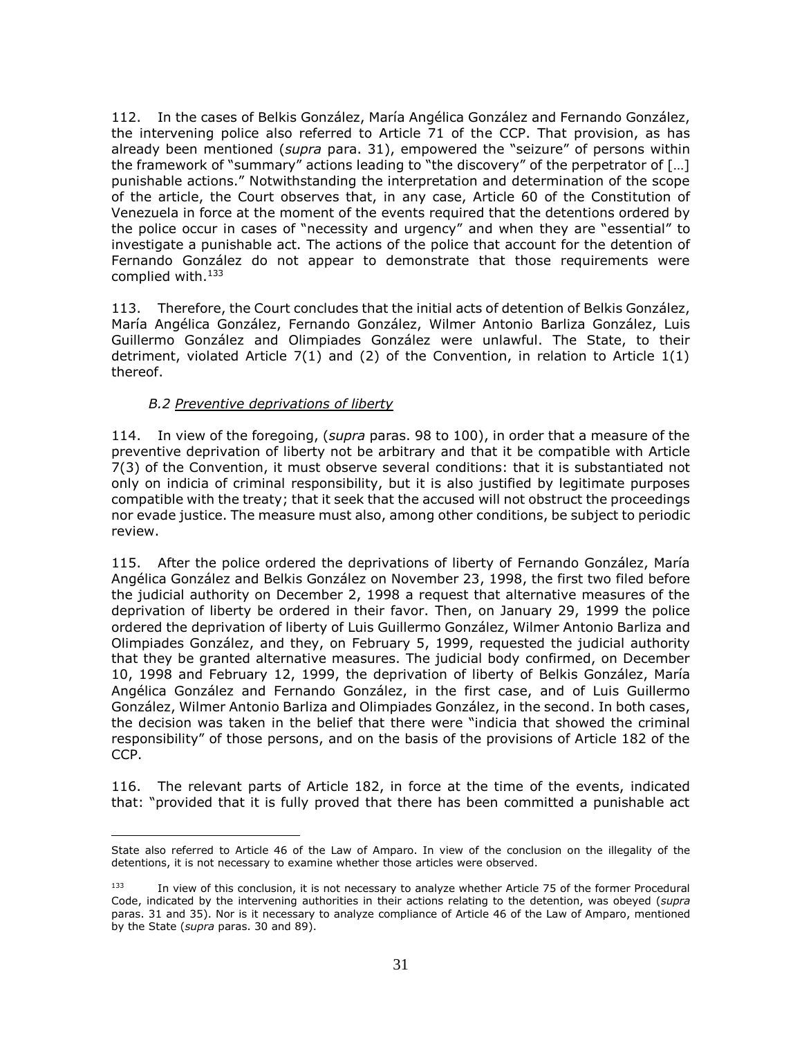112. In the cases of Belkis González, María Angélica González and Fernando González, the intervening police also referred to Article 71 of the CCP. That provision, as has already been mentioned (*supra* para. 31), empowered the "seizure" of persons within the framework of "summary" actions leading to "the discovery" of the perpetrator of […] punishable actions." Notwithstanding the interpretation and determination of the scope of the article, the Court observes that, in any case, Article 60 of the Constitution of Venezuela in force at the moment of the events required that the detentions ordered by the police occur in cases of "necessity and urgency" and when they are "essential" to investigate a punishable act. The actions of the police that account for the detention of Fernando González do not appear to demonstrate that those requirements were complied with.[133]

113. Therefore, the Court concludes that the initial acts of detention of Belkis González, María Angélica González, Fernando González, Wilmer Antonio Barliza González, Luis Guillermo González and Olimpiades González were unlawful. The State, to their detriment, violated Article 7(1) and (2) of the Convention, in relation to Article 1(1) thereof.

### *B.2 Preventive deprivations of liberty*

114. In view of the foregoing, (*supra* paras. 98 to 100), in order that a measure of the preventive deprivation of liberty not be arbitrary and that it be compatible with Article 7(3) of the Convention, it must observe several conditions: that it is substantiated not only on indicia of criminal responsibility, but it is also justified by legitimate purposes compatible with the treaty; that it seek that the accused will not obstruct the proceedings nor evade justice. The measure must also, among other conditions, be subject to periodic review.

115. After the police ordered the deprivations of liberty of Fernando González, María Angélica González and Belkis González on November 23, 1998, the first two filed before the judicial authority on December 2, 1998 a request that alternative measures of the deprivation of liberty be ordered in their favor. Then, on January 29, 1999 the police ordered the deprivation of liberty of Luis Guillermo González, Wilmer Antonio Barliza and Olimpiades González, and they, on February 5, 1999, requested the judicial authority that they be granted alternative measures. The judicial body confirmed, on December 10, 1998 and February 12, 1999, the deprivation of liberty of Belkis González, María Angélica González and Fernando González, in the first case, and of Luis Guillermo González, Wilmer Antonio Barliza and Olimpiades González, in the second. In both cases, the decision was taken in the belief that there were "indicia that showed the criminal responsibility" of those persons, and on the basis of the provisions of Article 182 of the CCP.

116. The relevant parts of Article 182, in force at the time of the events, indicated that: "provided that it is fully proved that there has been committed a punishable act

---

State also referred to Article 46 of the Law of Amparo. In view of the conclusion on the illegality of the detentions, it is not necessary to examine whether those articles were observed.

[133] In view of this conclusion, it is not necessary to analyze whether Article 75 of the former Procedural Code, indicated by the intervening authorities in their actions relating to the detention, was obeyed (*supra* paras. 31 and 35). Nor is it necessary to analyze compliance of Article 46 of the Law of Amparo, mentioned by the State (*supra* paras. 30 and 89).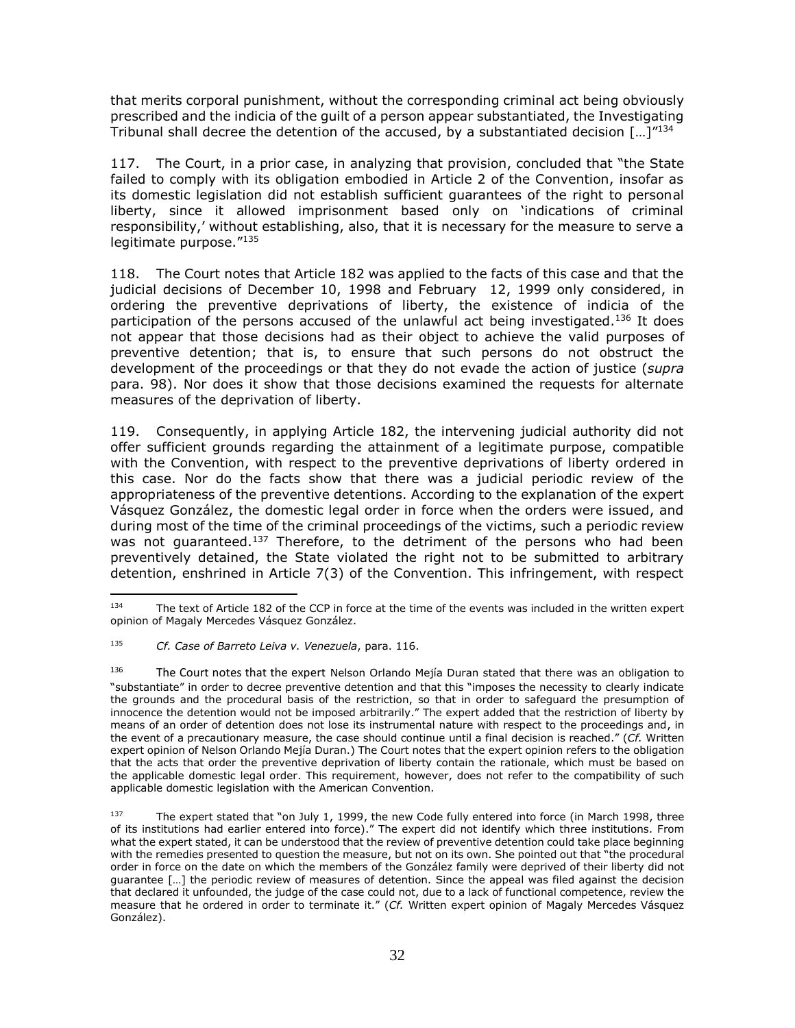that merits corporal punishment, without the corresponding criminal act being obviously prescribed and the indicia of the guilt of a person appear substantiated, the Investigating Tribunal shall decree the detention of the accused, by a substantiated decision […]"[134]

117. The Court, in a prior case, in analyzing that provision, concluded that "the State failed to comply with its obligation embodied in Article 2 of the Convention, insofar as its domestic legislation did not establish sufficient guarantees of the right to personal liberty, since it allowed imprisonment based only on 'indications of criminal responsibility,' without establishing, also, that it is necessary for the measure to serve a legitimate purpose."[135]

118. The Court notes that Article 182 was applied to the facts of this case and that the judicial decisions of December 10, 1998 and February 12, 1999 only considered, in ordering the preventive deprivations of liberty, the existence of indicia of the participation of the persons accused of the unlawful act being investigated.[136] It does not appear that those decisions had as their object to achieve the valid purposes of preventive detention; that is, to ensure that such persons do not obstruct the development of the proceedings or that they do not evade the action of justice (*supra* para. 98). Nor does it show that those decisions examined the requests for alternate measures of the deprivation of liberty.

119. Consequently, in applying Article 182, the intervening judicial authority did not offer sufficient grounds regarding the attainment of a legitimate purpose, compatible with the Convention, with respect to the preventive deprivations of liberty ordered in this case. Nor do the facts show that there was a judicial periodic review of the appropriateness of the preventive detentions. According to the explanation of the expert Vásquez González, the domestic legal order in force when the orders were issued, and during most of the time of the criminal proceedings of the victims, such a periodic review was not guaranteed.[137] Therefore, to the detriment of the persons who had been preventively detained, the State violated the right not to be submitted to arbitrary detention, enshrined in Article 7(3) of the Convention. This infringement, with respect

---

[134] The text of Article 182 of the CCP in force at the time of the events was included in the written expert opinion of Magaly Mercedes Vásquez González.

[135] *Cf. Case of Barreto Leiva v. Venezuela*, para. 116.

[136] The Court notes that the expert Nelson Orlando Mejía Duran stated that there was an obligation to "substantiate" in order to decree preventive detention and that this "imposes the necessity to clearly indicate the grounds and the procedural basis of the restriction, so that in order to safeguard the presumption of innocence the detention would not be imposed arbitrarily." The expert added that the restriction of liberty by means of an order of detention does not lose its instrumental nature with respect to the proceedings and, in the event of a precautionary measure, the case should continue until a final decision is reached." (*Cf.* Written expert opinion of Nelson Orlando Mejía Duran.) The Court notes that the expert opinion refers to the obligation that the acts that order the preventive deprivation of liberty contain the rationale, which must be based on the applicable domestic legal order. This requirement, however, does not refer to the compatibility of such applicable domestic legislation with the American Convention.

[137] The expert stated that "on July 1, 1999, the new Code fully entered into force (in March 1998, three of its institutions had earlier entered into force)." The expert did not identify which three institutions. From what the expert stated, it can be understood that the review of preventive detention could take place beginning with the remedies presented to question the measure, but not on its own. She pointed out that "the procedural order in force on the date on which the members of the González family were deprived of their liberty did not guarantee […] the periodic review of measures of detention. Since the appeal was filed against the decision that declared it unfounded, the judge of the case could not, due to a lack of functional competence, review the measure that he ordered in order to terminate it." (*Cf.* Written expert opinion of Magaly Mercedes Vásquez González).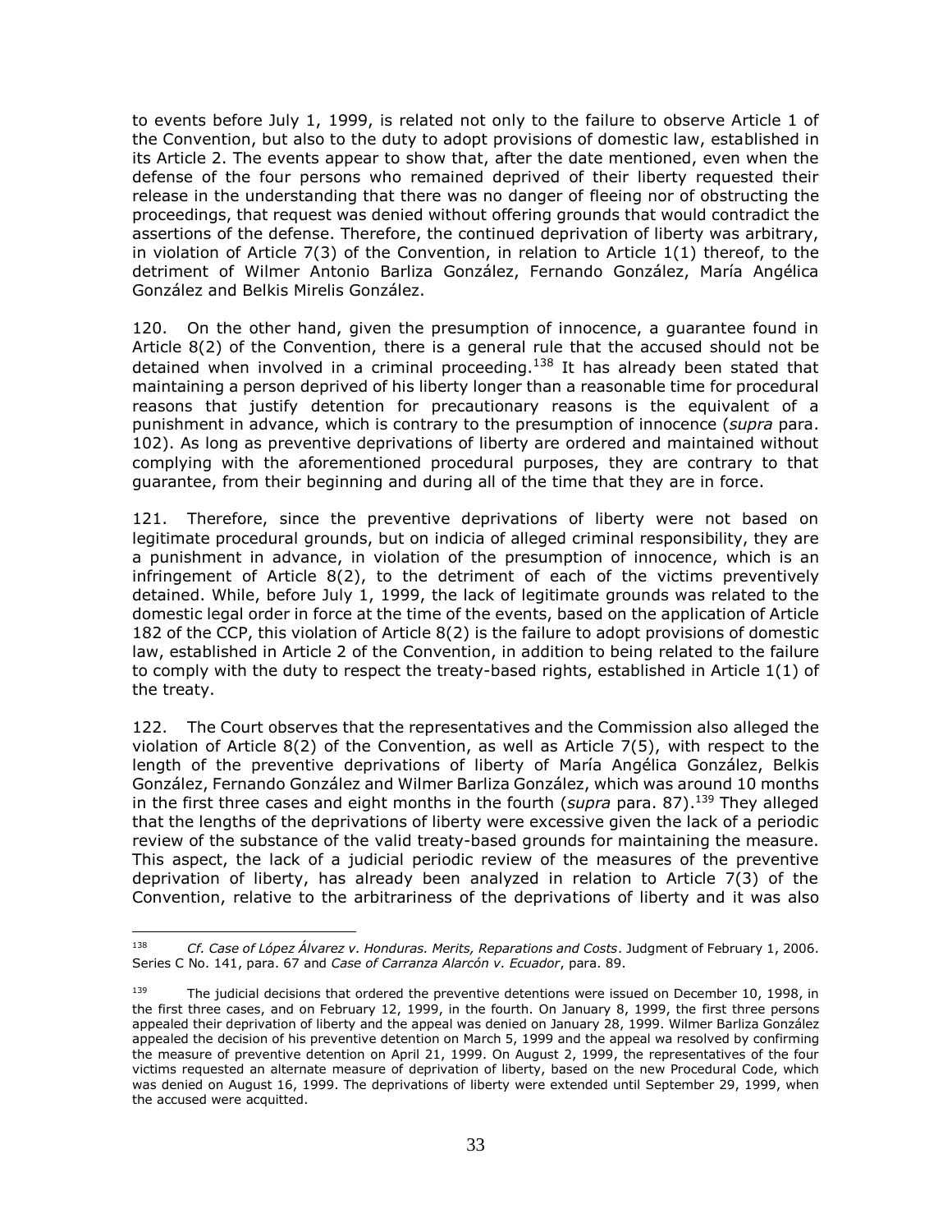to events before July 1, 1999, is related not only to the failure to observe Article 1 of the Convention, but also to the duty to adopt provisions of domestic law, established in its Article 2. The events appear to show that, after the date mentioned, even when the defense of the four persons who remained deprived of their liberty requested their release in the understanding that there was no danger of fleeing nor of obstructing the proceedings, that request was denied without offering grounds that would contradict the assertions of the defense. Therefore, the continued deprivation of liberty was arbitrary, in violation of Article 7(3) of the Convention, in relation to Article 1(1) thereof, to the detriment of Wilmer Antonio Barliza González, Fernando González, María Angélica González and Belkis Mirelis González.

120. On the other hand, given the presumption of innocence, a guarantee found in Article 8(2) of the Convention, there is a general rule that the accused should not be detained when involved in a criminal proceeding.[138] It has already been stated that maintaining a person deprived of his liberty longer than a reasonable time for procedural reasons that justify detention for precautionary reasons is the equivalent of a punishment in advance, which is contrary to the presumption of innocence (*supra* para. 102). As long as preventive deprivations of liberty are ordered and maintained without complying with the aforementioned procedural purposes, they are contrary to that guarantee, from their beginning and during all of the time that they are in force.

121. Therefore, since the preventive deprivations of liberty were not based on legitimate procedural grounds, but on indicia of alleged criminal responsibility, they are a punishment in advance, in violation of the presumption of innocence, which is an infringement of Article 8(2), to the detriment of each of the victims preventively detained. While, before July 1, 1999, the lack of legitimate grounds was related to the domestic legal order in force at the time of the events, based on the application of Article 182 of the CCP, this violation of Article 8(2) is the failure to adopt provisions of domestic law, established in Article 2 of the Convention, in addition to being related to the failure to comply with the duty to respect the treaty-based rights, established in Article 1(1) of the treaty.

122. The Court observes that the representatives and the Commission also alleged the violation of Article 8(2) of the Convention, as well as Article 7(5), with respect to the length of the preventive deprivations of liberty of María Angélica González, Belkis González, Fernando González and Wilmer Barliza González, which was around 10 months in the first three cases and eight months in the fourth (*supra* para. 87).[139] They alleged that the lengths of the deprivations of liberty were excessive given the lack of a periodic review of the substance of the valid treaty-based grounds for maintaining the measure. This aspect, the lack of a judicial periodic review of the measures of the preventive deprivation of liberty, has already been analyzed in relation to Article 7(3) of the Convention, relative to the arbitrariness of the deprivations of liberty and it was also

---

[138] *Cf. Case of López Álvarez v. Honduras. Merits, Reparations and Costs*. Judgment of February 1, 2006. Series C No. 141, para. 67 and *Case of Carranza Alarcón v. Ecuador*, para. 89.

[139] The judicial decisions that ordered the preventive detentions were issued on December 10, 1998, in the first three cases, and on February 12, 1999, in the fourth. On January 8, 1999, the first three persons appealed their deprivation of liberty and the appeal was denied on January 28, 1999. Wilmer Barliza González appealed the decision of his preventive detention on March 5, 1999 and the appeal wa resolved by confirming the measure of preventive detention on April 21, 1999. On August 2, 1999, the representatives of the four victims requested an alternate measure of deprivation of liberty, based on the new Procedural Code, which was denied on August 16, 1999. The deprivations of liberty were extended until September 29, 1999, when the accused were acquitted.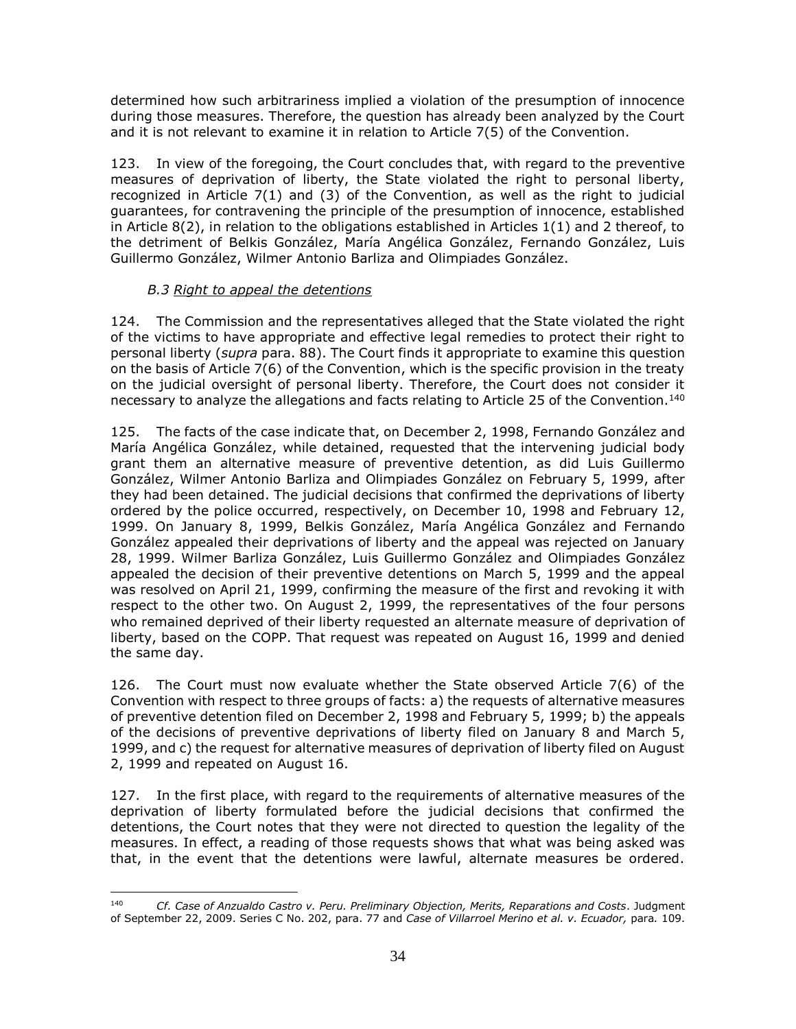determined how such arbitrariness implied a violation of the presumption of innocence during those measures. Therefore, the question has already been analyzed by the Court and it is not relevant to examine it in relation to Article 7(5) of the Convention.

123. In view of the foregoing, the Court concludes that, with regard to the preventive measures of deprivation of liberty, the State violated the right to personal liberty, recognized in Article 7(1) and (3) of the Convention, as well as the right to judicial guarantees, for contravening the principle of the presumption of innocence, established in Article 8(2), in relation to the obligations established in Articles 1(1) and 2 thereof, to the detriment of Belkis González, María Angélica González, Fernando González, Luis Guillermo González, Wilmer Antonio Barliza and Olimpiades González.

*B.3 Right to appeal the detentions*

124. The Commission and the representatives alleged that the State violated the right of the victims to have appropriate and effective legal remedies to protect their right to personal liberty (*supra* para. 88). The Court finds it appropriate to examine this question on the basis of Article 7(6) of the Convention, which is the specific provision in the treaty on the judicial oversight of personal liberty. Therefore, the Court does not consider it necessary to analyze the allegations and facts relating to Article 25 of the Convention.[140]

125. The facts of the case indicate that, on December 2, 1998, Fernando González and María Angélica González, while detained, requested that the intervening judicial body grant them an alternative measure of preventive detention, as did Luis Guillermo González, Wilmer Antonio Barliza and Olimpiades González on February 5, 1999, after they had been detained. The judicial decisions that confirmed the deprivations of liberty ordered by the police occurred, respectively, on December 10, 1998 and February 12, 1999. On January 8, 1999, Belkis González, María Angélica González and Fernando González appealed their deprivations of liberty and the appeal was rejected on January 28, 1999. Wilmer Barliza González, Luis Guillermo González and Olimpiades González appealed the decision of their preventive detentions on March 5, 1999 and the appeal was resolved on April 21, 1999, confirming the measure of the first and revoking it with respect to the other two. On August 2, 1999, the representatives of the four persons who remained deprived of their liberty requested an alternate measure of deprivation of liberty, based on the COPP. That request was repeated on August 16, 1999 and denied the same day.

126. The Court must now evaluate whether the State observed Article 7(6) of the Convention with respect to three groups of facts: a) the requests of alternative measures of preventive detention filed on December 2, 1998 and February 5, 1999; b) the appeals of the decisions of preventive deprivations of liberty filed on January 8 and March 5, 1999, and c) the request for alternative measures of deprivation of liberty filed on August 2, 1999 and repeated on August 16.

127. In the first place, with regard to the requirements of alternative measures of the deprivation of liberty formulated before the judicial decisions that confirmed the detentions, the Court notes that they were not directed to question the legality of the measures. In effect, a reading of those requests shows that what was being asked was that, in the event that the detentions were lawful, alternate measures be ordered.

---

[140] *Cf. Case of Anzualdo Castro v. Peru. Preliminary Objection, Merits, Reparations and Costs*. Judgment of September 22, 2009. Series C No. 202, para. 77 and *Case of Villarroel Merino et al. v. Ecuador,* para. 109.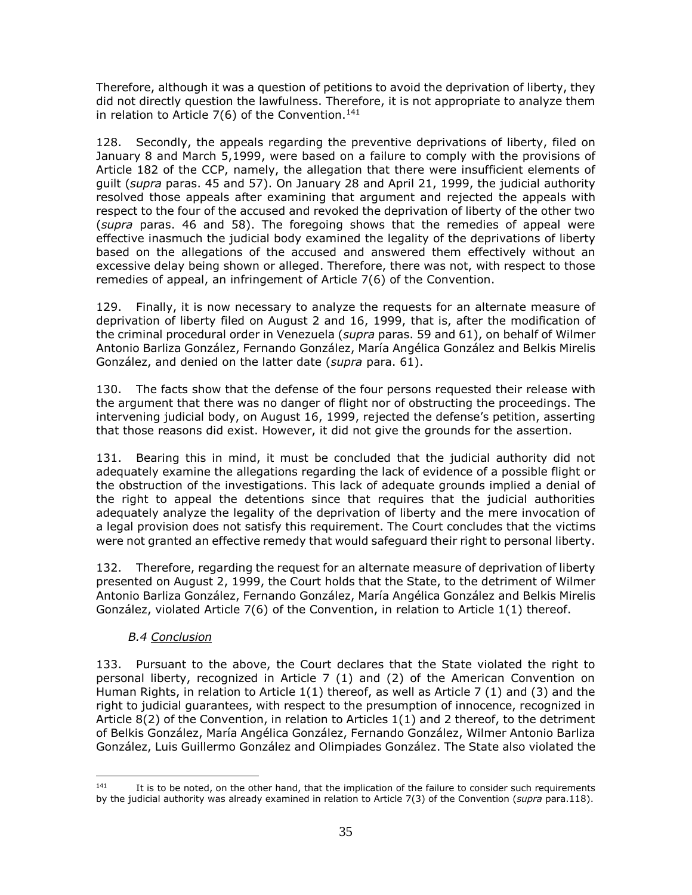Therefore, although it was a question of petitions to avoid the deprivation of liberty, they did not directly question the lawfulness. Therefore, it is not appropriate to analyze them in relation to Article 7(6) of the Convention.[141]

128. Secondly, the appeals regarding the preventive deprivations of liberty, filed on January 8 and March 5,1999, were based on a failure to comply with the provisions of Article 182 of the CCP, namely, the allegation that there were insufficient elements of guilt (*supra* paras. 45 and 57). On January 28 and April 21, 1999, the judicial authority resolved those appeals after examining that argument and rejected the appeals with respect to the four of the accused and revoked the deprivation of liberty of the other two (*supra* paras. 46 and 58). The foregoing shows that the remedies of appeal were effective inasmuch the judicial body examined the legality of the deprivations of liberty based on the allegations of the accused and answered them effectively without an excessive delay being shown or alleged. Therefore, there was not, with respect to those remedies of appeal, an infringement of Article 7(6) of the Convention.

129. Finally, it is now necessary to analyze the requests for an alternate measure of deprivation of liberty filed on August 2 and 16, 1999, that is, after the modification of the criminal procedural order in Venezuela (*supra* paras. 59 and 61), on behalf of Wilmer Antonio Barliza González, Fernando González, María Angélica González and Belkis Mirelis González, and denied on the latter date (*supra* para. 61).

130. The facts show that the defense of the four persons requested their release with the argument that there was no danger of flight nor of obstructing the proceedings. The intervening judicial body, on August 16, 1999, rejected the defense's petition, asserting that those reasons did exist. However, it did not give the grounds for the assertion.

131. Bearing this in mind, it must be concluded that the judicial authority did not adequately examine the allegations regarding the lack of evidence of a possible flight or the obstruction of the investigations. This lack of adequate grounds implied a denial of the right to appeal the detentions since that requires that the judicial authorities adequately analyze the legality of the deprivation of liberty and the mere invocation of a legal provision does not satisfy this requirement. The Court concludes that the victims were not granted an effective remedy that would safeguard their right to personal liberty.

132. Therefore, regarding the request for an alternate measure of deprivation of liberty presented on August 2, 1999, the Court holds that the State, to the detriment of Wilmer Antonio Barliza González, Fernando González, María Angélica González and Belkis Mirelis González, violated Article 7(6) of the Convention, in relation to Article 1(1) thereof.

### *B.4 Conclusion*

133. Pursuant to the above, the Court declares that the State violated the right to personal liberty, recognized in Article 7 (1) and (2) of the American Convention on Human Rights, in relation to Article 1(1) thereof, as well as Article 7 (1) and (3) and the right to judicial guarantees, with respect to the presumption of innocence, recognized in Article 8(2) of the Convention, in relation to Articles 1(1) and 2 thereof, to the detriment of Belkis González, María Angélica González, Fernando González, Wilmer Antonio Barliza González, Luis Guillermo González and Olimpiades González. The State also violated the

---

[141] It is to be noted, on the other hand, that the implication of the failure to consider such requirements by the judicial authority was already examined in relation to Article 7(3) of the Convention (*supra* para.118).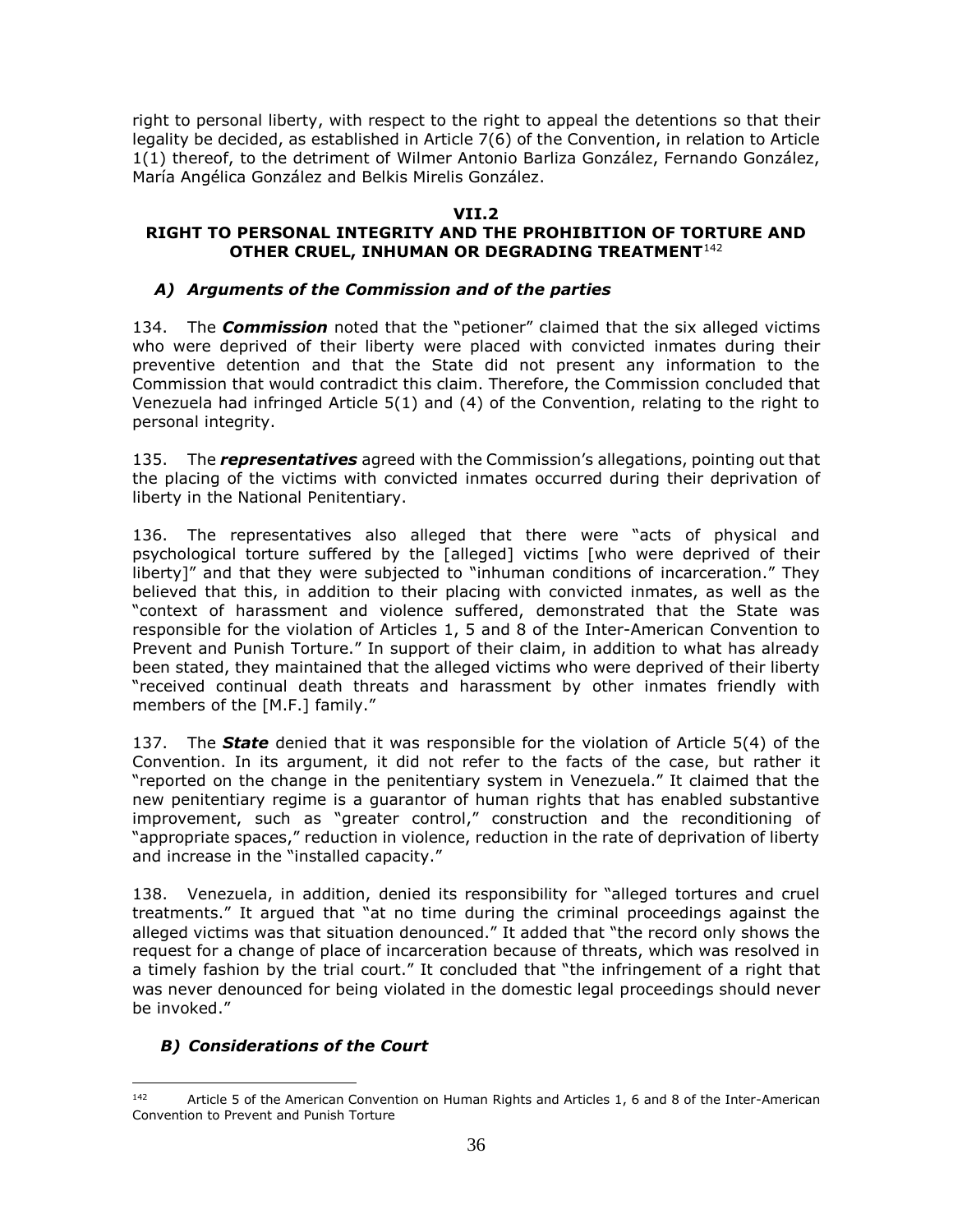right to personal liberty, with respect to the right to appeal the detentions so that their legality be decided, as established in Article 7(6) of the Convention, in relation to Article 1(1) thereof, to the detriment of Wilmer Antonio Barliza González, Fernando González, María Angélica González and Belkis Mirelis González.

## VII.2
## RIGHT TO PERSONAL INTEGRITY AND THE PROHIBITION OF TORTURE AND OTHER CRUEL, INHUMAN OR DEGRADING TREATMENT[142]

### *A) Arguments of the Commission and of the parties*

134. The ***Commission*** noted that the "petioner" claimed that the six alleged victims who were deprived of their liberty were placed with convicted inmates during their preventive detention and that the State did not present any information to the Commission that would contradict this claim. Therefore, the Commission concluded that Venezuela had infringed Article 5(1) and (4) of the Convention, relating to the right to personal integrity.

135. The ***representatives*** agreed with the Commission's allegations, pointing out that the placing of the victims with convicted inmates occurred during their deprivation of liberty in the National Penitentiary.

136. The representatives also alleged that there were "acts of physical and psychological torture suffered by the [alleged] victims [who were deprived of their liberty]" and that they were subjected to "inhuman conditions of incarceration." They believed that this, in addition to their placing with convicted inmates, as well as the "context of harassment and violence suffered, demonstrated that the State was responsible for the violation of Articles 1, 5 and 8 of the Inter-American Convention to Prevent and Punish Torture." In support of their claim, in addition to what has already been stated, they maintained that the alleged victims who were deprived of their liberty "received continual death threats and harassment by other inmates friendly with members of the [M.F.] family."

137. The ***State*** denied that it was responsible for the violation of Article 5(4) of the Convention. In its argument, it did not refer to the facts of the case, but rather it "reported on the change in the penitentiary system in Venezuela." It claimed that the new penitentiary regime is a guarantor of human rights that has enabled substantive improvement, such as "greater control," construction and the reconditioning of "appropriate spaces," reduction in violence, reduction in the rate of deprivation of liberty and increase in the "installed capacity."

138. Venezuela, in addition, denied its responsibility for "alleged tortures and cruel treatments." It argued that "at no time during the criminal proceedings against the alleged victims was that situation denounced." It added that "the record only shows the request for a change of place of incarceration because of threats, which was resolved in a timely fashion by the trial court." It concluded that "the infringement of a right that was never denounced for being violated in the domestic legal proceedings should never be invoked."

### *B) Considerations of the Court*

[142] Article 5 of the American Convention on Human Rights and Articles 1, 6 and 8 of the Inter-American Convention to Prevent and Punish Torture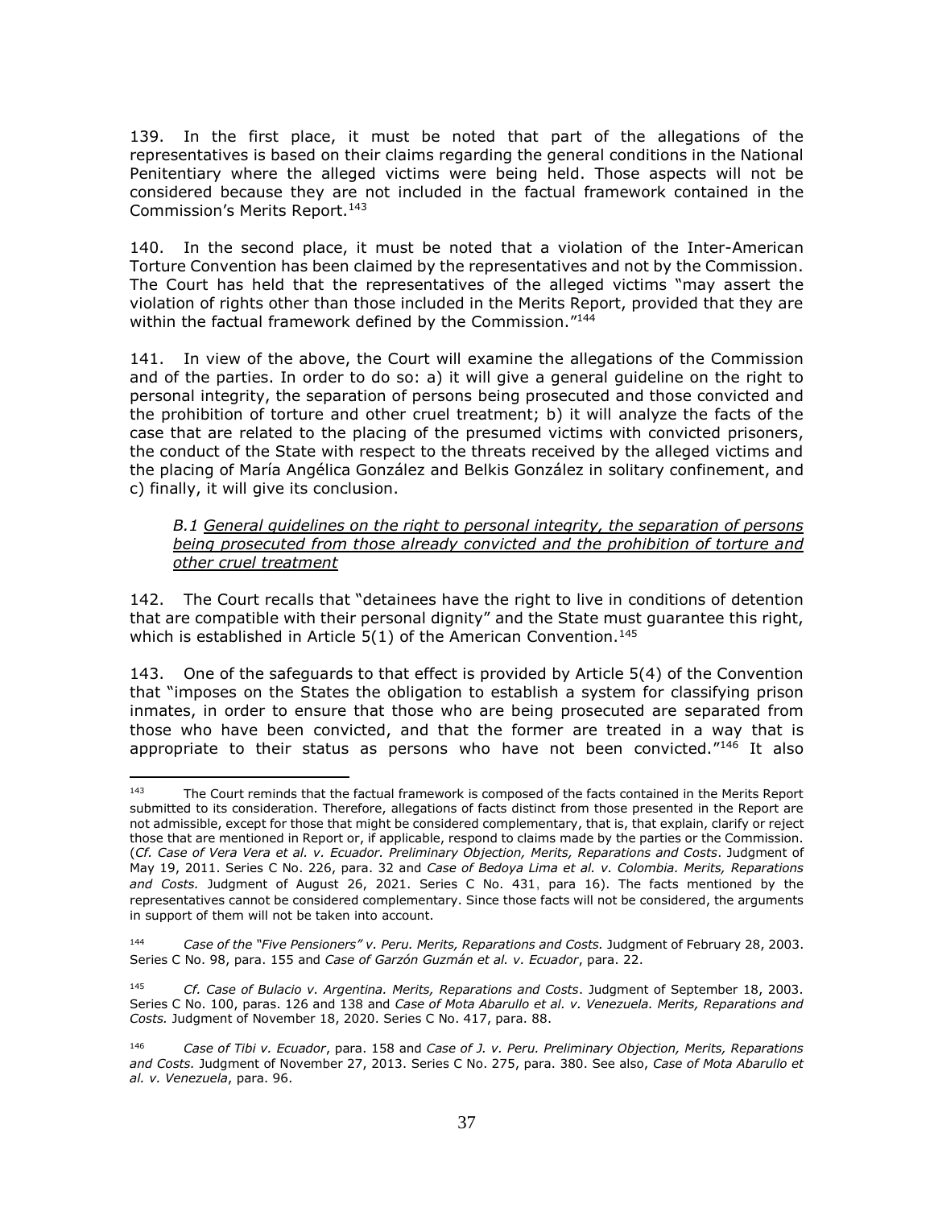139. In the first place, it must be noted that part of the allegations of the representatives is based on their claims regarding the general conditions in the National Penitentiary where the alleged victims were being held. Those aspects will not be considered because they are not included in the factual framework contained in the Commission's Merits Report.[143]

140. In the second place, it must be noted that a violation of the Inter-American Torture Convention has been claimed by the representatives and not by the Commission. The Court has held that the representatives of the alleged victims "may assert the violation of rights other than those included in the Merits Report, provided that they are within the factual framework defined by the Commission."[144]

141. In view of the above, the Court will examine the allegations of the Commission and of the parties. In order to do so: a) it will give a general guideline on the right to personal integrity, the separation of persons being prosecuted and those convicted and the prohibition of torture and other cruel treatment; b) it will analyze the facts of the case that are related to the placing of the presumed victims with convicted prisoners, the conduct of the State with respect to the threats received by the alleged victims and the placing of María Angélica González and Belkis González in solitary confinement, and c) finally, it will give its conclusion.

*B.1 <u>General guidelines on the right to personal integrity, the separation of persons being prosecuted from those already convicted and the prohibition of torture and other cruel treatment</u>*

142. The Court recalls that "detainees have the right to live in conditions of detention that are compatible with their personal dignity" and the State must guarantee this right, which is established in Article 5(1) of the American Convention.[145]

143. One of the safeguards to that effect is provided by Article 5(4) of the Convention that "imposes on the States the obligation to establish a system for classifying prison inmates, in order to ensure that those who are being prosecuted are separated from those who have been convicted, and that the former are treated in a way that is appropriate to their status as persons who have not been convicted."[146] It also

---

[143] The Court reminds that the factual framework is composed of the facts contained in the Merits Report submitted to its consideration. Therefore, allegations of facts distinct from those presented in the Report are not admissible, except for those that might be considered complementary, that is, that explain, clarify or reject those that are mentioned in Report or, if applicable, respond to claims made by the parties or the Commission. (*Cf. Case of Vera Vera et al. v. Ecuador. Preliminary Objection, Merits, Reparations and Costs*. Judgment of May 19, 2011. Series C No. 226, para. 32 and *Case of Bedoya Lima et al. v. Colombia. Merits, Reparations and Costs.* Judgment of August 26, 2021. Series C No. 431, para 16). The facts mentioned by the representatives cannot be considered complementary. Since those facts will not be considered, the arguments in support of them will not be taken into account.

[144] *Case of the "Five Pensioners" v. Peru. Merits, Reparations and Costs.* Judgment of February 28, 2003. Series C No. 98, para. 155 and *Case of Garzón Guzmán et al. v. Ecuador*, para. 22.

[145] *Cf. Case of Bulacio v. Argentina. Merits, Reparations and Costs*. Judgment of September 18, 2003. Series C No. 100, paras. 126 and 138 and *Case of Mota Abarullo et al. v. Venezuela. Merits, Reparations and Costs.* Judgment of November 18, 2020. Series C No. 417, para. 88.

[146] *Case of Tibi v. Ecuador*, para. 158 and *Case of J. v. Peru. Preliminary Objection, Merits, Reparations and Costs.* Judgment of November 27, 2013. Series C No. 275, para. 380. See also, *Case of Mota Abarullo et al. v. Venezuela*, para. 96.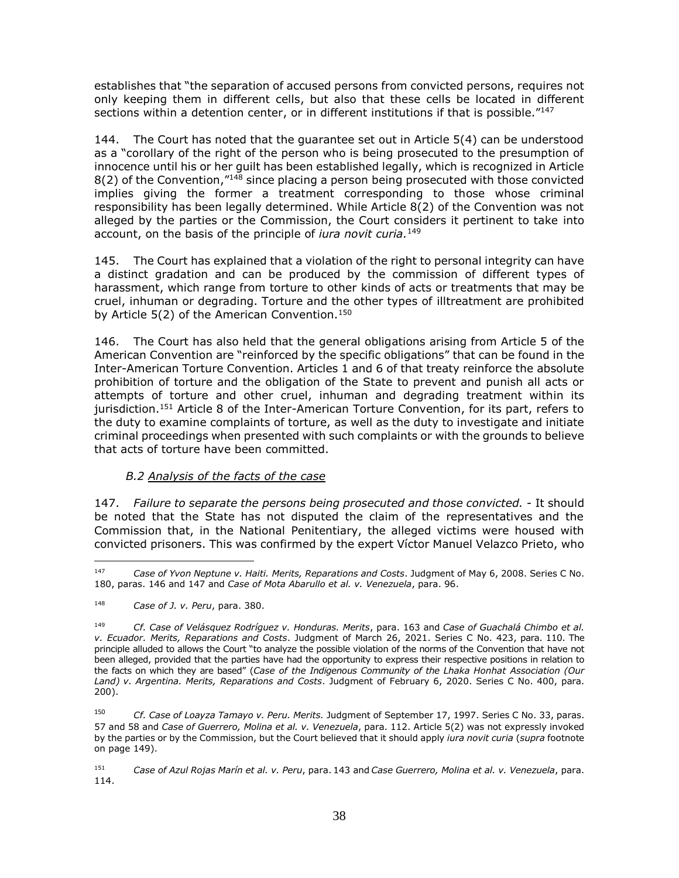establishes that "the separation of accused persons from convicted persons, requires not only keeping them in different cells, but also that these cells be located in different sections within a detention center, or in different institutions if that is possible."[147]

144. The Court has noted that the guarantee set out in Article 5(4) can be understood as a "corollary of the right of the person who is being prosecuted to the presumption of innocence until his or her guilt has been established legally, which is recognized in Article 8(2) of the Convention,"[148] since placing a person being prosecuted with those convicted implies giving the former a treatment corresponding to those whose criminal responsibility has been legally determined. While Article 8(2) of the Convention was not alleged by the parties or the Commission, the Court considers it pertinent to take into account, on the basis of the principle of *iura novit curia.*[149]

145. The Court has explained that a violation of the right to personal integrity can have a distinct gradation and can be produced by the commission of different types of harassment, which range from torture to other kinds of acts or treatments that may be cruel, inhuman or degrading. Torture and the other types of illtreatment are prohibited by Article 5(2) of the American Convention.[150]

146. The Court has also held that the general obligations arising from Article 5 of the American Convention are "reinforced by the specific obligations" that can be found in the Inter-American Torture Convention. Articles 1 and 6 of that treaty reinforce the absolute prohibition of torture and the obligation of the State to prevent and punish all acts or attempts of torture and other cruel, inhuman and degrading treatment within its jurisdiction.[151] Article 8 of the Inter-American Torture Convention, for its part, refers to the duty to examine complaints of torture, as well as the duty to investigate and initiate criminal proceedings when presented with such complaints or with the grounds to believe that acts of torture have been committed.

### *B.2 Analysis of the facts of the case*

147. *Failure to separate the persons being prosecuted and those convicted.* - It should be noted that the State has not disputed the claim of the representatives and the Commission that, in the National Penitentiary, the alleged victims were housed with convicted prisoners. This was confirmed by the expert Víctor Manuel Velazco Prieto, who

---

[147] *Case of Yvon Neptune v. Haiti. Merits, Reparations and Costs*. Judgment of May 6, 2008. Series C No. 180, paras. 146 and 147 and *Case of Mota Abarullo et al. v. Venezuela*, para. 96.

[148] *Case of J. v. Peru*, para. 380.

[149] *Cf. Case of Velásquez Rodríguez v. Honduras. Merits*, para. 163 and *Case of Guachalá Chimbo et al. v. Ecuador. Merits, Reparations and Costs*. Judgment of March 26, 2021. Series C No. 423, para. 110. The principle alluded to allows the Court "to analyze the possible violation of the norms of the Convention that have not been alleged, provided that the parties have had the opportunity to express their respective positions in relation to the facts on which they are based" (*Case of the Indigenous Community of the Lhaka Honhat Association (Our Land) v. Argentina. Merits, Reparations and Costs*. Judgment of February 6, 2020. Series C No. 400, para. 200).

[150] *Cf. Case of Loayza Tamayo v. Peru. Merits.* Judgment of September 17, 1997. Series C No. 33, paras. 57 and 58 and *Case of Guerrero, Molina et al. v. Venezuela*, para. 112. Article 5(2) was not expressly invoked by the parties or by the Commission, but the Court believed that it should apply *iura novit curia* (*supra* footnote on page 149).

[151] *Case of Azul Rojas Marín et al. v. Peru*, para. 143 and *Case Guerrero, Molina et al. v. Venezuela*, para. 114.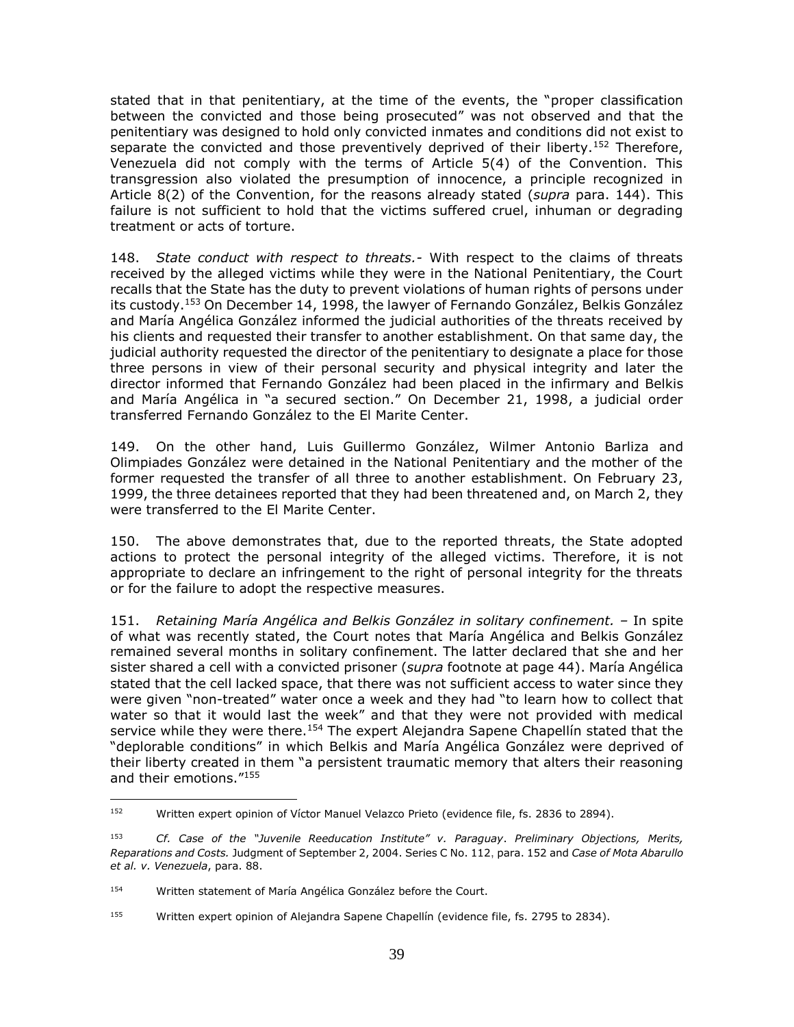stated that in that penitentiary, at the time of the events, the "proper classification between the convicted and those being prosecuted" was not observed and that the penitentiary was designed to hold only convicted inmates and conditions did not exist to separate the convicted and those preventively deprived of their liberty.[152] Therefore, Venezuela did not comply with the terms of Article 5(4) of the Convention. This transgression also violated the presumption of innocence, a principle recognized in Article 8(2) of the Convention, for the reasons already stated (*supra* para. 144). This failure is not sufficient to hold that the victims suffered cruel, inhuman or degrading treatment or acts of torture.

148. *State conduct with respect to threats.-* With respect to the claims of threats received by the alleged victims while they were in the National Penitentiary, the Court recalls that the State has the duty to prevent violations of human rights of persons under its custody.[153] On December 14, 1998, the lawyer of Fernando González, Belkis González and María Angélica González informed the judicial authorities of the threats received by his clients and requested their transfer to another establishment. On that same day, the judicial authority requested the director of the penitentiary to designate a place for those three persons in view of their personal security and physical integrity and later the director informed that Fernando González had been placed in the infirmary and Belkis and María Angélica in "a secured section." On December 21, 1998, a judicial order transferred Fernando González to the El Marite Center.

149. On the other hand, Luis Guillermo González, Wilmer Antonio Barliza and Olimpiades González were detained in the National Penitentiary and the mother of the former requested the transfer of all three to another establishment. On February 23, 1999, the three detainees reported that they had been threatened and, on March 2, they were transferred to the El Marite Center.

150. The above demonstrates that, due to the reported threats, the State adopted actions to protect the personal integrity of the alleged victims. Therefore, it is not appropriate to declare an infringement to the right of personal integrity for the threats or for the failure to adopt the respective measures.

151. *Retaining María Angélica and Belkis González in solitary confinement.* – In spite of what was recently stated, the Court notes that María Angélica and Belkis González remained several months in solitary confinement. The latter declared that she and her sister shared a cell with a convicted prisoner (*supra* footnote at page 44). María Angélica stated that the cell lacked space, that there was not sufficient access to water since they were given "non-treated" water once a week and they had "to learn how to collect that water so that it would last the week" and that they were not provided with medical service while they were there.[154] The expert Alejandra Sapene Chapellín stated that the "deplorable conditions" in which Belkis and María Angélica González were deprived of their liberty created in them "a persistent traumatic memory that alters their reasoning and their emotions."[155]

---

[152] Written expert opinion of Víctor Manuel Velazco Prieto (evidence file, fs. 2836 to 2894).

[153] *Cf. Case of the "Juvenile Reeducation Institute" v. Paraguay*. *Preliminary Objections, Merits, Reparations and Costs.* Judgment of September 2, 2004. Series C No. 112, para. 152 and *Case of Mota Abarullo et al. v. Venezuela*, para. 88.

[154] Written statement of María Angélica González before the Court.

[155] Written expert opinion of Alejandra Sapene Chapellín (evidence file, fs. 2795 to 2834).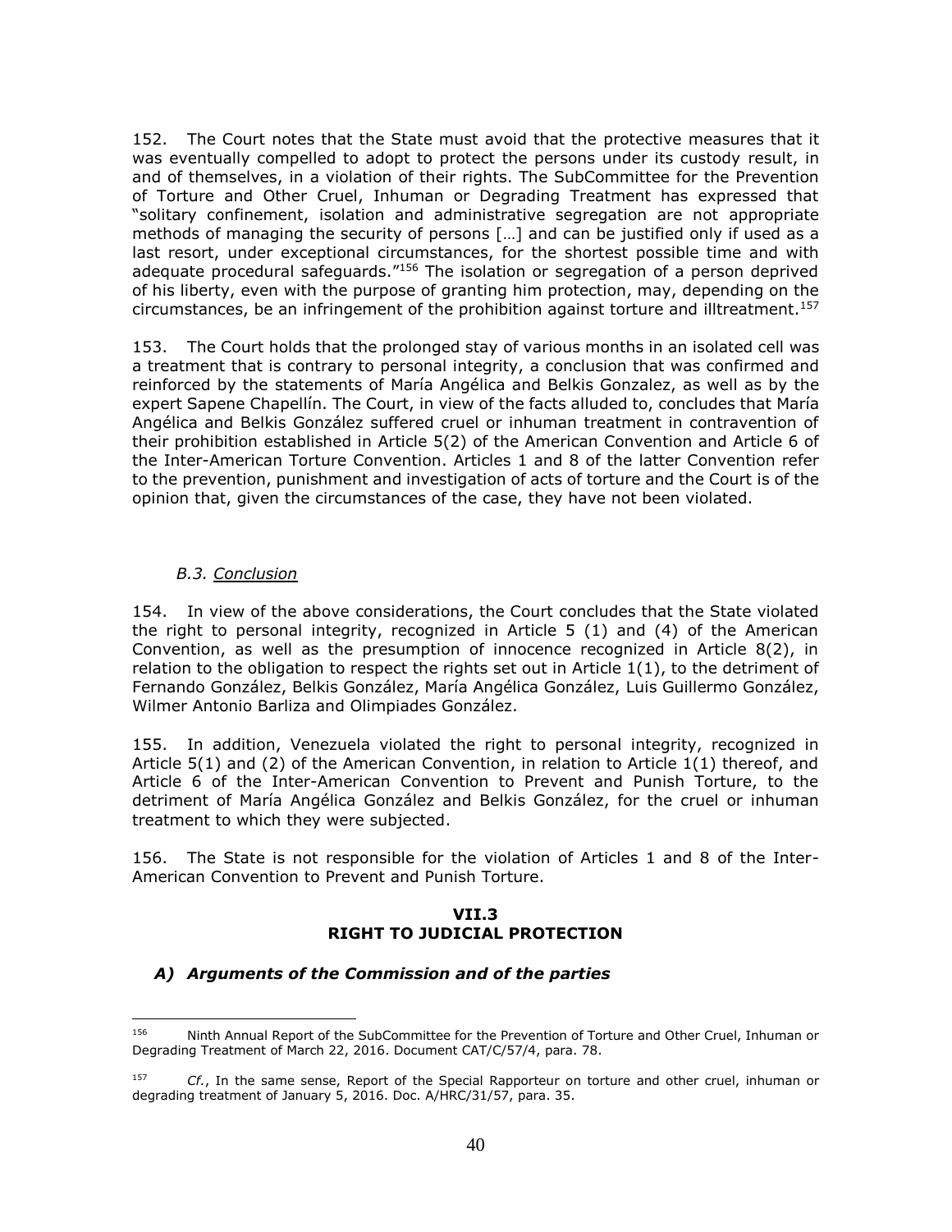152. The Court notes that the State must avoid that the protective measures that it was eventually compelled to adopt to protect the persons under its custody result, in and of themselves, in a violation of their rights. The SubCommittee for the Prevention of Torture and Other Cruel, Inhuman or Degrading Treatment has expressed that "solitary confinement, isolation and administrative segregation are not appropriate methods of managing the security of persons […] and can be justified only if used as a last resort, under exceptional circumstances, for the shortest possible time and with adequate procedural safeguards."[156] The isolation or segregation of a person deprived of his liberty, even with the purpose of granting him protection, may, depending on the circumstances, be an infringement of the prohibition against torture and illtreatment.[157]

153. The Court holds that the prolonged stay of various months in an isolated cell was a treatment that is contrary to personal integrity, a conclusion that was confirmed and reinforced by the statements of María Angélica and Belkis Gonzalez, as well as by the expert Sapene Chapellín. The Court, in view of the facts alluded to, concludes that María Angélica and Belkis González suffered cruel or inhuman treatment in contravention of their prohibition established in Article 5(2) of the American Convention and Article 6 of the Inter-American Torture Convention. Articles 1 and 8 of the latter Convention refer to the prevention, punishment and investigation of acts of torture and the Court is of the opinion that, given the circumstances of the case, they have not been violated.

*B.3. Conclusion*

154. In view of the above considerations, the Court concludes that the State violated the right to personal integrity, recognized in Article 5 (1) and (4) of the American Convention, as well as the presumption of innocence recognized in Article 8(2), in relation to the obligation to respect the rights set out in Article 1(1), to the detriment of Fernando González, Belkis González, María Angélica González, Luis Guillermo González, Wilmer Antonio Barliza and Olimpiades González.

155. In addition, Venezuela violated the right to personal integrity, recognized in Article 5(1) and (2) of the American Convention, in relation to Article 1(1) thereof, and Article 6 of the Inter-American Convention to Prevent and Punish Torture, to the detriment of María Angélica González and Belkis González, for the cruel or inhuman treatment to which they were subjected.

156. The State is not responsible for the violation of Articles 1 and 8 of the Inter-American Convention to Prevent and Punish Torture.

## VII.3
## RIGHT TO JUDICIAL PROTECTION

### *A) Arguments of the Commission and of the parties*

---

[156] Ninth Annual Report of the SubCommittee for the Prevention of Torture and Other Cruel, Inhuman or Degrading Treatment of March 22, 2016. Document CAT/C/57/4, para. 78.

[157] *Cf.*, In the same sense, Report of the Special Rapporteur on torture and other cruel, inhuman or degrading treatment of January 5, 2016. Doc. A/HRC/31/57, para. 35.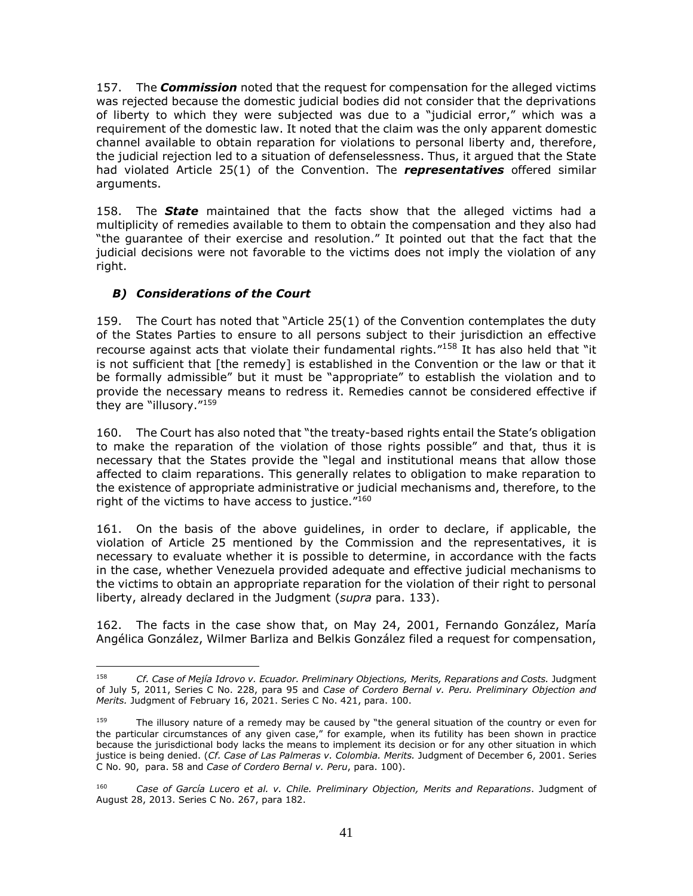157. The ***Commission*** noted that the request for compensation for the alleged victims was rejected because the domestic judicial bodies did not consider that the deprivations of liberty to which they were subjected was due to a "judicial error," which was a requirement of the domestic law. It noted that the claim was the only apparent domestic channel available to obtain reparation for violations to personal liberty and, therefore, the judicial rejection led to a situation of defenselessness. Thus, it argued that the State had violated Article 25(1) of the Convention. The ***representatives*** offered similar arguments.

158. The ***State*** maintained that the facts show that the alleged victims had a multiplicity of remedies available to them to obtain the compensation and they also had "the guarantee of their exercise and resolution." It pointed out that the fact that the judicial decisions were not favorable to the victims does not imply the violation of any right.

### *B) Considerations of the Court*

159. The Court has noted that "Article 25(1) of the Convention contemplates the duty of the States Parties to ensure to all persons subject to their jurisdiction an effective recourse against acts that violate their fundamental rights."[158] It has also held that "it is not sufficient that [the remedy] is established in the Convention or the law or that it be formally admissible" but it must be "appropriate" to establish the violation and to provide the necessary means to redress it. Remedies cannot be considered effective if they are "illusory."[159]

160. The Court has also noted that "the treaty-based rights entail the State's obligation to make the reparation of the violation of those rights possible" and that, thus it is necessary that the States provide the "legal and institutional means that allow those affected to claim reparations. This generally relates to obligation to make reparation to the existence of appropriate administrative or judicial mechanisms and, therefore, to the right of the victims to have access to justice."[160]

161. On the basis of the above guidelines, in order to declare, if applicable, the violation of Article 25 mentioned by the Commission and the representatives, it is necessary to evaluate whether it is possible to determine, in accordance with the facts in the case, whether Venezuela provided adequate and effective judicial mechanisms to the victims to obtain an appropriate reparation for the violation of their right to personal liberty, already declared in the Judgment (*supra* para. 133).

162. The facts in the case show that, on May 24, 2001, Fernando González, María Angélica González, Wilmer Barliza and Belkis González filed a request for compensation,

---

[158] *Cf. Case of Mejía Idrovo v. Ecuador. Preliminary Objections, Merits, Reparations and Costs.* Judgment of July 5, 2011, Series C No. 228, para 95 and *Case of Cordero Bernal v. Peru. Preliminary Objection and Merits.* Judgment of February 16, 2021. Series C No. 421, para. 100.

[159] The illusory nature of a remedy may be caused by "the general situation of the country or even for the particular circumstances of any given case," for example, when its futility has been shown in practice because the jurisdictional body lacks the means to implement its decision or for any other situation in which justice is being denied. (*Cf. Case of Las Palmeras v. Colombia. Merits.* Judgment of December 6, 2001. Series C No. 90, para. 58 and *Case of Cordero Bernal v. Peru*, para. 100).

[160] *Case of García Lucero et al. v. Chile. Preliminary Objection, Merits and Reparations*. Judgment of August 28, 2013. Series C No. 267, para 182.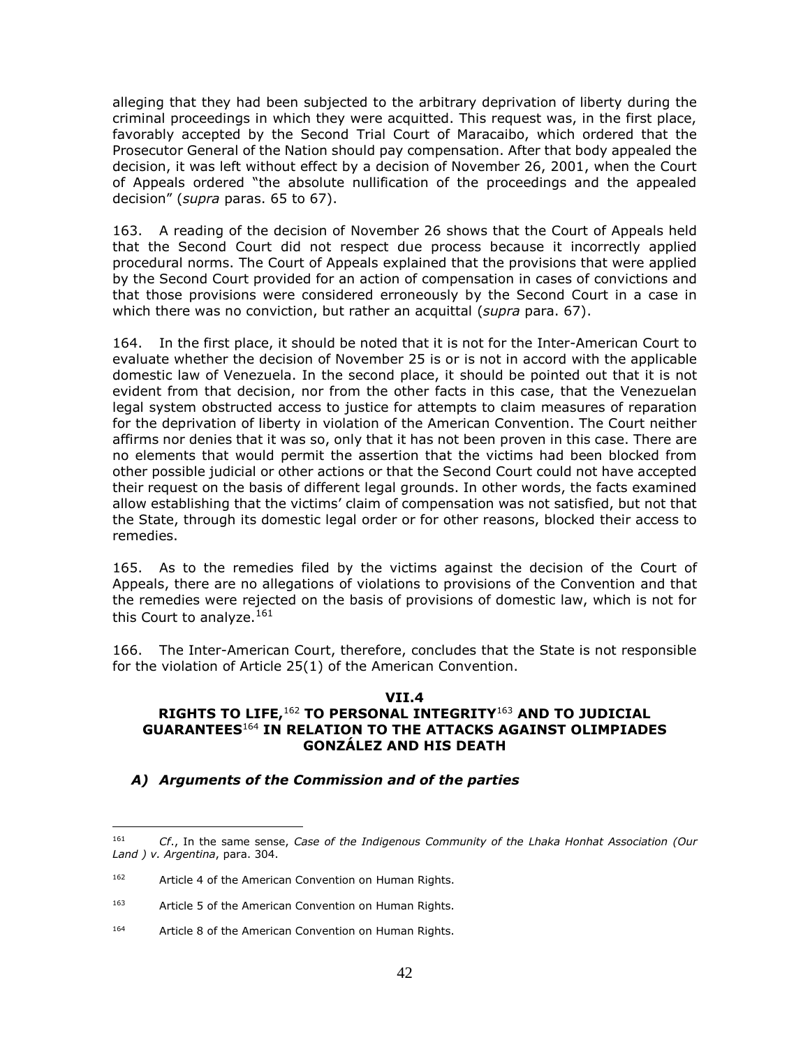alleging that they had been subjected to the arbitrary deprivation of liberty during the criminal proceedings in which they were acquitted. This request was, in the first place, favorably accepted by the Second Trial Court of Maracaibo, which ordered that the Prosecutor General of the Nation should pay compensation. After that body appealed the decision, it was left without effect by a decision of November 26, 2001, when the Court of Appeals ordered "the absolute nullification of the proceedings and the appealed decision" (*supra* paras. 65 to 67).

163. A reading of the decision of November 26 shows that the Court of Appeals held that the Second Court did not respect due process because it incorrectly applied procedural norms. The Court of Appeals explained that the provisions that were applied by the Second Court provided for an action of compensation in cases of convictions and that those provisions were considered erroneously by the Second Court in a case in which there was no conviction, but rather an acquittal (*supra* para. 67).

164. In the first place, it should be noted that it is not for the Inter-American Court to evaluate whether the decision of November 25 is or is not in accord with the applicable domestic law of Venezuela. In the second place, it should be pointed out that it is not evident from that decision, nor from the other facts in this case, that the Venezuelan legal system obstructed access to justice for attempts to claim measures of reparation for the deprivation of liberty in violation of the American Convention. The Court neither affirms nor denies that it was so, only that it has not been proven in this case. There are no elements that would permit the assertion that the victims had been blocked from other possible judicial or other actions or that the Second Court could not have accepted their request on the basis of different legal grounds. In other words, the facts examined allow establishing that the victims' claim of compensation was not satisfied, but not that the State, through its domestic legal order or for other reasons, blocked their access to remedies.

165. As to the remedies filed by the victims against the decision of the Court of Appeals, there are no allegations of violations to provisions of the Convention and that the remedies were rejected on the basis of provisions of domestic law, which is not for this Court to analyze.[161]

166. The Inter-American Court, therefore, concludes that the State is not responsible for the violation of Article 25(1) of the American Convention.

## VII.4
## RIGHTS TO LIFE,[162] TO PERSONAL INTEGRITY[163] AND TO JUDICIAL GUARANTEES[164] IN RELATION TO THE ATTACKS AGAINST OLIMPIADES GONZÁLEZ AND HIS DEATH

### *A) Arguments of the Commission and of the parties*

---

[161] *Cf*., In the same sense, *Case of the Indigenous Community of the Lhaka Honhat Association (Our Land ) v. Argentina*, para. 304.

[162] Article 4 of the American Convention on Human Rights.

[163] Article 5 of the American Convention on Human Rights.

[164] Article 8 of the American Convention on Human Rights.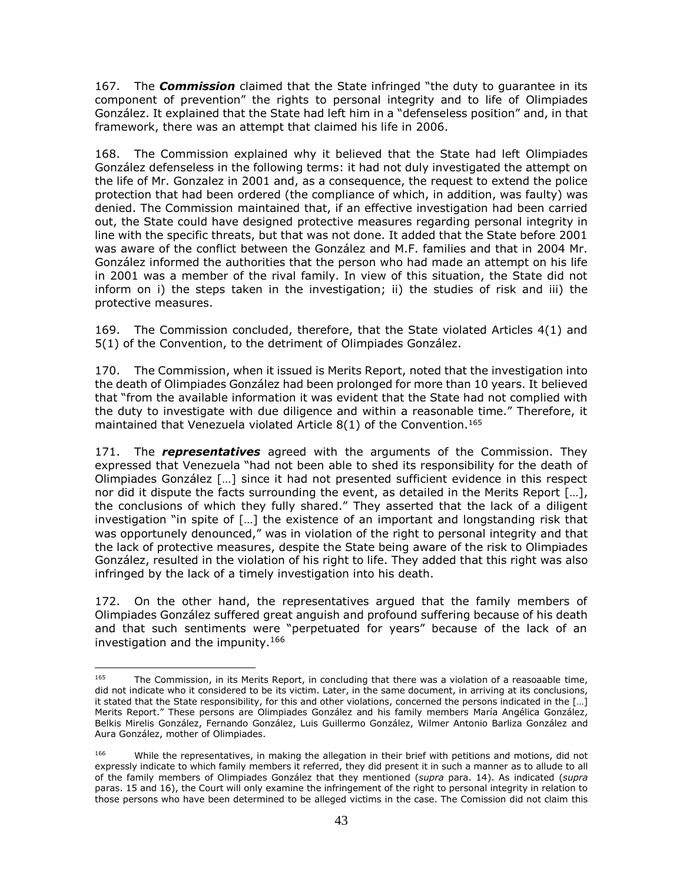167. The ***Commission*** claimed that the State infringed "the duty to guarantee in its component of prevention" the rights to personal integrity and to life of Olimpiades González. It explained that the State had left him in a "defenseless position" and, in that framework, there was an attempt that claimed his life in 2006.

168. The Commission explained why it believed that the State had left Olimpiades González defenseless in the following terms: it had not duly investigated the attempt on the life of Mr. Gonzalez in 2001 and, as a consequence, the request to extend the police protection that had been ordered (the compliance of which, in addition, was faulty) was denied. The Commission maintained that, if an effective investigation had been carried out, the State could have designed protective measures regarding personal integrity in line with the specific threats, but that was not done. It added that the State before 2001 was aware of the conflict between the González and M.F. families and that in 2004 Mr. González informed the authorities that the person who had made an attempt on his life in 2001 was a member of the rival family. In view of this situation, the State did not inform on i) the steps taken in the investigation; ii) the studies of risk and iii) the protective measures.

169. The Commission concluded, therefore, that the State violated Articles 4(1) and 5(1) of the Convention, to the detriment of Olimpiades González.

170. The Commission, when it issued is Merits Report, noted that the investigation into the death of Olimpiades González had been prolonged for more than 10 years. It believed that "from the available information it was evident that the State had not complied with the duty to investigate with due diligence and within a reasonable time." Therefore, it maintained that Venezuela violated Article 8(1) of the Convention.[165]

171. The ***representatives*** agreed with the arguments of the Commission. They expressed that Venezuela "had not been able to shed its responsibility for the death of Olimpiades González […] since it had not presented sufficient evidence in this respect nor did it dispute the facts surrounding the event, as detailed in the Merits Report […], the conclusions of which they fully shared." They asserted that the lack of a diligent investigation "in spite of […] the existence of an important and longstanding risk that was opportunely denounced," was in violation of the right to personal integrity and that the lack of protective measures, despite the State being aware of the risk to Olimpiades González, resulted in the violation of his right to life. They added that this right was also infringed by the lack of a timely investigation into his death.

172. On the other hand, the representatives argued that the family members of Olimpiades González suffered great anguish and profound suffering because of his death and that such sentiments were "perpetuated for years" because of the lack of an investigation and the impunity.[166]

---

[165] The Commission, in its Merits Report, in concluding that there was a violation of a reasoaable time, did not indicate who it considered to be its victim. Later, in the same document, in arriving at its conclusions, it stated that the State responsibility, for this and other violations, concerned the persons indicated in the […] Merits Report." These persons are Olimpiades González and his family members María Angélica González, Belkis Mirelis González, Fernando González, Luis Guillermo González, Wilmer Antonio Barliza González and Aura González, mother of Olimpiades.

[166] While the representatives, in making the allegation in their brief with petitions and motions, did not expressly indicate to which family members it referred, they did present it in such a manner as to allude to all of the family members of Olimpiades González that they mentioned (*supra* para. 14). As indicated (*supra* paras. 15 and 16), the Court will only examine the infringement of the right to personal integrity in relation to those persons who have been determined to be alleged victims in the case. The Comission did not claim this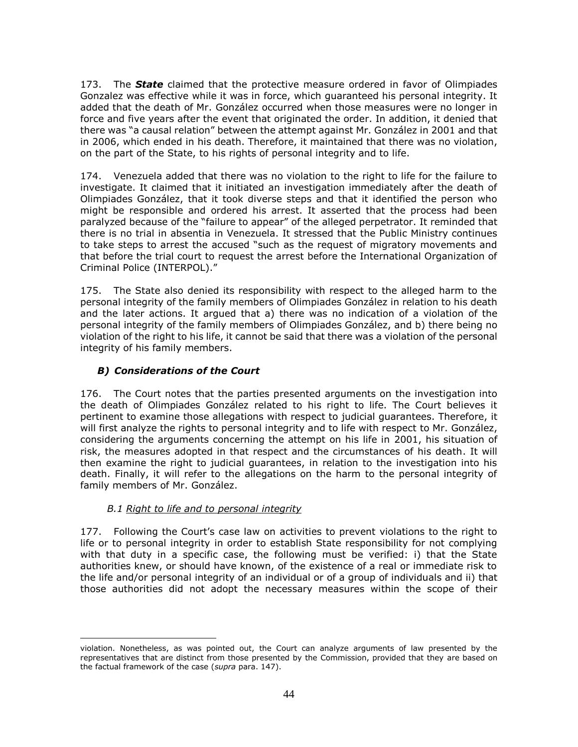173. The ***State*** claimed that the protective measure ordered in favor of Olimpiades Gonzalez was effective while it was in force, which guaranteed his personal integrity. It added that the death of Mr. González occurred when those measures were no longer in force and five years after the event that originated the order. In addition, it denied that there was "a causal relation" between the attempt against Mr. González in 2001 and that in 2006, which ended in his death. Therefore, it maintained that there was no violation, on the part of the State, to his rights of personal integrity and to life.

174. Venezuela added that there was no violation to the right to life for the failure to investigate. It claimed that it initiated an investigation immediately after the death of Olimpiades González, that it took diverse steps and that it identified the person who might be responsible and ordered his arrest. It asserted that the process had been paralyzed because of the "failure to appear" of the alleged perpetrator. It reminded that there is no trial in absentia in Venezuela. It stressed that the Public Ministry continues to take steps to arrest the accused "such as the request of migratory movements and that before the trial court to request the arrest before the International Organization of Criminal Police (INTERPOL)."

175. The State also denied its responsibility with respect to the alleged harm to the personal integrity of the family members of Olimpiades González in relation to his death and the later actions. It argued that a) there was no indication of a violation of the personal integrity of the family members of Olimpiades González, and b) there being no violation of the right to his life, it cannot be said that there was a violation of the personal integrity of his family members.

### *B) Considerations of the Court*

176. The Court notes that the parties presented arguments on the investigation into the death of Olimpiades González related to his right to life. The Court believes it pertinent to examine those allegations with respect to judicial guarantees. Therefore, it will first analyze the rights to personal integrity and to life with respect to Mr. González, considering the arguments concerning the attempt on his life in 2001, his situation of risk, the measures adopted in that respect and the circumstances of his death. It will then examine the right to judicial guarantees, in relation to the investigation into his death. Finally, it will refer to the allegations on the harm to the personal integrity of family members of Mr. González.

#### *B.1 Right to life and to personal integrity*

177. Following the Court's case law on activities to prevent violations to the right to life or to personal integrity in order to establish State responsibility for not complying with that duty in a specific case, the following must be verified: i) that the State authorities knew, or should have known, of the existence of a real or immediate risk to the life and/or personal integrity of an individual or of a group of individuals and ii) that those authorities did not adopt the necessary measures within the scope of their

---

violation. Nonetheless, as was pointed out, the Court can analyze arguments of law presented by the representatives that are distinct from those presented by the Commission, provided that they are based on the factual framework of the case (*supra* para. 147).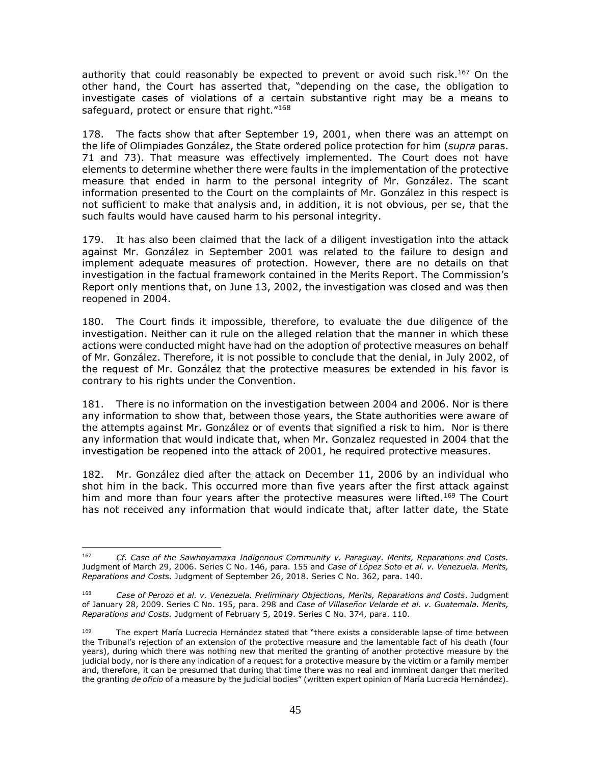authority that could reasonably be expected to prevent or avoid such risk.[167] On the other hand, the Court has asserted that, "depending on the case, the obligation to investigate cases of violations of a certain substantive right may be a means to safeguard, protect or ensure that right."[168]

178. The facts show that after September 19, 2001, when there was an attempt on the life of Olimpiades González, the State ordered police protection for him (*supra* paras. 71 and 73). That measure was effectively implemented. The Court does not have elements to determine whether there were faults in the implementation of the protective measure that ended in harm to the personal integrity of Mr. González. The scant information presented to the Court on the complaints of Mr. González in this respect is not sufficient to make that analysis and, in addition, it is not obvious, per se, that the such faults would have caused harm to his personal integrity.

179. It has also been claimed that the lack of a diligent investigation into the attack against Mr. González in September 2001 was related to the failure to design and implement adequate measures of protection. However, there are no details on that investigation in the factual framework contained in the Merits Report. The Commission's Report only mentions that, on June 13, 2002, the investigation was closed and was then reopened in 2004.

180. The Court finds it impossible, therefore, to evaluate the due diligence of the investigation. Neither can it rule on the alleged relation that the manner in which these actions were conducted might have had on the adoption of protective measures on behalf of Mr. González. Therefore, it is not possible to conclude that the denial, in July 2002, of the request of Mr. González that the protective measures be extended in his favor is contrary to his rights under the Convention.

181. There is no information on the investigation between 2004 and 2006. Nor is there any information to show that, between those years, the State authorities were aware of the attempts against Mr. González or of events that signified a risk to him. Nor is there any information that would indicate that, when Mr. Gonzalez requested in 2004 that the investigation be reopened into the attack of 2001, he required protective measures.

182. Mr. González died after the attack on December 11, 2006 by an individual who shot him in the back. This occurred more than five years after the first attack against him and more than four years after the protective measures were lifted.[169] The Court has not received any information that would indicate that, after latter date, the State

---

[167] *Cf. Case of the Sawhoyamaxa Indigenous Community v. Paraguay. Merits, Reparations and Costs.* Judgment of March 29, 2006. Series C No. 146, para. 155 and *Case of López Soto et al. v. Venezuela. Merits, Reparations and Costs.* Judgment of September 26, 2018. Series C No. 362, para. 140.

[168] *Case of Perozo et al. v. Venezuela. Preliminary Objections, Merits, Reparations and Costs*. Judgment of January 28, 2009. Series C No. 195, para. 298 and *Case of Villaseñor Velarde et al. v. Guatemala. Merits, Reparations and Costs.* Judgment of February 5, 2019. Series C No. 374, para. 110.

[169] The expert María Lucrecia Hernández stated that "there exists a considerable lapse of time between the Tribunal's rejection of an extension of the protective measure and the lamentable fact of his death (four years), during which there was nothing new that merited the granting of another protective measure by the judicial body, nor is there any indication of a request for a protective measure by the victim or a family member and, therefore, it can be presumed that during that time there was no real and imminent danger that merited the granting *de oficio* of a measure by the judicial bodies" (written expert opinion of María Lucrecia Hernández).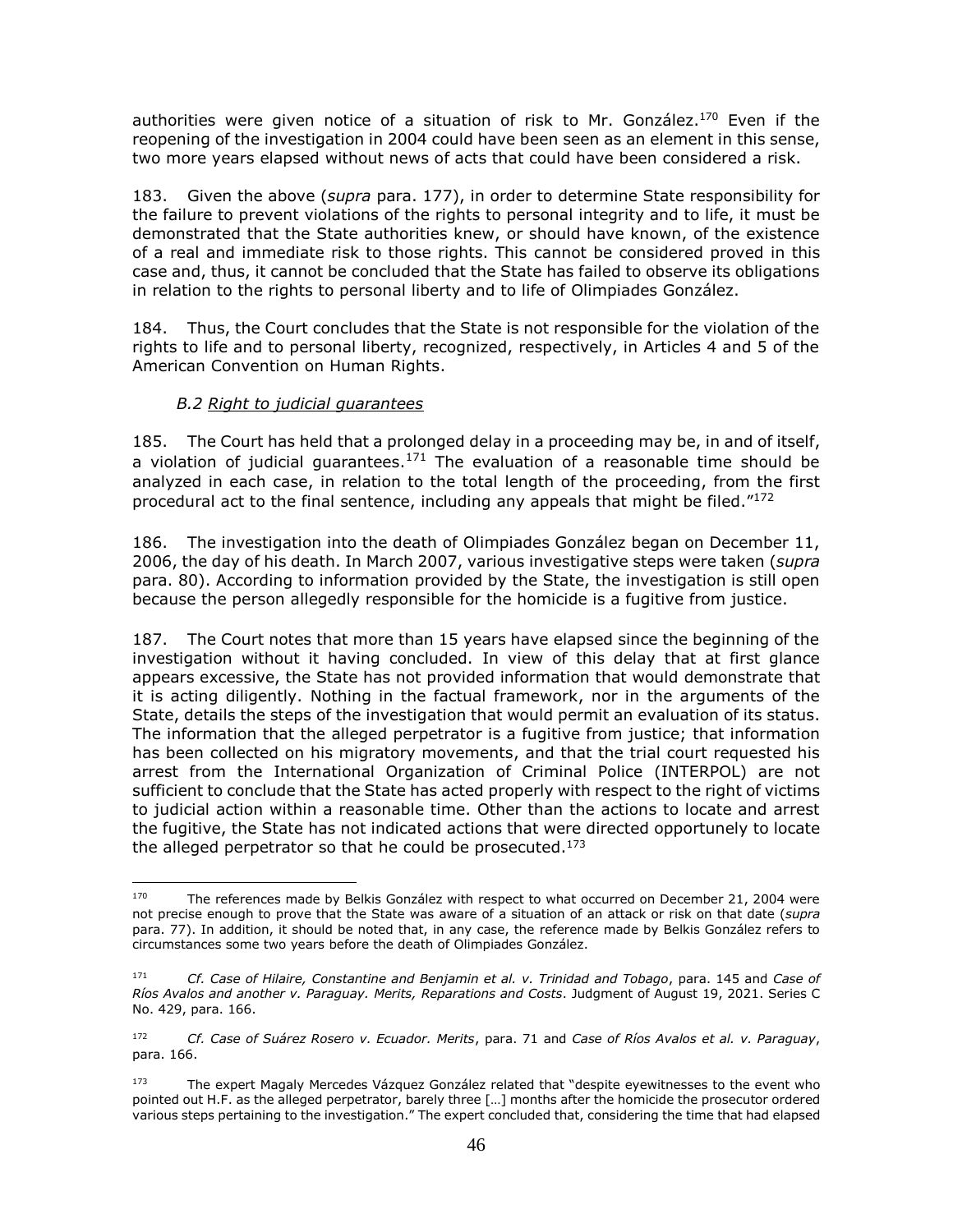authorities were given notice of a situation of risk to Mr. González.[170] Even if the reopening of the investigation in 2004 could have been seen as an element in this sense, two more years elapsed without news of acts that could have been considered a risk.

183. Given the above (*supra* para. 177), in order to determine State responsibility for the failure to prevent violations of the rights to personal integrity and to life, it must be demonstrated that the State authorities knew, or should have known, of the existence of a real and immediate risk to those rights. This cannot be considered proved in this case and, thus, it cannot be concluded that the State has failed to observe its obligations in relation to the rights to personal liberty and to life of Olimpiades González.

184. Thus, the Court concludes that the State is not responsible for the violation of the rights to life and to personal liberty, recognized, respectively, in Articles 4 and 5 of the American Convention on Human Rights.

### *B.2 Right to judicial guarantees*

185. The Court has held that a prolonged delay in a proceeding may be, in and of itself, a violation of judicial guarantees.[171] The evaluation of a reasonable time should be analyzed in each case, in relation to the total length of the proceeding, from the first procedural act to the final sentence, including any appeals that might be filed."[172]

186. The investigation into the death of Olimpiades González began on December 11, 2006, the day of his death. In March 2007, various investigative steps were taken (*supra* para. 80). According to information provided by the State, the investigation is still open because the person allegedly responsible for the homicide is a fugitive from justice.

187. The Court notes that more than 15 years have elapsed since the beginning of the investigation without it having concluded. In view of this delay that at first glance appears excessive, the State has not provided information that would demonstrate that it is acting diligently. Nothing in the factual framework, nor in the arguments of the State, details the steps of the investigation that would permit an evaluation of its status. The information that the alleged perpetrator is a fugitive from justice; that information has been collected on his migratory movements, and that the trial court requested his arrest from the International Organization of Criminal Police (INTERPOL) are not sufficient to conclude that the State has acted properly with respect to the right of victims to judicial action within a reasonable time. Other than the actions to locate and arrest the fugitive, the State has not indicated actions that were directed opportunely to locate the alleged perpetrator so that he could be prosecuted.[173]

---

[170] The references made by Belkis González with respect to what occurred on December 21, 2004 were not precise enough to prove that the State was aware of a situation of an attack or risk on that date (*supra* para. 77). In addition, it should be noted that, in any case, the reference made by Belkis González refers to circumstances some two years before the death of Olimpiades González.

[171] *Cf. Case of Hilaire, Constantine and Benjamin et al. v. Trinidad and Tobago*, para. 145 and *Case of Ríos Avalos and another v. Paraguay. Merits, Reparations and Costs*. Judgment of August 19, 2021. Series C No. 429, para. 166.

[172] *Cf. Case of Suárez Rosero v. Ecuador. Merits*, para. 71 and *Case of Ríos Avalos et al. v. Paraguay*, para. 166.

[173] The expert Magaly Mercedes Vázquez González related that "despite eyewitnesses to the event who pointed out H.F. as the alleged perpetrator, barely three […] months after the homicide the prosecutor ordered various steps pertaining to the investigation." The expert concluded that, considering the time that had elapsed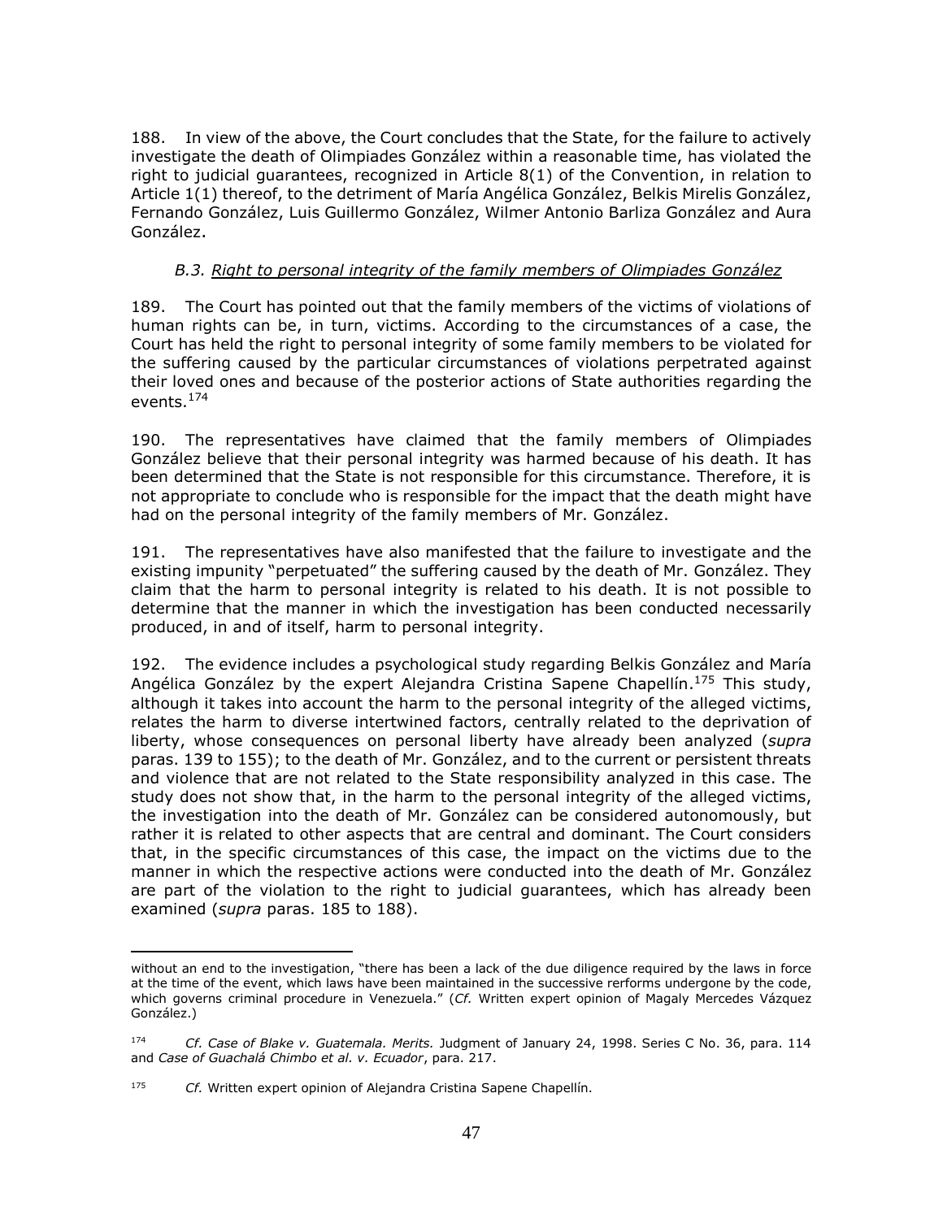188. In view of the above, the Court concludes that the State, for the failure to actively investigate the death of Olimpiades González within a reasonable time, has violated the right to judicial guarantees, recognized in Article 8(1) of the Convention, in relation to Article 1(1) thereof, to the detriment of María Angélica González, Belkis Mirelis González, Fernando González, Luis Guillermo González, Wilmer Antonio Barliza González and Aura González.

### *B.3. Right to personal integrity of the family members of Olimpiades González*

189. The Court has pointed out that the family members of the victims of violations of human rights can be, in turn, victims. According to the circumstances of a case, the Court has held the right to personal integrity of some family members to be violated for the suffering caused by the particular circumstances of violations perpetrated against their loved ones and because of the posterior actions of State authorities regarding the events.[174]

190. The representatives have claimed that the family members of Olimpiades González believe that their personal integrity was harmed because of his death. It has been determined that the State is not responsible for this circumstance. Therefore, it is not appropriate to conclude who is responsible for the impact that the death might have had on the personal integrity of the family members of Mr. González.

191. The representatives have also manifested that the failure to investigate and the existing impunity "perpetuated" the suffering caused by the death of Mr. González. They claim that the harm to personal integrity is related to his death. It is not possible to determine that the manner in which the investigation has been conducted necessarily produced, in and of itself, harm to personal integrity.

192. The evidence includes a psychological study regarding Belkis González and María Angélica González by the expert Alejandra Cristina Sapene Chapellín.[175] This study, although it takes into account the harm to the personal integrity of the alleged victims, relates the harm to diverse intertwined factors, centrally related to the deprivation of liberty, whose consequences on personal liberty have already been analyzed (*supra* paras. 139 to 155); to the death of Mr. González, and to the current or persistent threats and violence that are not related to the State responsibility analyzed in this case. The study does not show that, in the harm to the personal integrity of the alleged victims, the investigation into the death of Mr. González can be considered autonomously, but rather it is related to other aspects that are central and dominant. The Court considers that, in the specific circumstances of this case, the impact on the victims due to the manner in which the respective actions were conducted into the death of Mr. González are part of the violation to the right to judicial guarantees, which has already been examined (*supra* paras. 185 to 188).

---

without an end to the investigation, "there has been a lack of the due diligence required by the laws in force at the time of the event, which laws have been maintained in the successive rerforms undergone by the code, which governs criminal procedure in Venezuela." (*Cf.* Written expert opinion of Magaly Mercedes Vázquez González.)

[174] *Cf. Case of Blake v. Guatemala. Merits.* Judgment of January 24, 1998. Series C No. 36, para. 114 and *Case of Guachalá Chimbo et al. v. Ecuador*, para. 217.

[175] *Cf.* Written expert opinion of Alejandra Cristina Sapene Chapellín.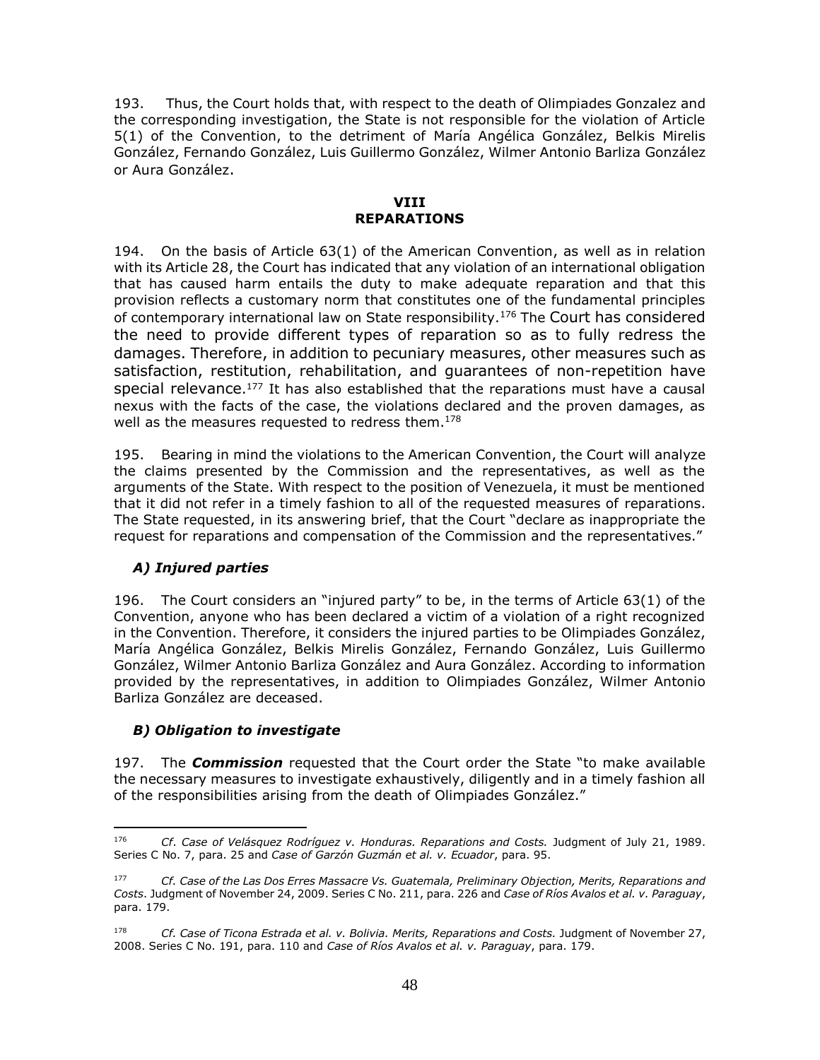193. Thus, the Court holds that, with respect to the death of Olimpiades Gonzalez and the corresponding investigation, the State is not responsible for the violation of Article 5(1) of the Convention, to the detriment of María Angélica González, Belkis Mirelis González, Fernando González, Luis Guillermo González, Wilmer Antonio Barliza González or Aura González.

## VIII
## REPARATIONS

194. On the basis of Article 63(1) of the American Convention, as well as in relation with its Article 28, the Court has indicated that any violation of an international obligation that has caused harm entails the duty to make adequate reparation and that this provision reflects a customary norm that constitutes one of the fundamental principles of contemporary international law on State responsibility.[176] The Court has considered the need to provide different types of reparation so as to fully redress the damages. Therefore, in addition to pecuniary measures, other measures such as satisfaction, restitution, rehabilitation, and guarantees of non-repetition have special relevance.[177] It has also established that the reparations must have a causal nexus with the facts of the case, the violations declared and the proven damages, as well as the measures requested to redress them.[178]

195. Bearing in mind the violations to the American Convention, the Court will analyze the claims presented by the Commission and the representatives, as well as the arguments of the State. With respect to the position of Venezuela, it must be mentioned that it did not refer in a timely fashion to all of the requested measures of reparations. The State requested, in its answering brief, that the Court "declare as inappropriate the request for reparations and compensation of the Commission and the representatives."

### *A) Injured parties*

196. The Court considers an "injured party" to be, in the terms of Article 63(1) of the Convention, anyone who has been declared a victim of a violation of a right recognized in the Convention. Therefore, it considers the injured parties to be Olimpiades González, María Angélica González, Belkis Mirelis González, Fernando González, Luis Guillermo González, Wilmer Antonio Barliza González and Aura González. According to information provided by the representatives, in addition to Olimpiades González, Wilmer Antonio Barliza González are deceased.

### *B) Obligation to investigate*

197. The ***Commission*** requested that the Court order the State "to make available the necessary measures to investigate exhaustively, diligently and in a timely fashion all of the responsibilities arising from the death of Olimpiades González."

---

[176] *Cf. Case of Velásquez Rodríguez v. Honduras. Reparations and Costs.* Judgment of July 21, 1989. Series C No. 7, para. 25 and *Case of Garzón Guzmán et al. v. Ecuador*, para. 95.

[177] *Cf. Case of the Las Dos Erres Massacre Vs. Guatemala, Preliminary Objection, Merits, Reparations and Costs.* Judgment of November 24, 2009. Series C No. 211, para. 226 and *Case of Ríos Avalos et al. v. Paraguay*, para. 179.

[178] *Cf. Case of Ticona Estrada et al. v. Bolivia. Merits, Reparations and Costs.* Judgment of November 27, 2008. Series C No. 191, para. 110 and *Case of Ríos Avalos et al. v. Paraguay*, para. 179.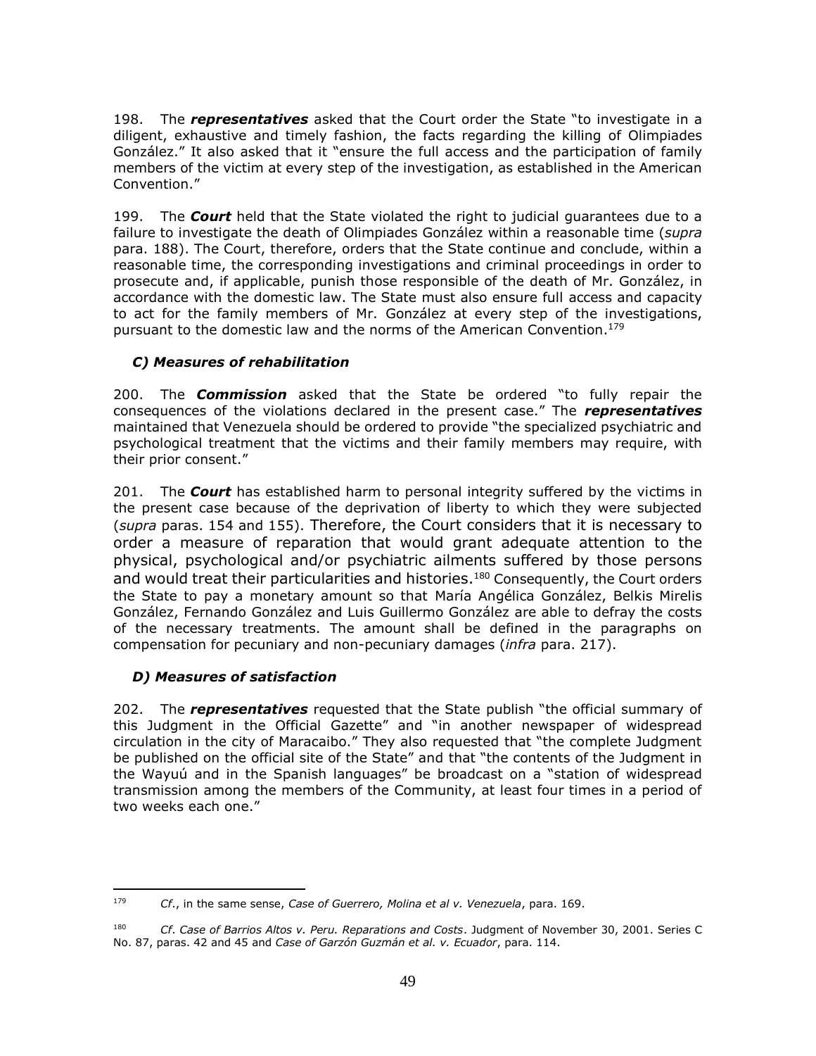198. The ***representatives*** asked that the Court order the State "to investigate in a diligent, exhaustive and timely fashion, the facts regarding the killing of Olimpiades González." It also asked that it "ensure the full access and the participation of family members of the victim at every step of the investigation, as established in the American Convention."

199. The ***Court*** held that the State violated the right to judicial guarantees due to a failure to investigate the death of Olimpiades González within a reasonable time (*supra* para. 188). The Court, therefore, orders that the State continue and conclude, within a reasonable time, the corresponding investigations and criminal proceedings in order to prosecute and, if applicable, punish those responsible of the death of Mr. González, in accordance with the domestic law. The State must also ensure full access and capacity to act for the family members of Mr. González at every step of the investigations, pursuant to the domestic law and the norms of the American Convention.[179]

### *C) Measures of rehabilitation*

200. The ***Commission*** asked that the State be ordered "to fully repair the consequences of the violations declared in the present case." The ***representatives*** maintained that Venezuela should be ordered to provide "the specialized psychiatric and psychological treatment that the victims and their family members may require, with their prior consent."

201. The ***Court*** has established harm to personal integrity suffered by the victims in the present case because of the deprivation of liberty to which they were subjected (*supra* paras. 154 and 155). Therefore, the Court considers that it is necessary to order a measure of reparation that would grant adequate attention to the physical, psychological and/or psychiatric ailments suffered by those persons and would treat their particularities and histories.[180] Consequently, the Court orders the State to pay a monetary amount so that María Angélica González, Belkis Mirelis González, Fernando González and Luis Guillermo González are able to defray the costs of the necessary treatments. The amount shall be defined in the paragraphs on compensation for pecuniary and non-pecuniary damages (*infra* para. 217).

### *D) Measures of satisfaction*

202. The ***representatives*** requested that the State publish "the official summary of this Judgment in the Official Gazette" and "in another newspaper of widespread circulation in the city of Maracaibo." They also requested that "the complete Judgment be published on the official site of the State" and that "the contents of the Judgment in the Wayuú and in the Spanish languages" be broadcast on a "station of widespread transmission among the members of the Community, at least four times in a period of two weeks each one."

---

[179] *Cf.*, in the same sense, *Case of Guerrero, Molina et al v. Venezuela*, para. 169.

[180] *Cf. Case of Barrios Altos v. Peru. Reparations and Costs*. Judgment of November 30, 2001. Series C No. 87, paras. 42 and 45 and *Case of Garzón Guzmán et al. v. Ecuador*, para. 114.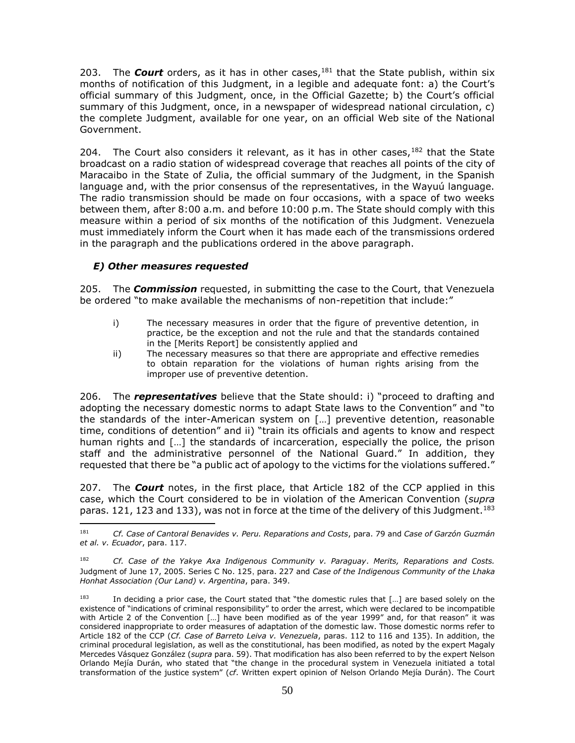203. The ***Court*** orders, as it has in other cases,[181] that the State publish, within six months of notification of this Judgment, in a legible and adequate font: a) the Court's official summary of this Judgment, once, in the Official Gazette; b) the Court's official summary of this Judgment, once, in a newspaper of widespread national circulation, c) the complete Judgment, available for one year, on an official Web site of the National Government.

204. The Court also considers it relevant, as it has in other cases,[182] that the State broadcast on a radio station of widespread coverage that reaches all points of the city of Maracaibo in the State of Zulia, the official summary of the Judgment, in the Spanish language and, with the prior consensus of the representatives, in the Wayuú language. The radio transmission should be made on four occasions, with a space of two weeks between them, after 8:00 a.m. and before 10:00 p.m. The State should comply with this measure within a period of six months of the notification of this Judgment. Venezuela must immediately inform the Court when it has made each of the transmissions ordered in the paragraph and the publications ordered in the above paragraph.

### *E) Other measures requested*

205. The ***Commission*** requested, in submitting the case to the Court, that Venezuela be ordered "to make available the mechanisms of non-repetition that include:"

i) The necessary measures in order that the figure of preventive detention, in practice, be the exception and not the rule and that the standards contained in the [Merits Report] be consistently applied and

ii) The necessary measures so that there are appropriate and effective remedies to obtain reparation for the violations of human rights arising from the improper use of preventive detention.

206. The ***representatives*** believe that the State should: i) "proceed to drafting and adopting the necessary domestic norms to adapt State laws to the Convention" and "to the standards of the inter-American system on […] preventive detention, reasonable time, conditions of detention" and ii) "train its officials and agents to know and respect human rights and […] the standards of incarceration, especially the police, the prison staff and the administrative personnel of the National Guard." In addition, they requested that there be "a public act of apology to the victims for the violations suffered."

207. The ***Court*** notes, in the first place, that Article 182 of the CCP applied in this case, which the Court considered to be in violation of the American Convention (*supra* paras. 121, 123 and 133), was not in force at the time of the delivery of this Judgment.[183]

---

[181] *Cf. Case of Cantoral Benavides v. Peru. Reparations and Costs*, para. 79 and *Case of Garzón Guzmán et al. v. Ecuador*, para. 117.

[182] *Cf. Case of the Yakye Axa Indigenous Community v. Paraguay. Merits, Reparations and Costs.* Judgment of June 17, 2005. Series C No. 125, para. 227 and *Case of the Indigenous Community of the Lhaka Honhat Association (Our Land) v. Argentina*, para. 349.

[183] In deciding a prior case, the Court stated that "the domestic rules that […] are based solely on the existence of "indications of criminal responsibility" to order the arrest, which were declared to be incompatible with Article 2 of the Convention […] have been modified as of the year 1999" and, for that reason" it was considered inappropriate to order measures of adaptation of the domestic law. Those domestic norms refer to Article 182 of the CCP (*Cf. Case of Barreto Leiva v. Venezuela*, paras. 112 to 116 and 135). In addition, the criminal procedural legislation, as well as the constitutional, has been modified, as noted by the expert Magaly Mercedes Vásquez González (*supra* para. 59). That modification has also been referred to by the expert Nelson Orlando Mejía Durán, who stated that "the change in the procedural system in Venezuela initiated a total transformation of the justice system" (*cf*. Written expert opinion of Nelson Orlando Mejía Durán). The Court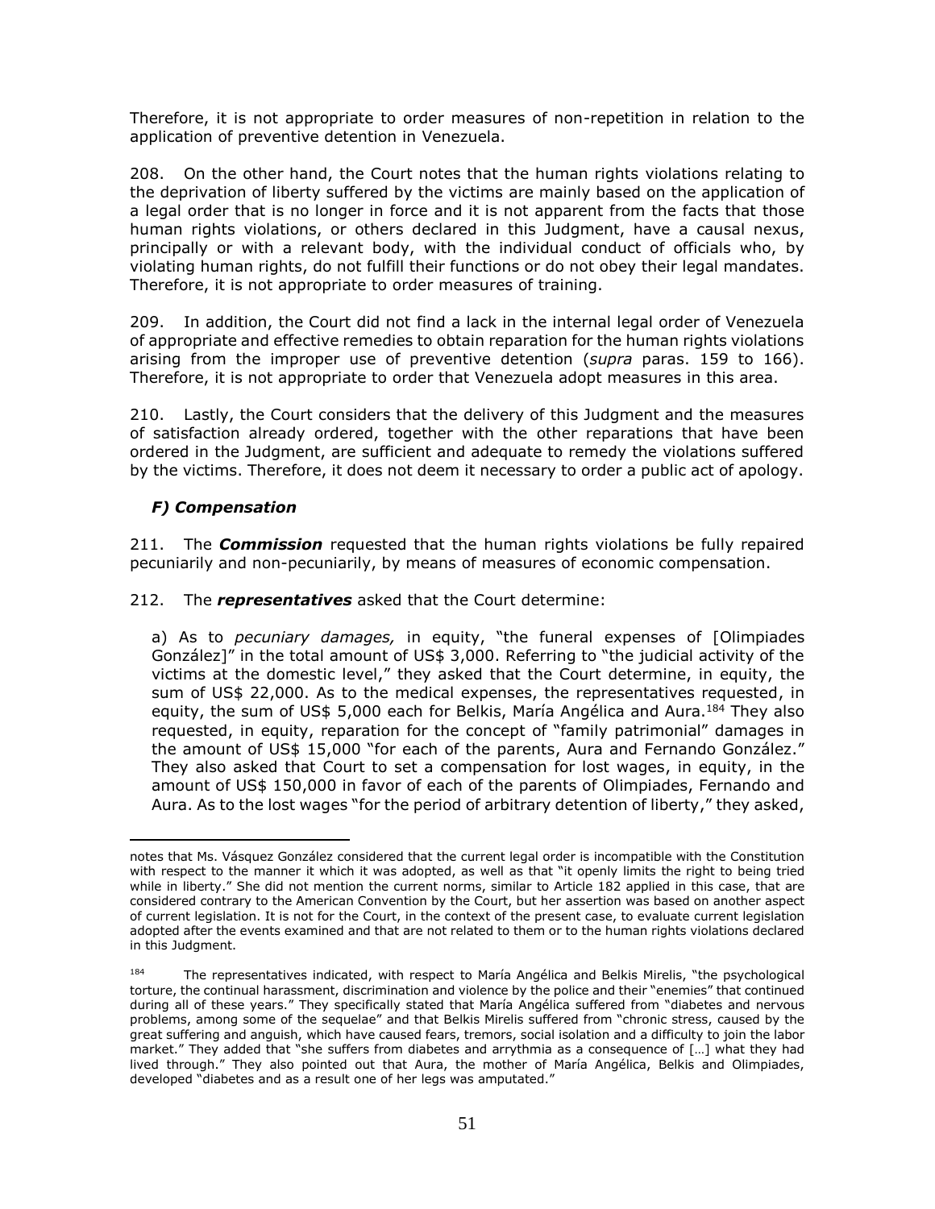Therefore, it is not appropriate to order measures of non-repetition in relation to the application of preventive detention in Venezuela.

208. On the other hand, the Court notes that the human rights violations relating to the deprivation of liberty suffered by the victims are mainly based on the application of a legal order that is no longer in force and it is not apparent from the facts that those human rights violations, or others declared in this Judgment, have a causal nexus, principally or with a relevant body, with the individual conduct of officials who, by violating human rights, do not fulfill their functions or do not obey their legal mandates. Therefore, it is not appropriate to order measures of training.

209. In addition, the Court did not find a lack in the internal legal order of Venezuela of appropriate and effective remedies to obtain reparation for the human rights violations arising from the improper use of preventive detention (*supra* paras. 159 to 166). Therefore, it is not appropriate to order that Venezuela adopt measures in this area.

210. Lastly, the Court considers that the delivery of this Judgment and the measures of satisfaction already ordered, together with the other reparations that have been ordered in the Judgment, are sufficient and adequate to remedy the violations suffered by the victims. Therefore, it does not deem it necessary to order a public act of apology.

### *F) Compensation*

211. The ***Commission*** requested that the human rights violations be fully repaired pecuniarily and non-pecuniarily, by means of measures of economic compensation.

212. The ***representatives*** asked that the Court determine:

a) As to *pecuniary damages,* in equity, "the funeral expenses of [Olimpiades González]" in the total amount of US$ 3,000. Referring to "the judicial activity of the victims at the domestic level," they asked that the Court determine, in equity, the sum of US$ 22,000. As to the medical expenses, the representatives requested, in equity, the sum of US$ 5,000 each for Belkis, María Angélica and Aura.[184] They also requested, in equity, reparation for the concept of "family patrimonial" damages in the amount of US$ 15,000 "for each of the parents, Aura and Fernando González." They also asked that Court to set a compensation for lost wages, in equity, in the amount of US$ 150,000 in favor of each of the parents of Olimpiades, Fernando and Aura. As to the lost wages "for the period of arbitrary detention of liberty," they asked,

---

notes that Ms. Vásquez González considered that the current legal order is incompatible with the Constitution with respect to the manner it which it was adopted, as well as that "it openly limits the right to being tried while in liberty." She did not mention the current norms, similar to Article 182 applied in this case, that are considered contrary to the American Convention by the Court, but her assertion was based on another aspect of current legislation. It is not for the Court, in the context of the present case, to evaluate current legislation adopted after the events examined and that are not related to them or to the human rights violations declared in this Judgment.

[184] The representatives indicated, with respect to María Angélica and Belkis Mirelis, "the psychological torture, the continual harassment, discrimination and violence by the police and their "enemies" that continued during all of these years." They specifically stated that María Angélica suffered from "diabetes and nervous problems, among some of the sequelae" and that Belkis Mirelis suffered from "chronic stress, caused by the great suffering and anguish, which have caused fears, tremors, social isolation and a difficulty to join the labor market." They added that "she suffers from diabetes and arrythmia as a consequence of […] what they had lived through." They also pointed out that Aura, the mother of María Angélica, Belkis and Olimpiades, developed "diabetes and as a result one of her legs was amputated."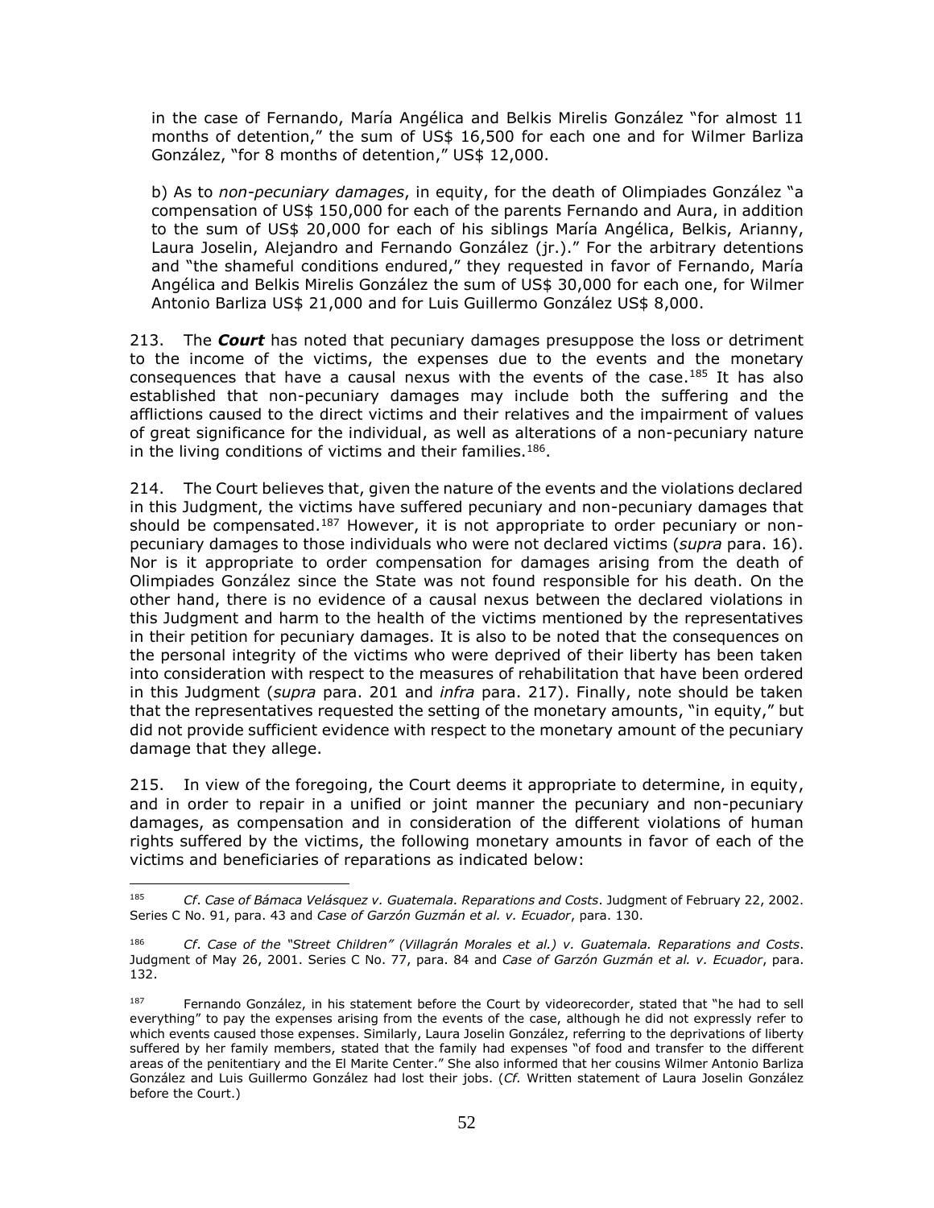in the case of Fernando, María Angélica and Belkis Mirelis González "for almost 11 months of detention," the sum of US$ 16,500 for each one and for Wilmer Barliza González, "for 8 months of detention," US$ 12,000.

b) As to *non-pecuniary damages*, in equity, for the death of Olimpiades González "a compensation of US$ 150,000 for each of the parents Fernando and Aura, in addition to the sum of US$ 20,000 for each of his siblings María Angélica, Belkis, Arianny, Laura Joselin, Alejandro and Fernando González (jr.)." For the arbitrary detentions and "the shameful conditions endured," they requested in favor of Fernando, María Angélica and Belkis Mirelis González the sum of US$ 30,000 for each one, for Wilmer Antonio Barliza US$ 21,000 and for Luis Guillermo González US$ 8,000.

213. The ***Court*** has noted that pecuniary damages presuppose the loss or detriment to the income of the victims, the expenses due to the events and the monetary consequences that have a causal nexus with the events of the case.[185] It has also established that non-pecuniary damages may include both the suffering and the afflictions caused to the direct victims and their relatives and the impairment of values of great significance for the individual, as well as alterations of a non-pecuniary nature in the living conditions of victims and their families.[186].

214. The Court believes that, given the nature of the events and the violations declared in this Judgment, the victims have suffered pecuniary and non-pecuniary damages that should be compensated.[187] However, it is not appropriate to order pecuniary or non-pecuniary damages to those individuals who were not declared victims (*supra* para. 16). Nor is it appropriate to order compensation for damages arising from the death of Olimpiades González since the State was not found responsible for his death. On the other hand, there is no evidence of a causal nexus between the declared violations in this Judgment and harm to the health of the victims mentioned by the representatives in their petition for pecuniary damages. It is also to be noted that the consequences on the personal integrity of the victims who were deprived of their liberty has been taken into consideration with respect to the measures of rehabilitation that have been ordered in this Judgment (*supra* para. 201 and *infra* para. 217). Finally, note should be taken that the representatives requested the setting of the monetary amounts, "in equity," but did not provide sufficient evidence with respect to the monetary amount of the pecuniary damage that they allege.

215. In view of the foregoing, the Court deems it appropriate to determine, in equity, and in order to repair in a unified or joint manner the pecuniary and non-pecuniary damages, as compensation and in consideration of the different violations of human rights suffered by the victims, the following monetary amounts in favor of each of the victims and beneficiaries of reparations as indicated below:

---

[185] *Cf*. *Case of Bámaca Velásquez v. Guatemala. Reparations and Costs*. Judgment of February 22, 2002. Series C No. 91, para. 43 and *Case of Garzón Guzmán et al. v. Ecuador*, para. 130.

[186] *Cf*. *Case of the "Street Children" (Villagrán Morales et al.) v. Guatemala. Reparations and Costs*. Judgment of May 26, 2001. Series C No. 77, para. 84 and *Case of Garzón Guzmán et al. v. Ecuador*, para. 132.

[187] Fernando González, in his statement before the Court by videorecorder, stated that "he had to sell everything" to pay the expenses arising from the events of the case, although he did not expressly refer to which events caused those expenses. Similarly, Laura Joselin González, referring to the deprivations of liberty suffered by her family members, stated that the family had expenses "of food and transfer to the different areas of the penitentiary and the El Marite Center." She also informed that her cousins Wilmer Antonio Barliza González and Luis Guillermo González had lost their jobs. (*Cf.* Written statement of Laura Joselin González before the Court.)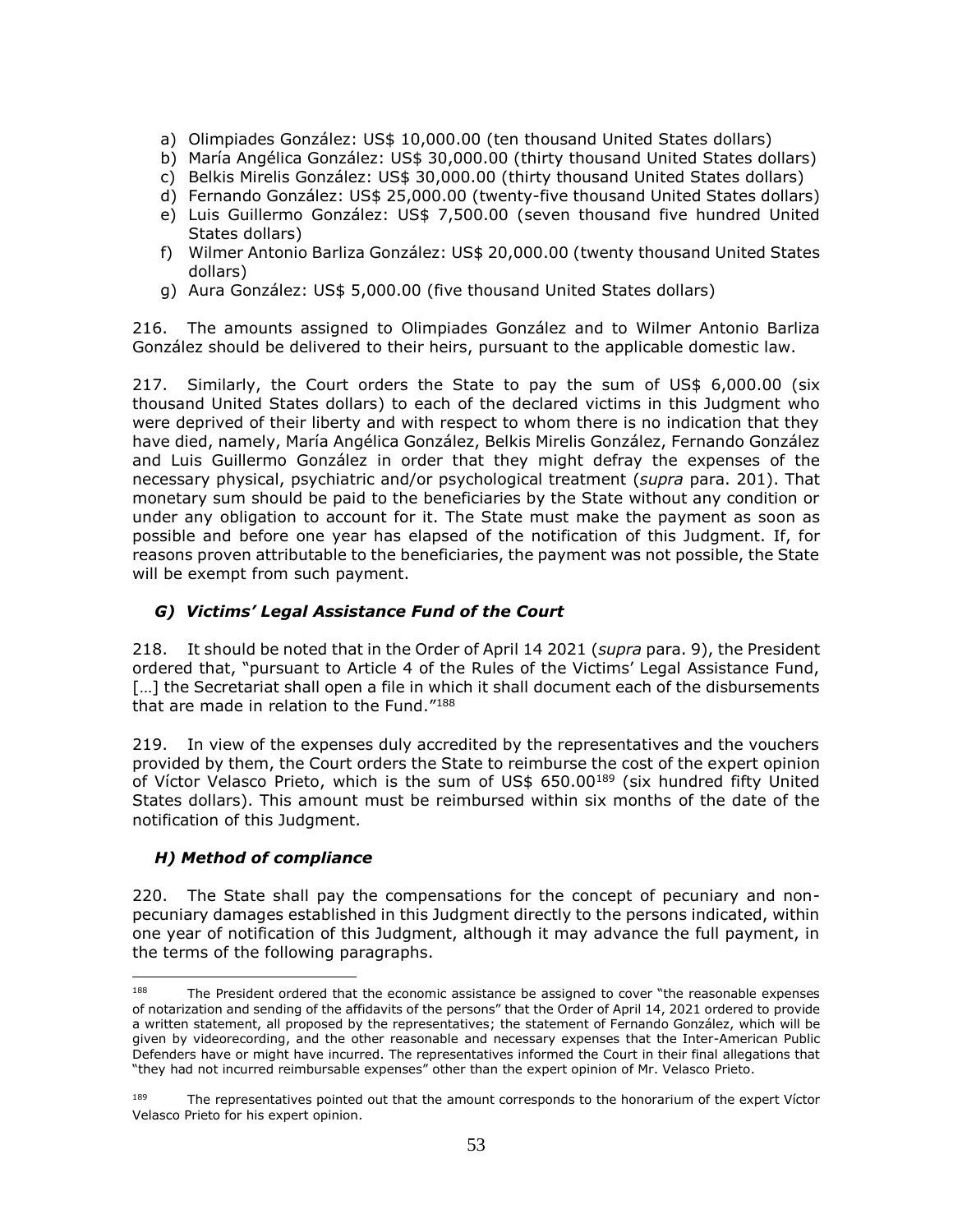a) Olimpiades González: US$ 10,000.00 (ten thousand United States dollars)
b) María Angélica González: US$ 30,000.00 (thirty thousand United States dollars)
c) Belkis Mirelis González: US$ 30,000.00 (thirty thousand United States dollars)
d) Fernando González: US$ 25,000.00 (twenty-five thousand United States dollars)
e) Luis Guillermo González: US$ 7,500.00 (seven thousand five hundred United States dollars)
f) Wilmer Antonio Barliza González: US$ 20,000.00 (twenty thousand United States dollars)
g) Aura González: US$ 5,000.00 (five thousand United States dollars)

216. The amounts assigned to Olimpiades González and to Wilmer Antonio Barliza González should be delivered to their heirs, pursuant to the applicable domestic law.

217. Similarly, the Court orders the State to pay the sum of US$ 6,000.00 (six thousand United States dollars) to each of the declared victims in this Judgment who were deprived of their liberty and with respect to whom there is no indication that they have died, namely, María Angélica González, Belkis Mirelis González, Fernando González and Luis Guillermo González in order that they might defray the expenses of the necessary physical, psychiatric and/or psychological treatment (*supra* para. 201). That monetary sum should be paid to the beneficiaries by the State without any condition or under any obligation to account for it. The State must make the payment as soon as possible and before one year has elapsed of the notification of this Judgment. If, for reasons proven attributable to the beneficiaries, the payment was not possible, the State will be exempt from such payment.

### *G) Victims' Legal Assistance Fund of the Court*

218. It should be noted that in the Order of April 14 2021 (*supra* para. 9), the President ordered that, "pursuant to Article 4 of the Rules of the Victims' Legal Assistance Fund, […] the Secretariat shall open a file in which it shall document each of the disbursements that are made in relation to the Fund."[188]

219. In view of the expenses duly accredited by the representatives and the vouchers provided by them, the Court orders the State to reimburse the cost of the expert opinion of Víctor Velasco Prieto, which is the sum of US$ 650.00[189] (six hundred fifty United States dollars). This amount must be reimbursed within six months of the date of the notification of this Judgment.

### *H) Method of compliance*

220. The State shall pay the compensations for the concept of pecuniary and non-pecuniary damages established in this Judgment directly to the persons indicated, within one year of notification of this Judgment, although it may advance the full payment, in the terms of the following paragraphs.

---

[188] The President ordered that the economic assistance be assigned to cover "the reasonable expenses of notarization and sending of the affidavits of the persons" that the Order of April 14, 2021 ordered to provide a written statement, all proposed by the representatives; the statement of Fernando González, which will be given by videorecording, and the other reasonable and necessary expenses that the Inter-American Public Defenders have or might have incurred. The representatives informed the Court in their final allegations that "they had not incurred reimbursable expenses" other than the expert opinion of Mr. Velasco Prieto.

[189] The representatives pointed out that the amount corresponds to the honorarium of the expert Víctor Velasco Prieto for his expert opinion.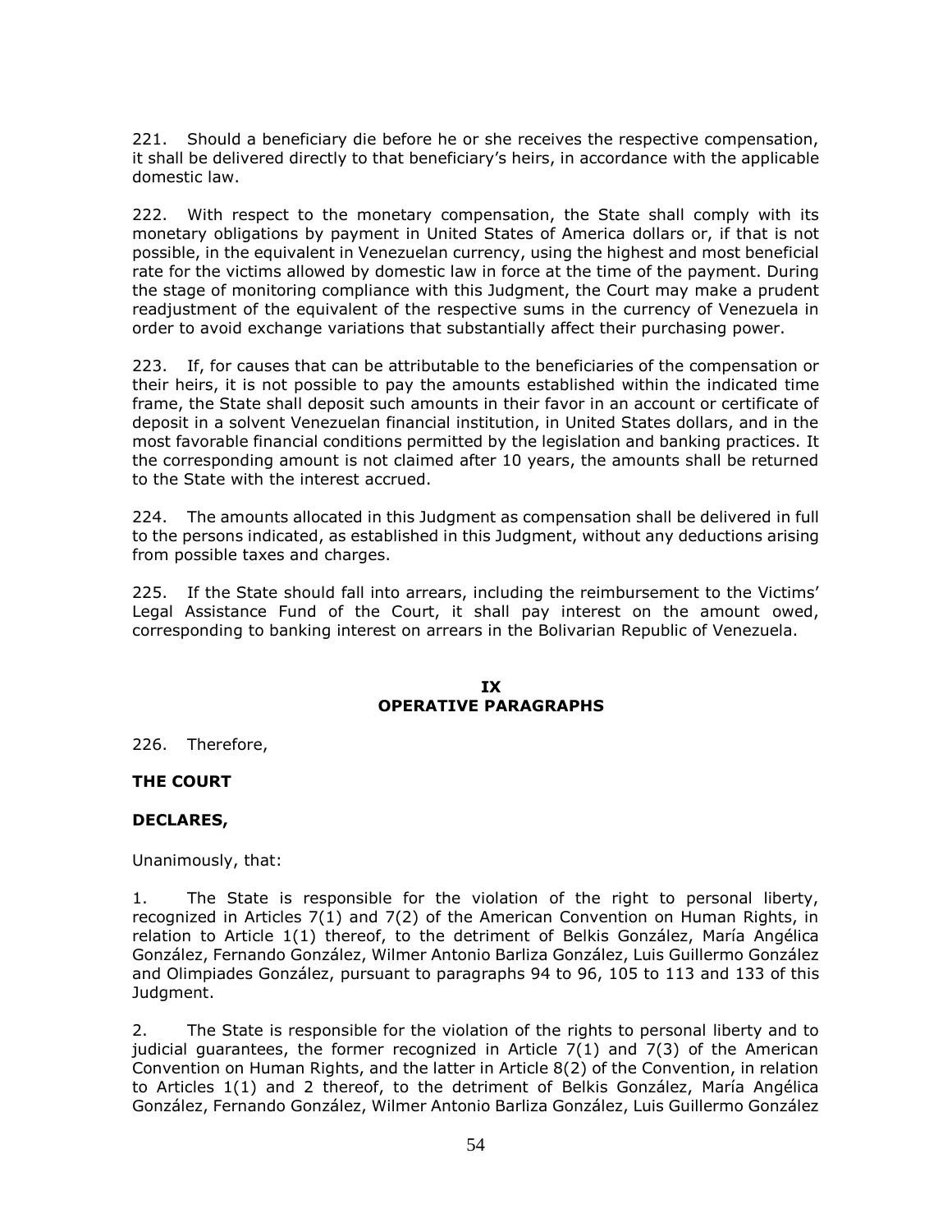221. Should a beneficiary die before he or she receives the respective compensation, it shall be delivered directly to that beneficiary's heirs, in accordance with the applicable domestic law.

222. With respect to the monetary compensation, the State shall comply with its monetary obligations by payment in United States of America dollars or, if that is not possible, in the equivalent in Venezuelan currency, using the highest and most beneficial rate for the victims allowed by domestic law in force at the time of the payment. During the stage of monitoring compliance with this Judgment, the Court may make a prudent readjustment of the equivalent of the respective sums in the currency of Venezuela in order to avoid exchange variations that substantially affect their purchasing power.

223. If, for causes that can be attributable to the beneficiaries of the compensation or their heirs, it is not possible to pay the amounts established within the indicated time frame, the State shall deposit such amounts in their favor in an account or certificate of deposit in a solvent Venezuelan financial institution, in United States dollars, and in the most favorable financial conditions permitted by the legislation and banking practices. It the corresponding amount is not claimed after 10 years, the amounts shall be returned to the State with the interest accrued.

224. The amounts allocated in this Judgment as compensation shall be delivered in full to the persons indicated, as established in this Judgment, without any deductions arising from possible taxes and charges.

225. If the State should fall into arrears, including the reimbursement to the Victims' Legal Assistance Fund of the Court, it shall pay interest on the amount owed, corresponding to banking interest on arrears in the Bolivarian Republic of Venezuela.

## IX
## OPERATIVE PARAGRAPHS

226. Therefore,

**THE COURT**

**DECLARES,**

Unanimously, that:

1. The State is responsible for the violation of the right to personal liberty, recognized in Articles 7(1) and 7(2) of the American Convention on Human Rights, in relation to Article 1(1) thereof, to the detriment of Belkis González, María Angélica González, Fernando González, Wilmer Antonio Barliza González, Luis Guillermo González and Olimpiades González, pursuant to paragraphs 94 to 96, 105 to 113 and 133 of this Judgment.

2. The State is responsible for the violation of the rights to personal liberty and to judicial guarantees, the former recognized in Article 7(1) and 7(3) of the American Convention on Human Rights, and the latter in Article 8(2) of the Convention, in relation to Articles 1(1) and 2 thereof, to the detriment of Belkis González, María Angélica González, Fernando González, Wilmer Antonio Barliza González, Luis Guillermo González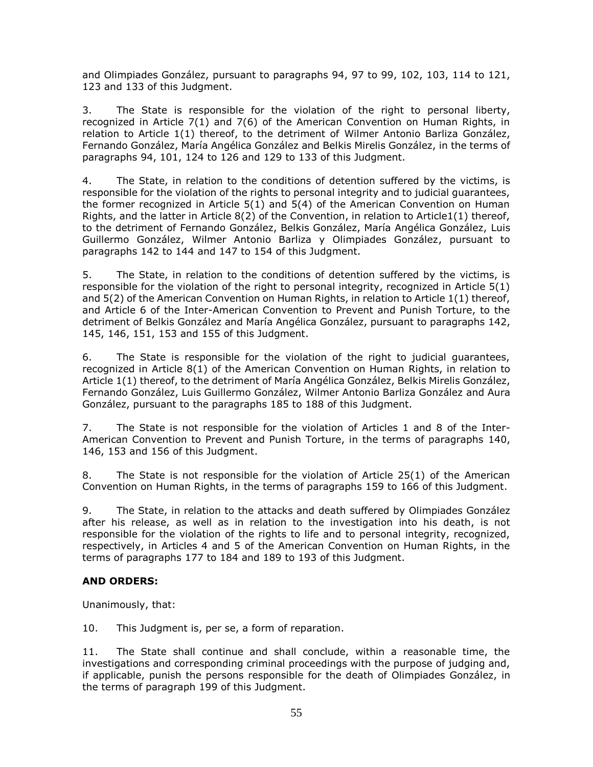and Olimpiades González, pursuant to paragraphs 94, 97 to 99, 102, 103, 114 to 121, 123 and 133 of this Judgment.

3. The State is responsible for the violation of the right to personal liberty, recognized in Article 7(1) and 7(6) of the American Convention on Human Rights, in relation to Article 1(1) thereof, to the detriment of Wilmer Antonio Barliza González, Fernando González, María Angélica González and Belkis Mirelis González, in the terms of paragraphs 94, 101, 124 to 126 and 129 to 133 of this Judgment.

4. The State, in relation to the conditions of detention suffered by the victims, is responsible for the violation of the rights to personal integrity and to judicial guarantees, the former recognized in Article 5(1) and 5(4) of the American Convention on Human Rights, and the latter in Article 8(2) of the Convention, in relation to Article1(1) thereof, to the detriment of Fernando González, Belkis González, María Angélica González, Luis Guillermo González, Wilmer Antonio Barliza y Olimpiades González, pursuant to paragraphs 142 to 144 and 147 to 154 of this Judgment.

5. The State, in relation to the conditions of detention suffered by the victims, is responsible for the violation of the right to personal integrity, recognized in Article 5(1) and 5(2) of the American Convention on Human Rights, in relation to Article 1(1) thereof, and Article 6 of the Inter-American Convention to Prevent and Punish Torture, to the detriment of Belkis González and María Angélica González, pursuant to paragraphs 142, 145, 146, 151, 153 and 155 of this Judgment.

6. The State is responsible for the violation of the right to judicial guarantees, recognized in Article 8(1) of the American Convention on Human Rights, in relation to Article 1(1) thereof, to the detriment of María Angélica González, Belkis Mirelis González, Fernando González, Luis Guillermo González, Wilmer Antonio Barliza González and Aura González, pursuant to the paragraphs 185 to 188 of this Judgment.

7. The State is not responsible for the violation of Articles 1 and 8 of the Inter-American Convention to Prevent and Punish Torture, in the terms of paragraphs 140, 146, 153 and 156 of this Judgment.

8. The State is not responsible for the violation of Article 25(1) of the American Convention on Human Rights, in the terms of paragraphs 159 to 166 of this Judgment.

9. The State, in relation to the attacks and death suffered by Olimpiades González after his release, as well as in relation to the investigation into his death, is not responsible for the violation of the rights to life and to personal integrity, recognized, respectively, in Articles 4 and 5 of the American Convention on Human Rights, in the terms of paragraphs 177 to 184 and 189 to 193 of this Judgment.

**AND ORDERS:**

Unanimously, that:

10. This Judgment is, per se, a form of reparation.

11. The State shall continue and shall conclude, within a reasonable time, the investigations and corresponding criminal proceedings with the purpose of judging and, if applicable, punish the persons responsible for the death of Olimpiades González, in the terms of paragraph 199 of this Judgment.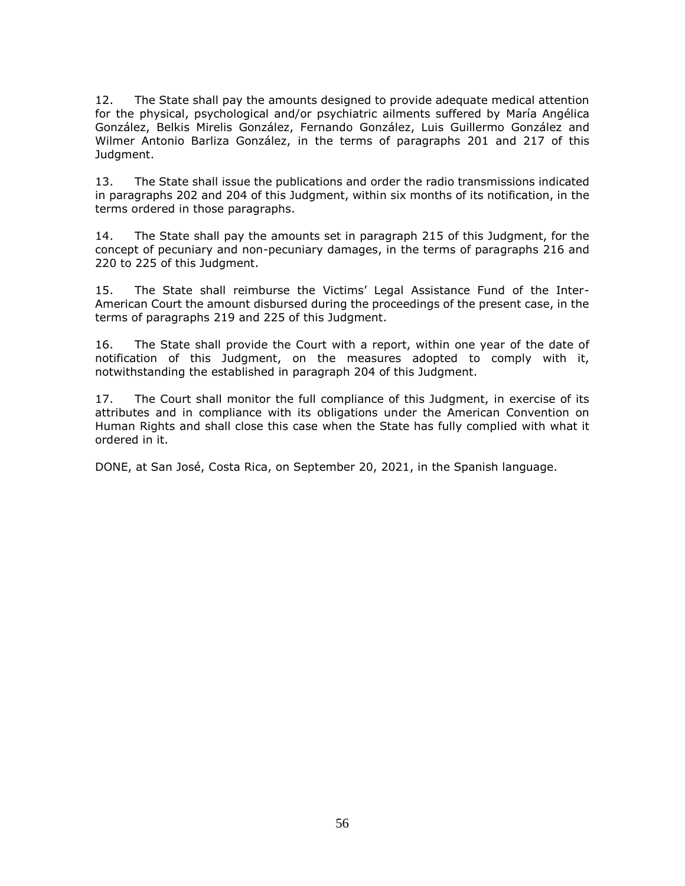12. The State shall pay the amounts designed to provide adequate medical attention for the physical, psychological and/or psychiatric ailments suffered by María Angélica González, Belkis Mirelis González, Fernando González, Luis Guillermo González and Wilmer Antonio Barliza González, in the terms of paragraphs 201 and 217 of this Judgment.

13. The State shall issue the publications and order the radio transmissions indicated in paragraphs 202 and 204 of this Judgment, within six months of its notification, in the terms ordered in those paragraphs.

14. The State shall pay the amounts set in paragraph 215 of this Judgment, for the concept of pecuniary and non-pecuniary damages, in the terms of paragraphs 216 and 220 to 225 of this Judgment.

15. The State shall reimburse the Victims' Legal Assistance Fund of the Inter-American Court the amount disbursed during the proceedings of the present case, in the terms of paragraphs 219 and 225 of this Judgment.

16. The State shall provide the Court with a report, within one year of the date of notification of this Judgment, on the measures adopted to comply with it, notwithstanding the established in paragraph 204 of this Judgment.

17. The Court shall monitor the full compliance of this Judgment, in exercise of its attributes and in compliance with its obligations under the American Convention on Human Rights and shall close this case when the State has fully complied with what it ordered in it.

DONE, at San José, Costa Rica, on September 20, 2021, in the Spanish language.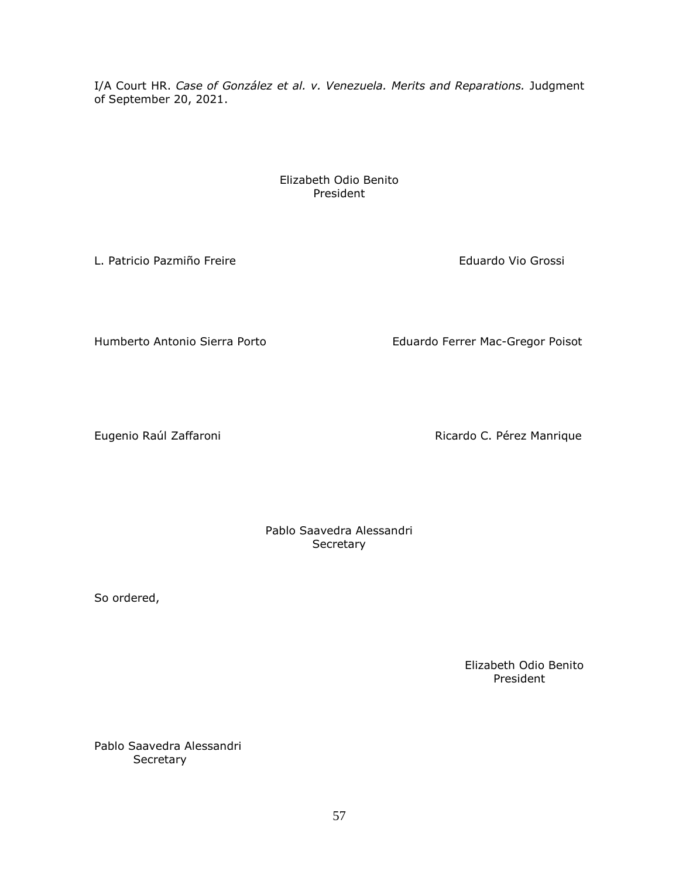I/A Court HR. *Case of González et al. v. Venezuela. Merits and Reparations.* Judgment of September 20, 2021.

Elizabeth Odio Benito
President

L. Patricio Pazmiño Freire

Eduardo Vio Grossi

Humberto Antonio Sierra Porto

Eduardo Ferrer Mac-Gregor Poisot

Eugenio Raúl Zaffaroni

Ricardo C. Pérez Manrique

Pablo Saavedra Alessandri
Secretary

So ordered,

Elizabeth Odio Benito
President

Pablo Saavedra Alessandri
Secretary